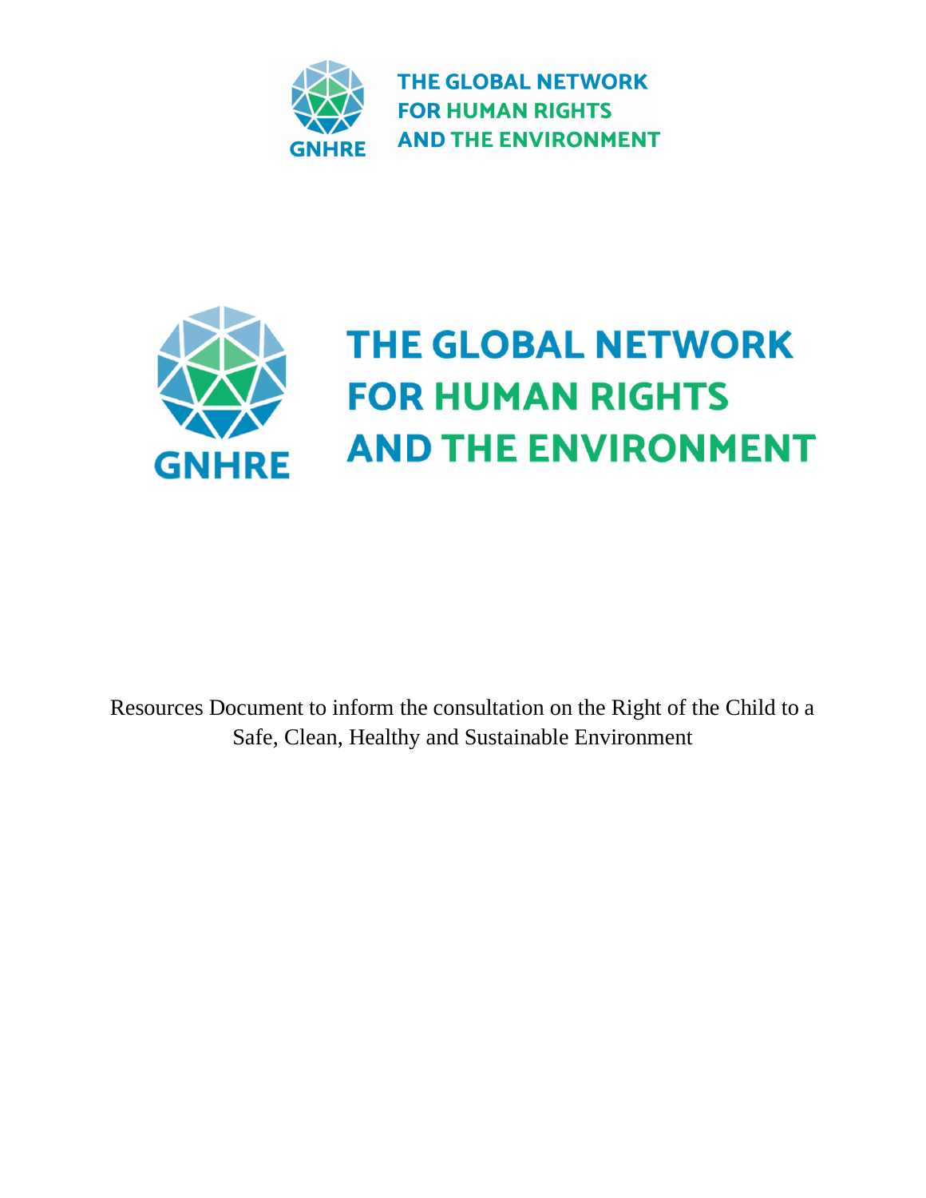THE GLOBAL NETWORK FOR HUMAN RIGHTS AND THE ENVIRONMENT

GNHRE

# THE GLOBAL NETWORK FOR HUMAN RIGHTS AND THE ENVIRONMENT

Resources Document to inform the consultation on the Right of the Child to a Safe, Clean, Healthy and Sustainable Environment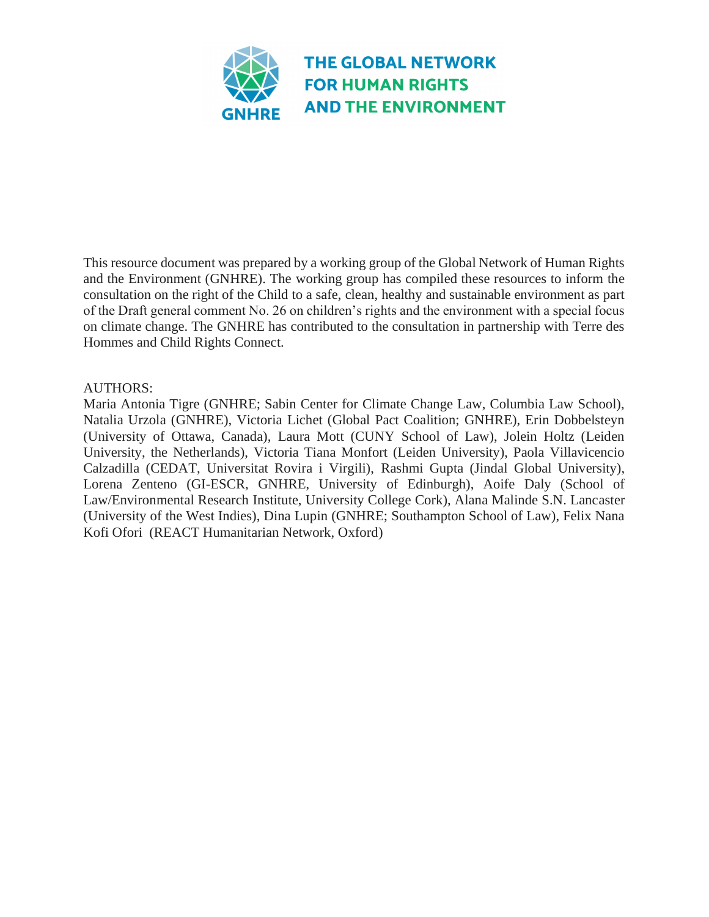THE GLOBAL NETWORK FOR HUMAN RIGHTS AND THE ENVIRONMENT

This resource document was prepared by a working group of the Global Network of Human Rights and the Environment (GNHRE). The working group has compiled these resources to inform the consultation on the right of the Child to a safe, clean, healthy and sustainable environment as part of the Draft general comment No. 26 on children's rights and the environment with a special focus on climate change. The GNHRE has contributed to the consultation in partnership with Terre des Hommes and Child Rights Connect.

AUTHORS:
Maria Antonia Tigre (GNHRE; Sabin Center for Climate Change Law, Columbia Law School), Natalia Urzola (GNHRE), Victoria Lichet (Global Pact Coalition; GNHRE), Erin Dobbelsteyn (University of Ottawa, Canada), Laura Mott (CUNY School of Law), Jolein Holtz (Leiden University, the Netherlands), Victoria Tiana Monfort (Leiden University), Paola Villavicencio Calzadilla (CEDAT, Universitat Rovira i Virgili), Rashmi Gupta (Jindal Global University), Lorena Zenteno (GI-ESCR, GNHRE, University of Edinburgh), Aoife Daly (School of Law/Environmental Research Institute, University College Cork), Alana Malinde S.N. Lancaster (University of the West Indies), Dina Lupin (GNHRE; Southampton School of Law), Felix Nana Kofi Ofori (REACT Humanitarian Network, Oxford)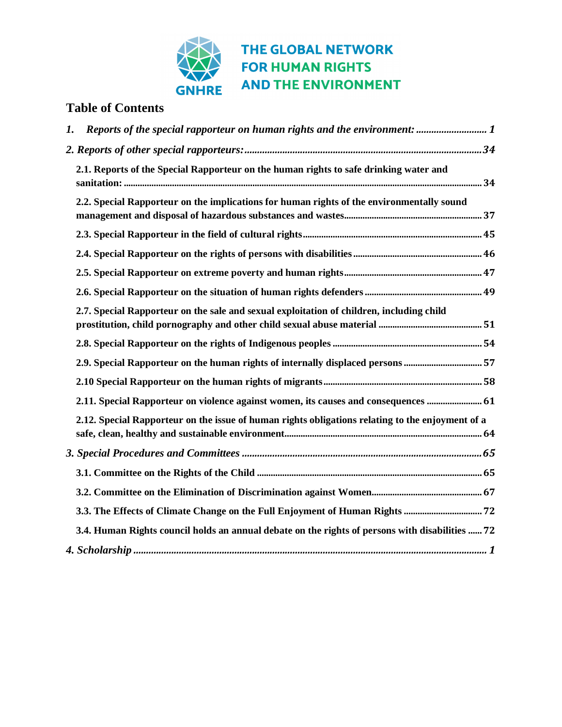THE GLOBAL NETWORK FOR HUMAN RIGHTS AND THE ENVIRONMENT

GNHRE

# Table of Contents

*1. Reports of the special rapporteur on human rights and the environment: ............................ 1*

*2. Reports of other special rapporteurs: ............................................................................................ 34*

**2.1. Reports of the Special Rapporteur on the human rights to safe drinking water and sanitation: ............................................................................................................................................ 34**

**2.2. Special Rapporteur on the implications for human rights of the environmentally sound management and disposal of hazardous substances and wastes ......................................................... 37**

**2.3. Special Rapporteur in the field of cultural rights ............................................................................ 45**

**2.4. Special Rapporteur on the rights of persons with disabilities ...................................................... 46**

**2.5. Special Rapporteur on extreme poverty and human rights ........................................................... 47**

**2.6. Special Rapporteur on the situation of human rights defenders .................................................. 49**

**2.7. Special Rapporteur on the sale and sexual exploitation of children, including child prostitution, child pornography and other child sexual abuse material ............................................ 51**

**2.8. Special Rapporteur on the rights of Indigenous peoples ................................................................ 54**

**2.9. Special Rapporteur on the human rights of internally displaced persons ................................. 57**

**2.10 Special Rapporteur on the human rights of migrants .................................................................... 58**

**2.11. Special Rapporteur on violence against women, its causes and consequences ........................ 61**

**2.12. Special Rapporteur on the issue of human rights obligations relating to the enjoyment of a safe, clean, healthy and sustainable environment ................................................................................. 64**

*3. Special Procedures and Committees ............................................................................................... 65*

**3.1. Committee on the Rights of the Child ................................................................................................ 65**

**3.2. Committee on the Elimination of Discrimination against Women ............................................... 67**

**3.3. The Effects of Climate Change on the Full Enjoyment of Human Rights ................................. 72**

**3.4. Human Rights council holds an annual debate on the rights of persons with disabilities ...... 72**

*4. Scholarship ........................................................................................................................................... 1*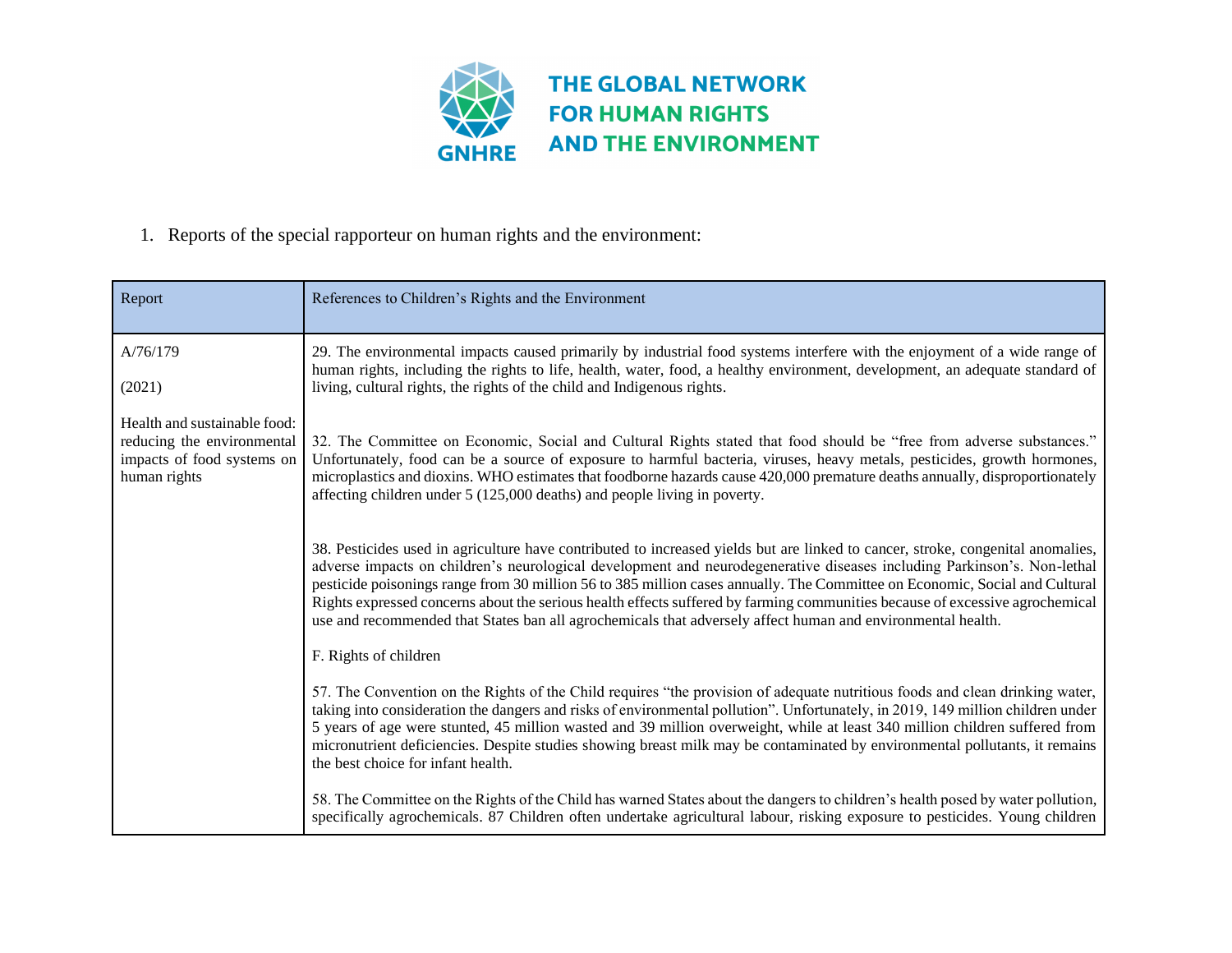THE GLOBAL NETWORK FOR HUMAN RIGHTS AND THE ENVIRONMENT

GNHRE

1. Reports of the special rapporteur on human rights and the environment:

| Report | References to Children's Rights and the Environment |
|---|---|
| A/76/179<br><br>(2021)<br><br>Health and sustainable food: reducing the environmental impacts of food systems on human rights | 29. The environmental impacts caused primarily by industrial food systems interfere with the enjoyment of a wide range of human rights, including the rights to life, health, water, food, a healthy environment, development, an adequate standard of living, cultural rights, the rights of the child and Indigenous rights.<br><br>32. The Committee on Economic, Social and Cultural Rights stated that food should be "free from adverse substances." Unfortunately, food can be a source of exposure to harmful bacteria, viruses, heavy metals, pesticides, growth hormones, microplastics and dioxins. WHO estimates that foodborne hazards cause 420,000 premature deaths annually, disproportionately affecting children under 5 (125,000 deaths) and people living in poverty.<br><br>38. Pesticides used in agriculture have contributed to increased yields but are linked to cancer, stroke, congenital anomalies, adverse impacts on children's neurological development and neurodegenerative diseases including Parkinson's. Non-lethal pesticide poisonings range from 30 million 56 to 385 million cases annually. The Committee on Economic, Social and Cultural Rights expressed concerns about the serious health effects suffered by farming communities because of excessive agrochemical use and recommended that States ban all agrochemicals that adversely affect human and environmental health.<br><br>F. Rights of children<br><br>57. The Convention on the Rights of the Child requires "the provision of adequate nutritious foods and clean drinking water, taking into consideration the dangers and risks of environmental pollution". Unfortunately, in 2019, 149 million children under 5 years of age were stunted, 45 million wasted and 39 million overweight, while at least 340 million children suffered from micronutrient deficiencies. Despite studies showing breast milk may be contaminated by environmental pollutants, it remains the best choice for infant health.<br><br>58. The Committee on the Rights of the Child has warned States about the dangers to children's health posed by water pollution, specifically agrochemicals. 87 Children often undertake agricultural labour, risking exposure to pesticides. Young children |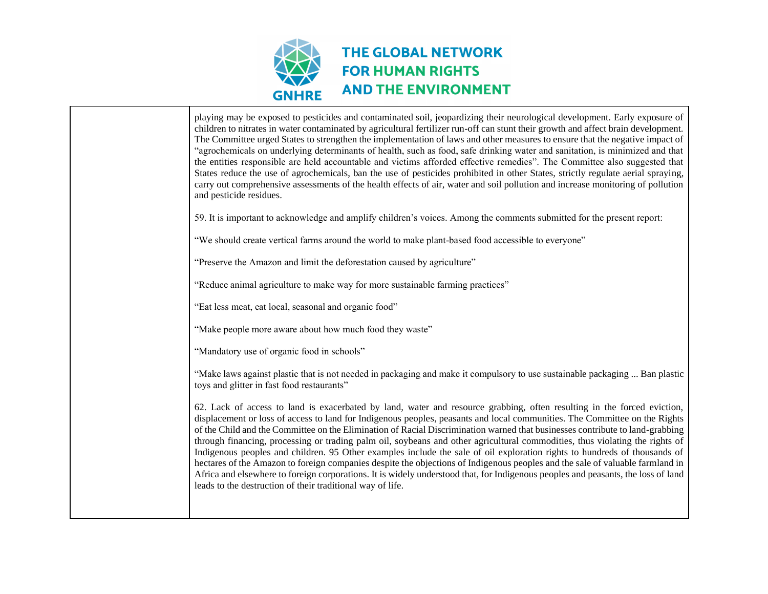| | playing may be exposed to pesticides and contaminated soil, jeopardizing their neurological development. Early exposure of children to nitrates in water contaminated by agricultural fertilizer run-off can stunt their growth and affect brain development. The Committee urged States to strengthen the implementation of laws and other measures to ensure that the negative impact of "agrochemicals on underlying determinants of health, such as food, safe drinking water and sanitation, is minimized and that the entities responsible are held accountable and victims afforded effective remedies". The Committee also suggested that States reduce the use of agrochemicals, ban the use of pesticides prohibited in other States, strictly regulate aerial spraying, carry out comprehensive assessments of the health effects of air, water and soil pollution and increase monitoring of pollution and pesticide residues.<br><br>59. It is important to acknowledge and amplify children's voices. Among the comments submitted for the present report:<br><br>"We should create vertical farms around the world to make plant-based food accessible to everyone"<br><br>"Preserve the Amazon and limit the deforestation caused by agriculture"<br><br>"Reduce animal agriculture to make way for more sustainable farming practices"<br><br>"Eat less meat, eat local, seasonal and organic food"<br><br>"Make people more aware about how much food they waste"<br><br>"Mandatory use of organic food in schools"<br><br>"Make laws against plastic that is not needed in packaging and make it compulsory to use sustainable packaging ... Ban plastic toys and glitter in fast food restaurants"<br><br>62. Lack of access to land is exacerbated by land, water and resource grabbing, often resulting in the forced eviction, displacement or loss of access to land for Indigenous peoples, peasants and local communities. The Committee on the Rights of the Child and the Committee on the Elimination of Racial Discrimination warned that businesses contribute to land-grabbing through financing, processing or trading palm oil, soybeans and other agricultural commodities, thus violating the rights of Indigenous peoples and children. 95 Other examples include the sale of oil exploration rights to hundreds of thousands of hectares of the Amazon to foreign companies despite the objections of Indigenous peoples and the sale of valuable farmland in Africa and elsewhere to foreign corporations. It is widely understood that, for Indigenous peoples and peasants, the loss of land leads to the destruction of their traditional way of life. |
|---|---|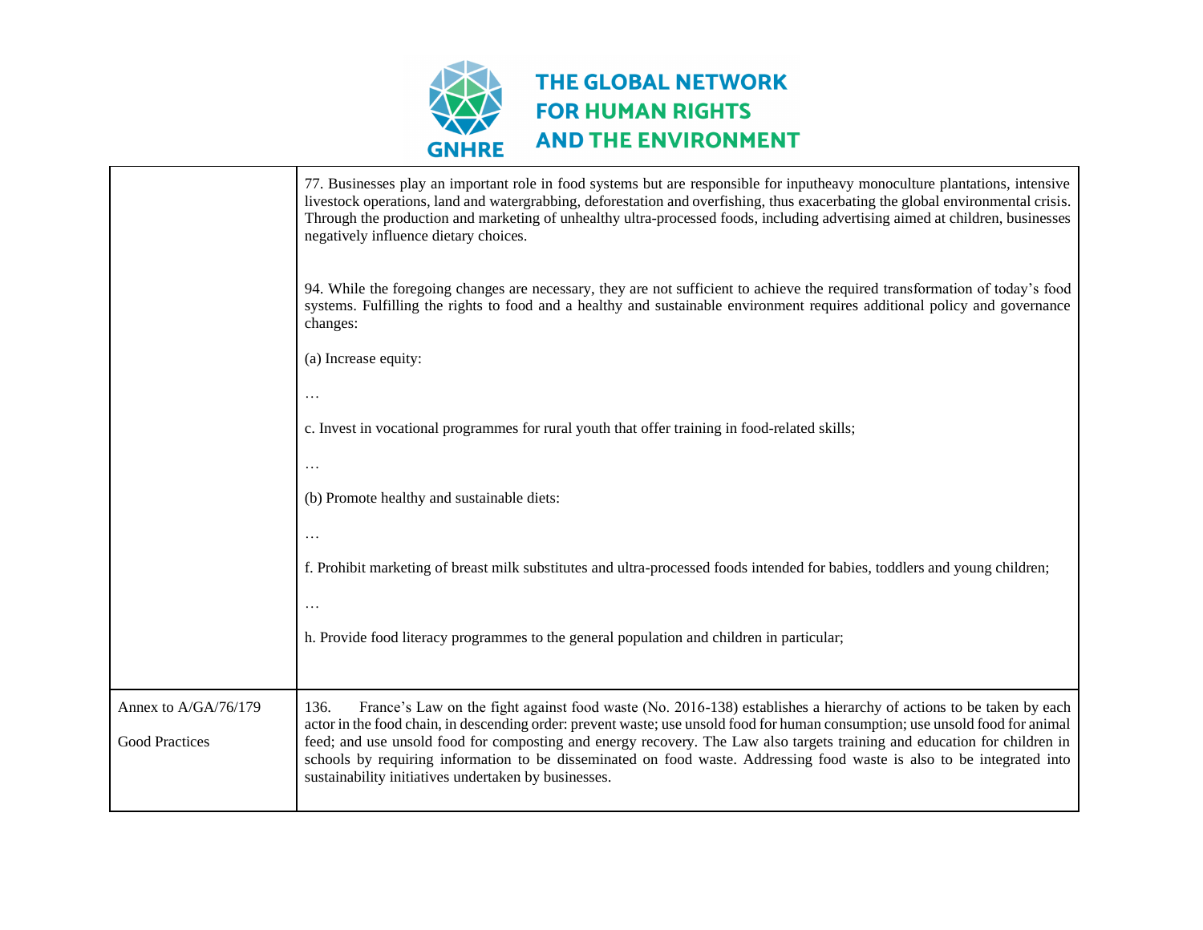| | |
|---|---|
| | 77. Businesses play an important role in food systems but are responsible for inputheavy monoculture plantations, intensive livestock operations, land and watergrabbing, deforestation and overfishing, thus exacerbating the global environmental crisis. Through the production and marketing of unhealthy ultra-processed foods, including advertising aimed at children, businesses negatively influence dietary choices.<br><br>94. While the foregoing changes are necessary, they are not sufficient to achieve the required transformation of today's food systems. Fulfilling the rights to food and a healthy and sustainable environment requires additional policy and governance changes:<br><br>(a) Increase equity:<br><br>…<br><br>c. Invest in vocational programmes for rural youth that offer training in food-related skills;<br><br>…<br><br>(b) Promote healthy and sustainable diets:<br><br>…<br><br>f. Prohibit marketing of breast milk substitutes and ultra-processed foods intended for babies, toddlers and young children;<br><br>…<br><br>h. Provide food literacy programmes to the general population and children in particular; |
| Annex to A/GA/76/179<br><br>Good Practices | 136. France's Law on the fight against food waste (No. 2016-138) establishes a hierarchy of actions to be taken by each actor in the food chain, in descending order: prevent waste; use unsold food for human consumption; use unsold food for animal feed; and use unsold food for composting and energy recovery. The Law also targets training and education for children in schools by requiring information to be disseminated on food waste. Addressing food waste is also to be integrated into sustainability initiatives undertaken by businesses. |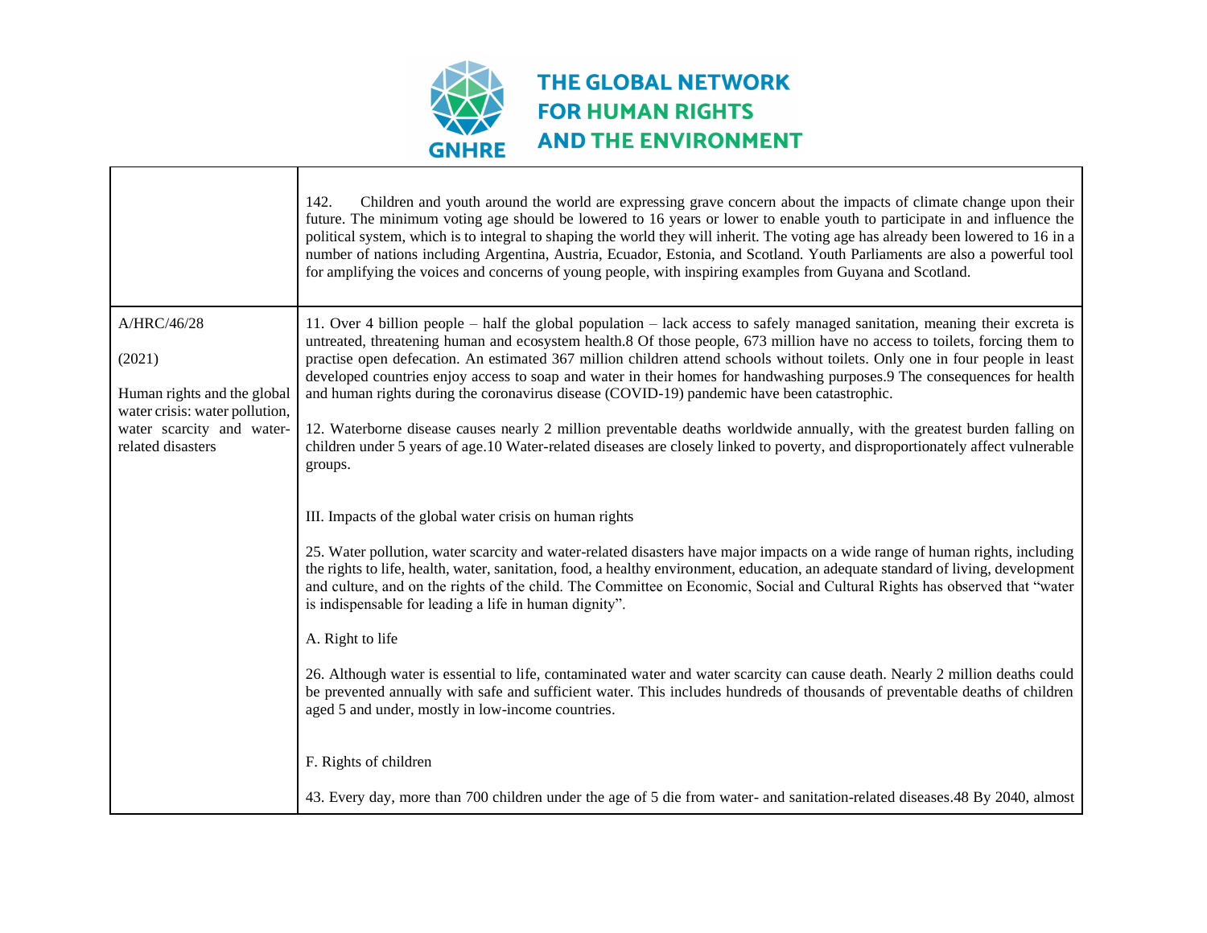| | |
|---|---|
| | 142. Children and youth around the world are expressing grave concern about the impacts of climate change upon their future. The minimum voting age should be lowered to 16 years or lower to enable youth to participate in and influence the political system, which is to integral to shaping the world they will inherit. The voting age has already been lowered to 16 in a number of nations including Argentina, Austria, Ecuador, Estonia, and Scotland. Youth Parliaments are also a powerful tool for amplifying the voices and concerns of young people, with inspiring examples from Guyana and Scotland. |
| A/HRC/46/28<br><br>(2021)<br><br>Human rights and the global water crisis: water pollution, water scarcity and water-related disasters | 11. Over 4 billion people – half the global population – lack access to safely managed sanitation, meaning their excreta is untreated, threatening human and ecosystem health.8 Of those people, 673 million have no access to toilets, forcing them to practise open defecation. An estimated 367 million children attend schools without toilets. Only one in four people in least developed countries enjoy access to soap and water in their homes for handwashing purposes.9 The consequences for health and human rights during the coronavirus disease (COVID-19) pandemic have been catastrophic.<br><br>12. Waterborne disease causes nearly 2 million preventable deaths worldwide annually, with the greatest burden falling on children under 5 years of age.10 Water-related diseases are closely linked to poverty, and disproportionately affect vulnerable groups.<br><br>III. Impacts of the global water crisis on human rights<br><br>25. Water pollution, water scarcity and water-related disasters have major impacts on a wide range of human rights, including the rights to life, health, water, sanitation, food, a healthy environment, education, an adequate standard of living, development and culture, and on the rights of the child. The Committee on Economic, Social and Cultural Rights has observed that "water is indispensable for leading a life in human dignity".<br><br>A. Right to life<br><br>26. Although water is essential to life, contaminated water and water scarcity can cause death. Nearly 2 million deaths could be prevented annually with safe and sufficient water. This includes hundreds of thousands of preventable deaths of children aged 5 and under, mostly in low-income countries.<br><br>F. Rights of children<br><br>43. Every day, more than 700 children under the age of 5 die from water- and sanitation-related diseases.48 By 2040, almost |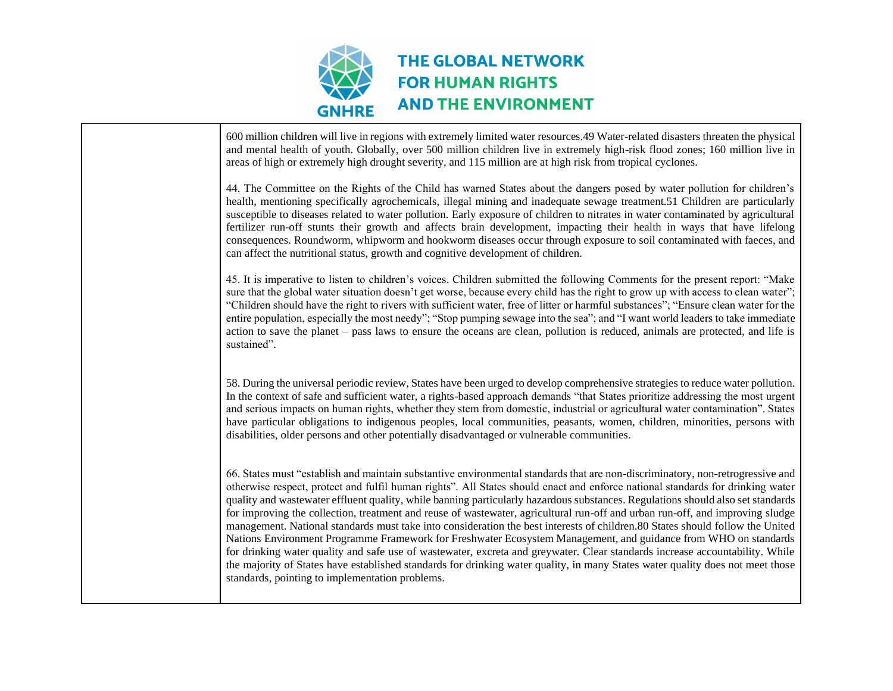| | |
|---|---|
| | 600 million children will live in regions with extremely limited water resources.49 Water-related disasters threaten the physical and mental health of youth. Globally, over 500 million children live in extremely high-risk flood zones; 160 million live in areas of high or extremely high drought severity, and 115 million are at high risk from tropical cyclones.<br><br>44. The Committee on the Rights of the Child has warned States about the dangers posed by water pollution for children's health, mentioning specifically agrochemicals, illegal mining and inadequate sewage treatment.51 Children are particularly susceptible to diseases related to water pollution. Early exposure of children to nitrates in water contaminated by agricultural fertilizer run-off stunts their growth and affects brain development, impacting their health in ways that have lifelong consequences. Roundworm, whipworm and hookworm diseases occur through exposure to soil contaminated with faeces, and can affect the nutritional status, growth and cognitive development of children.<br><br>45. It is imperative to listen to children's voices. Children submitted the following Comments for the present report: "Make sure that the global water situation doesn't get worse, because every child has the right to grow up with access to clean water"; "Children should have the right to rivers with sufficient water, free of litter or harmful substances"; "Ensure clean water for the entire population, especially the most needy"; "Stop pumping sewage into the sea"; and "I want world leaders to take immediate action to save the planet – pass laws to ensure the oceans are clean, pollution is reduced, animals are protected, and life is sustained".<br><br>58. During the universal periodic review, States have been urged to develop comprehensive strategies to reduce water pollution. In the context of safe and sufficient water, a rights-based approach demands "that States prioritize addressing the most urgent and serious impacts on human rights, whether they stem from domestic, industrial or agricultural water contamination". States have particular obligations to indigenous peoples, local communities, peasants, women, children, minorities, persons with disabilities, older persons and other potentially disadvantaged or vulnerable communities.<br><br>66. States must "establish and maintain substantive environmental standards that are non-discriminatory, non-retrogressive and otherwise respect, protect and fulfil human rights". All States should enact and enforce national standards for drinking water quality and wastewater effluent quality, while banning particularly hazardous substances. Regulations should also set standards for improving the collection, treatment and reuse of wastewater, agricultural run-off and urban run-off, and improving sludge management. National standards must take into consideration the best interests of children.80 States should follow the United Nations Environment Programme Framework for Freshwater Ecosystem Management, and guidance from WHO on standards for drinking water quality and safe use of wastewater, excreta and greywater. Clear standards increase accountability. While the majority of States have established standards for drinking water quality, in many States water quality does not meet those standards, pointing to implementation problems. |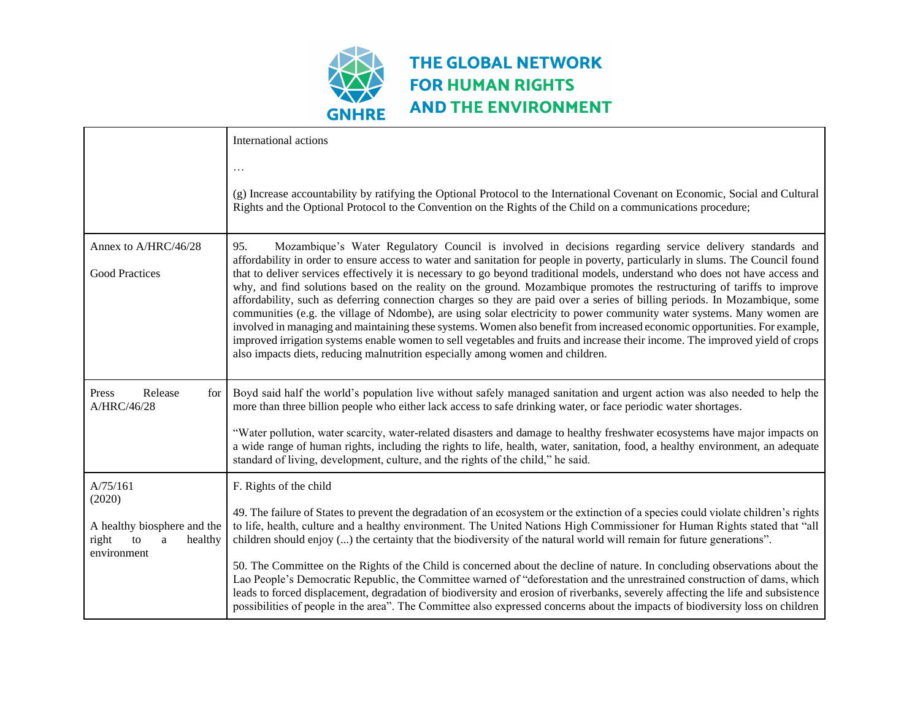| | |
|---|---|
| | International actions<br><br>…<br><br>(g) Increase accountability by ratifying the Optional Protocol to the International Covenant on Economic, Social and Cultural Rights and the Optional Protocol to the Convention on the Rights of the Child on a communications procedure; |
| Annex to A/HRC/46/28<br><br>Good Practices | 95. Mozambique's Water Regulatory Council is involved in decisions regarding service delivery standards and affordability in order to ensure access to water and sanitation for people in poverty, particularly in slums. The Council found that to deliver services effectively it is necessary to go beyond traditional models, understand who does not have access and why, and find solutions based on the reality on the ground. Mozambique promotes the restructuring of tariffs to improve affordability, such as deferring connection charges so they are paid over a series of billing periods. In Mozambique, some communities (e.g. the village of Ndombe), are using solar electricity to power community water systems. Many women are involved in managing and maintaining these systems. Women also benefit from increased economic opportunities. For example, improved irrigation systems enable women to sell vegetables and fruits and increase their income. The improved yield of crops also impacts diets, reducing malnutrition especially among women and children. |
| Press Release for A/HRC/46/28 | Boyd said half the world's population live without safely managed sanitation and urgent action was also needed to help the more than three billion people who either lack access to safe drinking water, or face periodic water shortages.<br><br>"Water pollution, water scarcity, water-related disasters and damage to healthy freshwater ecosystems have major impacts on a wide range of human rights, including the rights to life, health, water, sanitation, food, a healthy environment, an adequate standard of living, development, culture, and the rights of the child," he said. |
| A/75/161<br>(2020)<br><br>A healthy biosphere and the right to a healthy environment | F. Rights of the child<br><br>49. The failure of States to prevent the degradation of an ecosystem or the extinction of a species could violate children's rights to life, health, culture and a healthy environment. The United Nations High Commissioner for Human Rights stated that "all children should enjoy (...) the certainty that the biodiversity of the natural world will remain for future generations".<br><br>50. The Committee on the Rights of the Child is concerned about the decline of nature. In concluding observations about the Lao People's Democratic Republic, the Committee warned of "deforestation and the unrestrained construction of dams, which leads to forced displacement, degradation of biodiversity and erosion of riverbanks, severely affecting the life and subsistence possibilities of people in the area". The Committee also expressed concerns about the impacts of biodiversity loss on children |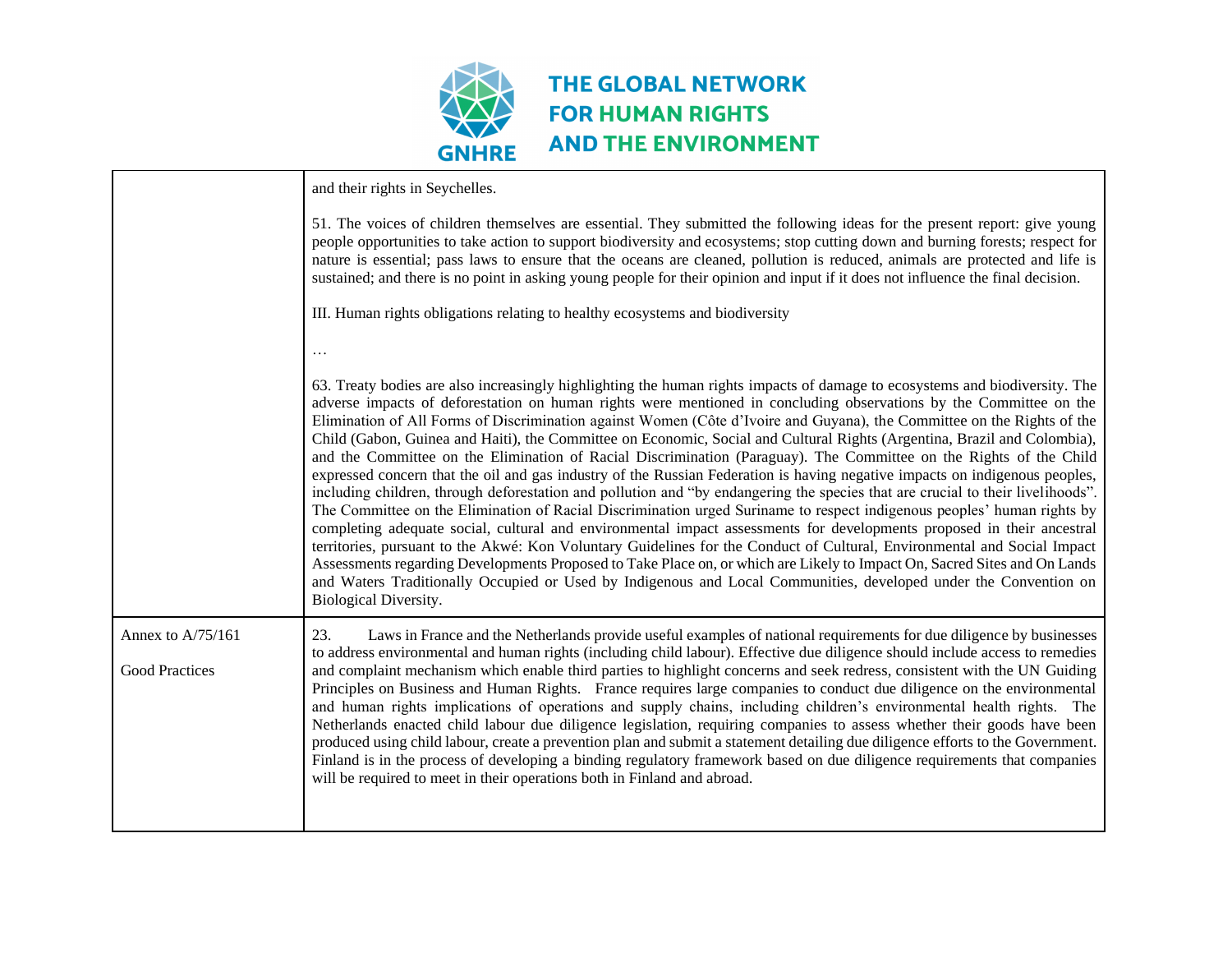| | |
|---|---|
| | and their rights in Seychelles.<br><br>51. The voices of children themselves are essential. They submitted the following ideas for the present report: give young people opportunities to take action to support biodiversity and ecosystems; stop cutting down and burning forests; respect for nature is essential; pass laws to ensure that the oceans are cleaned, pollution is reduced, animals are protected and life is sustained; and there is no point in asking young people for their opinion and input if it does not influence the final decision.<br><br>III. Human rights obligations relating to healthy ecosystems and biodiversity<br><br>…<br><br>63. Treaty bodies are also increasingly highlighting the human rights impacts of damage to ecosystems and biodiversity. The adverse impacts of deforestation on human rights were mentioned in concluding observations by the Committee on the Elimination of All Forms of Discrimination against Women (Côte d'Ivoire and Guyana), the Committee on the Rights of the Child (Gabon, Guinea and Haiti), the Committee on Economic, Social and Cultural Rights (Argentina, Brazil and Colombia), and the Committee on the Elimination of Racial Discrimination (Paraguay). The Committee on the Rights of the Child expressed concern that the oil and gas industry of the Russian Federation is having negative impacts on indigenous peoples, including children, through deforestation and pollution and "by endangering the species that are crucial to their livelihoods". The Committee on the Elimination of Racial Discrimination urged Suriname to respect indigenous peoples' human rights by completing adequate social, cultural and environmental impact assessments for developments proposed in their ancestral territories, pursuant to the Akwé: Kon Voluntary Guidelines for the Conduct of Cultural, Environmental and Social Impact Assessments regarding Developments Proposed to Take Place on, or which are Likely to Impact On, Sacred Sites and On Lands and Waters Traditionally Occupied or Used by Indigenous and Local Communities, developed under the Convention on Biological Diversity. |
| Annex to A/75/161<br><br>Good Practices | 23. Laws in France and the Netherlands provide useful examples of national requirements for due diligence by businesses to address environmental and human rights (including child labour). Effective due diligence should include access to remedies and complaint mechanism which enable third parties to highlight concerns and seek redress, consistent with the UN Guiding Principles on Business and Human Rights. France requires large companies to conduct due diligence on the environmental and human rights implications of operations and supply chains, including children's environmental health rights. The Netherlands enacted child labour due diligence legislation, requiring companies to assess whether their goods have been produced using child labour, create a prevention plan and submit a statement detailing due diligence efforts to the Government. Finland is in the process of developing a binding regulatory framework based on due diligence requirements that companies will be required to meet in their operations both in Finland and abroad. |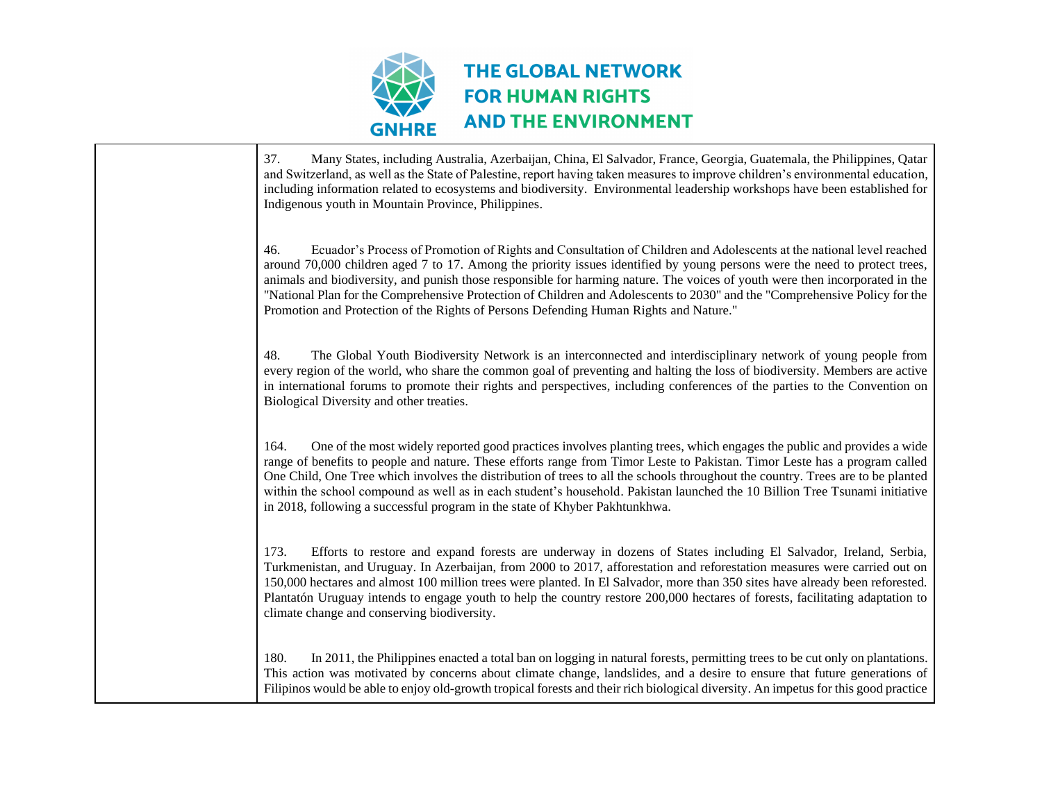| | |
|---|---|
| | 37. Many States, including Australia, Azerbaijan, China, El Salvador, France, Georgia, Guatemala, the Philippines, Qatar and Switzerland, as well as the State of Palestine, report having taken measures to improve children's environmental education, including information related to ecosystems and biodiversity. Environmental leadership workshops have been established for Indigenous youth in Mountain Province, Philippines.<br><br>46. Ecuador's Process of Promotion of Rights and Consultation of Children and Adolescents at the national level reached around 70,000 children aged 7 to 17. Among the priority issues identified by young persons were the need to protect trees, animals and biodiversity, and punish those responsible for harming nature. The voices of youth were then incorporated in the "National Plan for the Comprehensive Protection of Children and Adolescents to 2030" and the "Comprehensive Policy for the Promotion and Protection of the Rights of Persons Defending Human Rights and Nature."<br><br>48. The Global Youth Biodiversity Network is an interconnected and interdisciplinary network of young people from every region of the world, who share the common goal of preventing and halting the loss of biodiversity. Members are active in international forums to promote their rights and perspectives, including conferences of the parties to the Convention on Biological Diversity and other treaties.<br><br>164. One of the most widely reported good practices involves planting trees, which engages the public and provides a wide range of benefits to people and nature. These efforts range from Timor Leste to Pakistan. Timor Leste has a program called One Child, One Tree which involves the distribution of trees to all the schools throughout the country. Trees are to be planted within the school compound as well as in each student's household. Pakistan launched the 10 Billion Tree Tsunami initiative in 2018, following a successful program in the state of Khyber Pakhtunkhwa.<br><br>173. Efforts to restore and expand forests are underway in dozens of States including El Salvador, Ireland, Serbia, Turkmenistan, and Uruguay. In Azerbaijan, from 2000 to 2017, afforestation and reforestation measures were carried out on 150,000 hectares and almost 100 million trees were planted. In El Salvador, more than 350 sites have already been reforested. Plantatón Uruguay intends to engage youth to help the country restore 200,000 hectares of forests, facilitating adaptation to climate change and conserving biodiversity.<br><br>180. In 2011, the Philippines enacted a total ban on logging in natural forests, permitting trees to be cut only on plantations. This action was motivated by concerns about climate change, landslides, and a desire to ensure that future generations of Filipinos would be able to enjoy old-growth tropical forests and their rich biological diversity. An impetus for this good practice |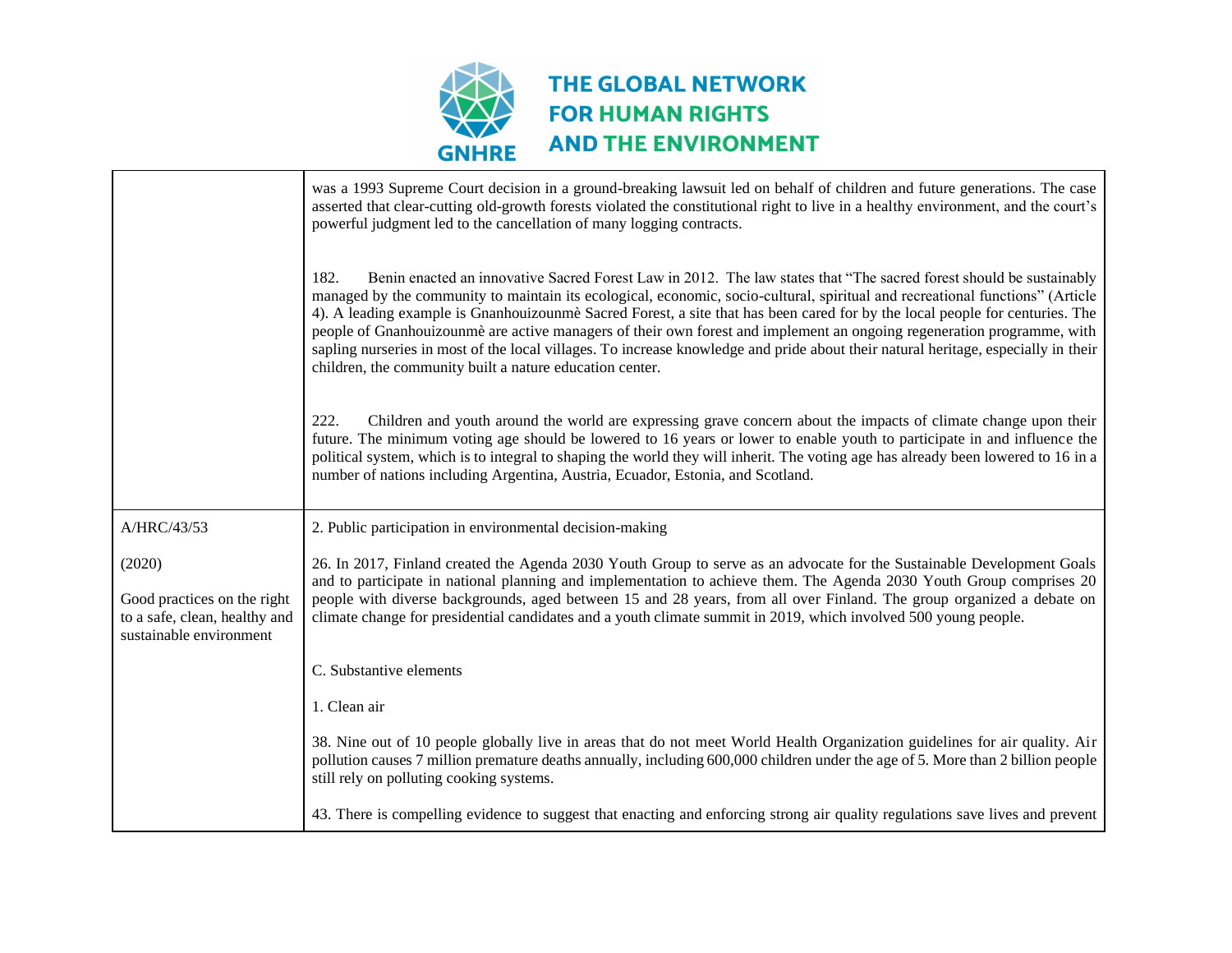| | |
|---|---|
| | was a 1993 Supreme Court decision in a ground-breaking lawsuit led on behalf of children and future generations. The case asserted that clear-cutting old-growth forests violated the constitutional right to live in a healthy environment, and the court's powerful judgment led to the cancellation of many logging contracts.<br><br>182. Benin enacted an innovative Sacred Forest Law in 2012. The law states that "The sacred forest should be sustainably managed by the community to maintain its ecological, economic, socio-cultural, spiritual and recreational functions" (Article 4). A leading example is Gnanhouizounmè Sacred Forest, a site that has been cared for by the local people for centuries. The people of Gnanhouizounmè are active managers of their own forest and implement an ongoing regeneration programme, with sapling nurseries in most of the local villages. To increase knowledge and pride about their natural heritage, especially in their children, the community built a nature education center.<br><br>222. Children and youth around the world are expressing grave concern about the impacts of climate change upon their future. The minimum voting age should be lowered to 16 years or lower to enable youth to participate in and influence the political system, which is to integral to shaping the world they will inherit. The voting age has already been lowered to 16 in a number of nations including Argentina, Austria, Ecuador, Estonia, and Scotland. |
| A/HRC/43/53<br><br>(2020)<br><br>Good practices on the right to a safe, clean, healthy and sustainable environment | 2. Public participation in environmental decision-making<br><br>26. In 2017, Finland created the Agenda 2030 Youth Group to serve as an advocate for the Sustainable Development Goals and to participate in national planning and implementation to achieve them. The Agenda 2030 Youth Group comprises 20 people with diverse backgrounds, aged between 15 and 28 years, from all over Finland. The group organized a debate on climate change for presidential candidates and a youth climate summit in 2019, which involved 500 young people.<br><br>C. Substantive elements<br><br>1. Clean air<br><br>38. Nine out of 10 people globally live in areas that do not meet World Health Organization guidelines for air quality. Air pollution causes 7 million premature deaths annually, including 600,000 children under the age of 5. More than 2 billion people still rely on polluting cooking systems.<br><br>43. There is compelling evidence to suggest that enacting and enforcing strong air quality regulations save lives and prevent |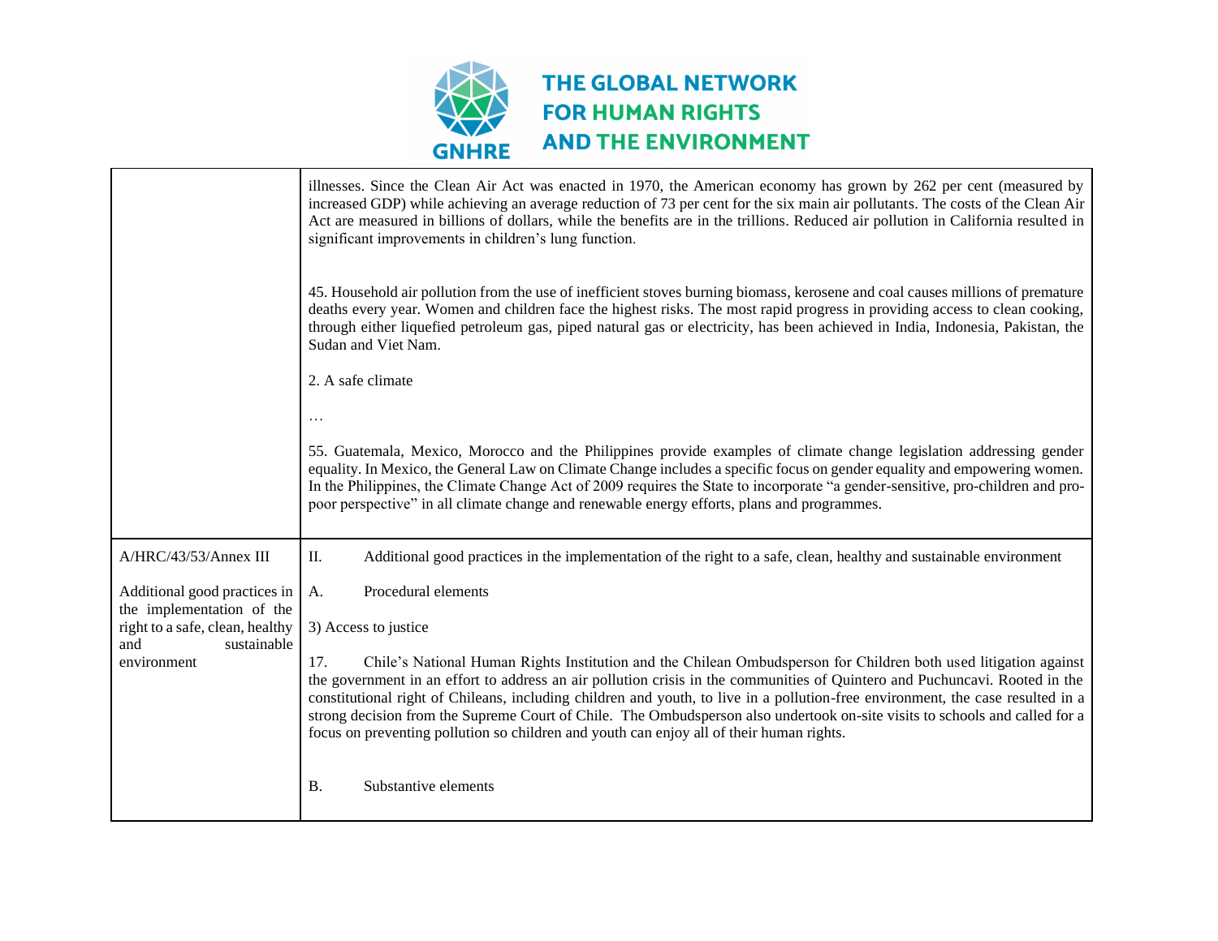| | |
|---|---|
| | illnesses. Since the Clean Air Act was enacted in 1970, the American economy has grown by 262 per cent (measured by increased GDP) while achieving an average reduction of 73 per cent for the six main air pollutants. The costs of the Clean Air Act are measured in billions of dollars, while the benefits are in the trillions. Reduced air pollution in California resulted in significant improvements in children's lung function.<br><br>45. Household air pollution from the use of inefficient stoves burning biomass, kerosene and coal causes millions of premature deaths every year. Women and children face the highest risks. The most rapid progress in providing access to clean cooking, through either liquefied petroleum gas, piped natural gas or electricity, has been achieved in India, Indonesia, Pakistan, the Sudan and Viet Nam.<br><br>2. A safe climate<br><br>…<br><br>55. Guatemala, Mexico, Morocco and the Philippines provide examples of climate change legislation addressing gender equality. In Mexico, the General Law on Climate Change includes a specific focus on gender equality and empowering women. In the Philippines, the Climate Change Act of 2009 requires the State to incorporate "a gender-sensitive, pro-children and pro-poor perspective" in all climate change and renewable energy efforts, plans and programmes. |
| A/HRC/43/53/Annex III<br><br>Additional good practices in the implementation of the right to a safe, clean, healthy and sustainable environment | II. Additional good practices in the implementation of the right to a safe, clean, healthy and sustainable environment<br><br>A. Procedural elements<br><br>3) Access to justice<br><br>17. Chile's National Human Rights Institution and the Chilean Ombudsperson for Children both used litigation against the government in an effort to address an air pollution crisis in the communities of Quintero and Puchuncavi. Rooted in the constitutional right of Chileans, including children and youth, to live in a pollution-free environment, the case resulted in a strong decision from the Supreme Court of Chile. The Ombudsperson also undertook on-site visits to schools and called for a focus on preventing pollution so children and youth can enjoy all of their human rights.<br><br>B. Substantive elements |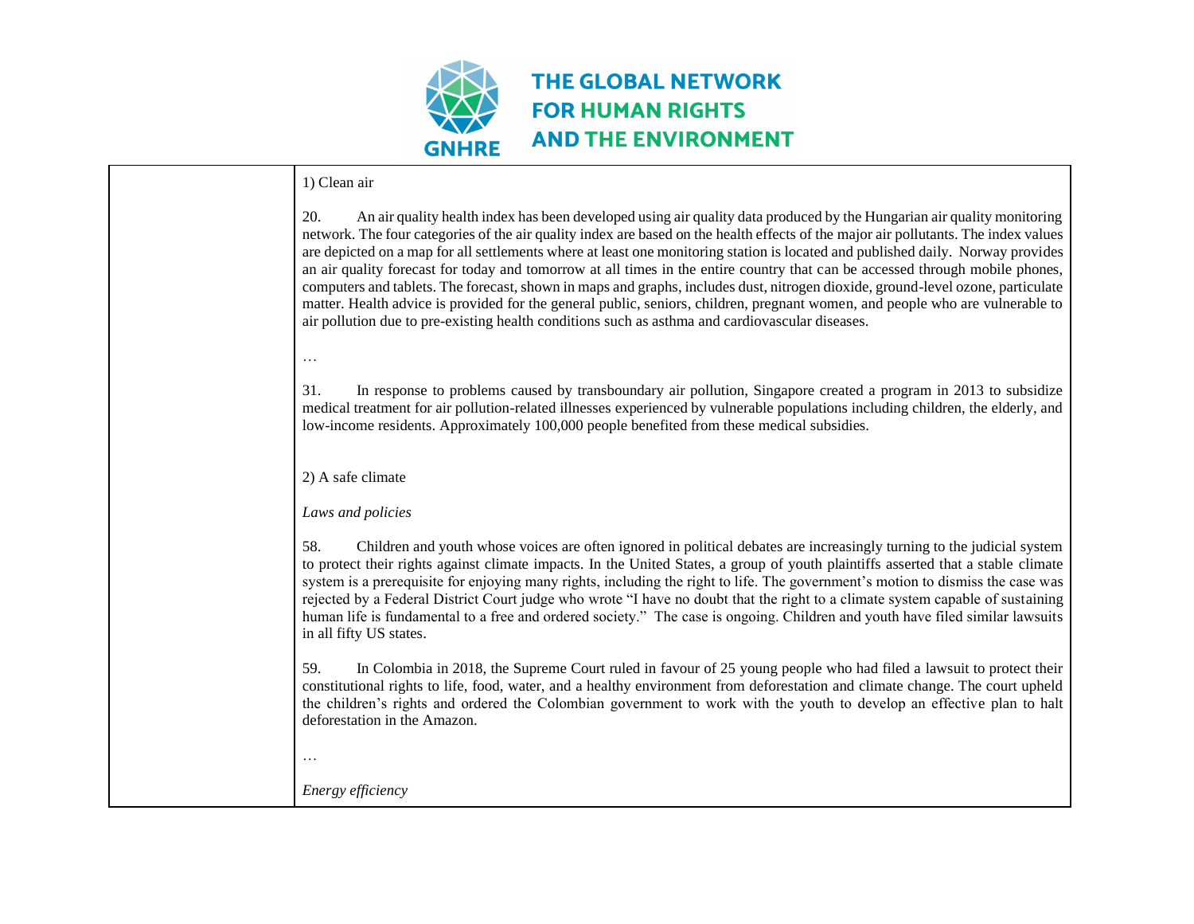1) Clean air

20. An air quality health index has been developed using air quality data produced by the Hungarian air quality monitoring network. The four categories of the air quality index are based on the health effects of the major air pollutants. The index values are depicted on a map for all settlements where at least one monitoring station is located and published daily. Norway provides an air quality forecast for today and tomorrow at all times in the entire country that can be accessed through mobile phones, computers and tablets. The forecast, shown in maps and graphs, includes dust, nitrogen dioxide, ground-level ozone, particulate matter. Health advice is provided for the general public, seniors, children, pregnant women, and people who are vulnerable to air pollution due to pre-existing health conditions such as asthma and cardiovascular diseases.

…

31. In response to problems caused by transboundary air pollution, Singapore created a program in 2013 to subsidize medical treatment for air pollution-related illnesses experienced by vulnerable populations including children, the elderly, and low-income residents. Approximately 100,000 people benefited from these medical subsidies.

2) A safe climate

*Laws and policies*

58. Children and youth whose voices are often ignored in political debates are increasingly turning to the judicial system to protect their rights against climate impacts. In the United States, a group of youth plaintiffs asserted that a stable climate system is a prerequisite for enjoying many rights, including the right to life. The government's motion to dismiss the case was rejected by a Federal District Court judge who wrote "I have no doubt that the right to a climate system capable of sustaining human life is fundamental to a free and ordered society." The case is ongoing. Children and youth have filed similar lawsuits in all fifty US states.

59. In Colombia in 2018, the Supreme Court ruled in favour of 25 young people who had filed a lawsuit to protect their constitutional rights to life, food, water, and a healthy environment from deforestation and climate change. The court upheld the children's rights and ordered the Colombian government to work with the youth to develop an effective plan to halt deforestation in the Amazon.

…

*Energy efficiency*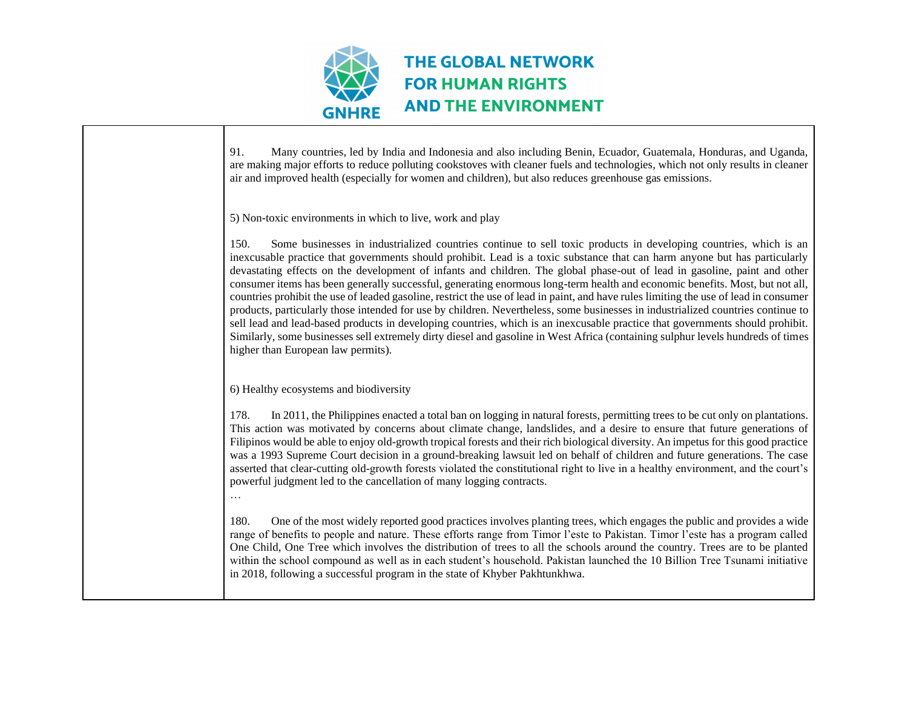91. Many countries, led by India and Indonesia and also including Benin, Ecuador, Guatemala, Honduras, and Uganda, are making major efforts to reduce polluting cookstoves with cleaner fuels and technologies, which not only results in cleaner air and improved health (especially for women and children), but also reduces greenhouse gas emissions.

5) Non-toxic environments in which to live, work and play

150. Some businesses in industrialized countries continue to sell toxic products in developing countries, which is an inexcusable practice that governments should prohibit. Lead is a toxic substance that can harm anyone but has particularly devastating effects on the development of infants and children. The global phase-out of lead in gasoline, paint and other consumer items has been generally successful, generating enormous long-term health and economic benefits. Most, but not all, countries prohibit the use of leaded gasoline, restrict the use of lead in paint, and have rules limiting the use of lead in consumer products, particularly those intended for use by children. Nevertheless, some businesses in industrialized countries continue to sell lead and lead-based products in developing countries, which is an inexcusable practice that governments should prohibit. Similarly, some businesses sell extremely dirty diesel and gasoline in West Africa (containing sulphur levels hundreds of times higher than European law permits).

6) Healthy ecosystems and biodiversity

178. In 2011, the Philippines enacted a total ban on logging in natural forests, permitting trees to be cut only on plantations. This action was motivated by concerns about climate change, landslides, and a desire to ensure that future generations of Filipinos would be able to enjoy old-growth tropical forests and their rich biological diversity. An impetus for this good practice was a 1993 Supreme Court decision in a ground-breaking lawsuit led on behalf of children and future generations. The case asserted that clear-cutting old-growth forests violated the constitutional right to live in a healthy environment, and the court's powerful judgment led to the cancellation of many logging contracts.

…

180. One of the most widely reported good practices involves planting trees, which engages the public and provides a wide range of benefits to people and nature. These efforts range from Timor l'este to Pakistan. Timor l'este has a program called One Child, One Tree which involves the distribution of trees to all the schools around the country. Trees are to be planted within the school compound as well as in each student's household. Pakistan launched the 10 Billion Tree Tsunami initiative in 2018, following a successful program in the state of Khyber Pakhtunkhwa.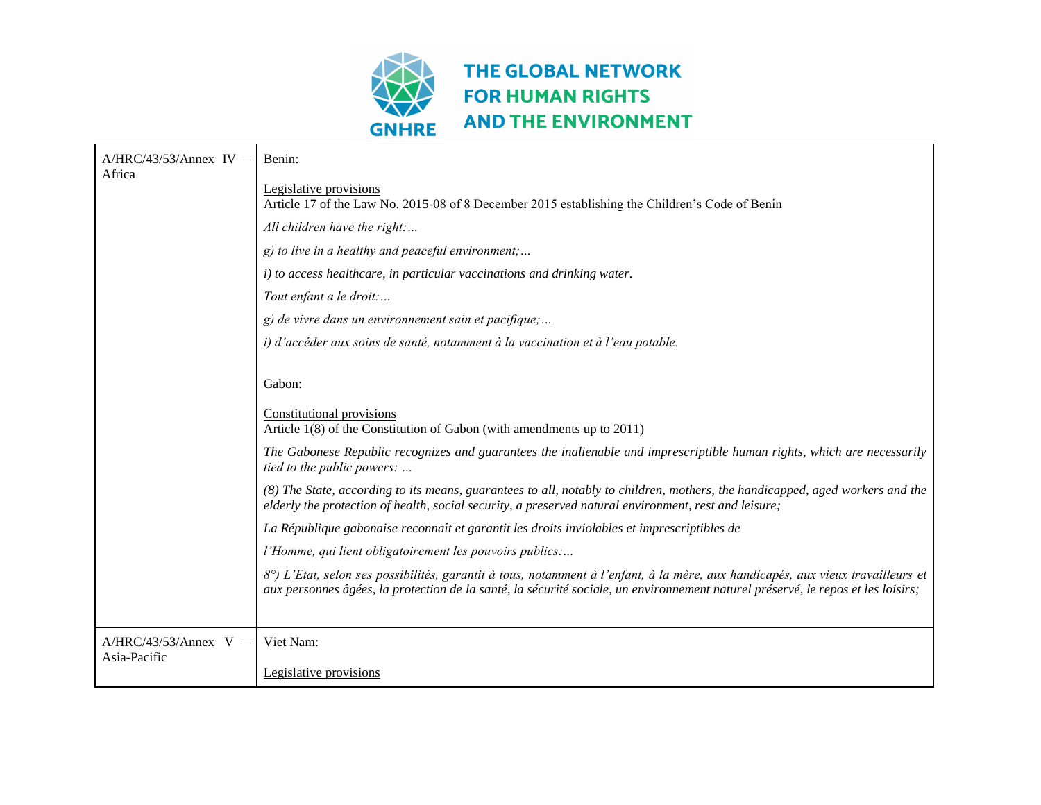| A/HRC/43/53/Annex IV – Africa | Benin:<br><br><u>Legislative provisions</u><br>Article 17 of the Law No. 2015-08 of 8 December 2015 establishing the Children's Code of Benin<br><br>*All children have the right:…*<br><br>*g) to live in a healthy and peaceful environment;…*<br><br>*i) to access healthcare, in particular vaccinations and drinking water.*<br><br>*Tout enfant a le droit:…*<br><br>*g) de vivre dans un environnement sain et pacifique;…*<br><br>*i) d'accéder aux soins de santé, notamment à la vaccination et à l'eau potable.*<br><br>Gabon:<br><br><u>Constitutional provisions</u><br>Article 1(8) of the Constitution of Gabon (with amendments up to 2011)<br><br>*The Gabonese Republic recognizes and guarantees the inalienable and imprescriptible human rights, which are necessarily tied to the public powers: …*<br><br>*(8) The State, according to its means, guarantees to all, notably to children, mothers, the handicapped, aged workers and the elderly the protection of health, social security, a preserved natural environment, rest and leisure;*<br><br>*La République gabonaise reconnaît et garantit les droits inviolables et imprescriptibles de*<br><br>*l'Homme, qui lient obligatoirement les pouvoirs publics:…*<br><br>*8°) L'Etat, selon ses possibilités, garantit à tous, notamment à l'enfant, à la mère, aux handicapés, aux vieux travailleurs et aux personnes âgées, la protection de la santé, la sécurité sociale, un environnement naturel préservé, le repos et les loisirs;* |
|---|---|
| A/HRC/43/53/Annex V – Asia-Pacific | Viet Nam:<br><br><u>Legislative provisions</u> |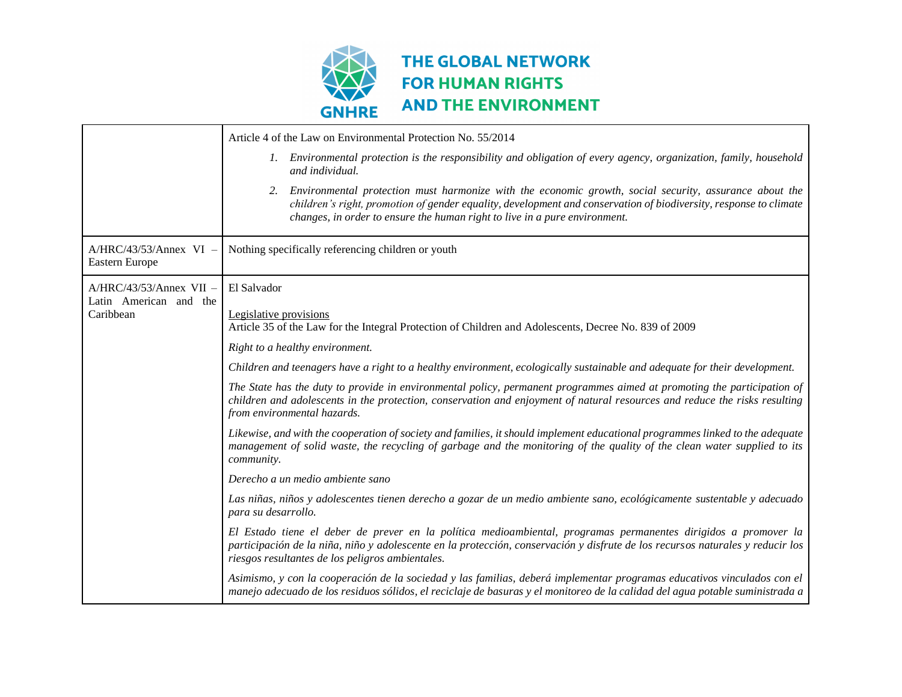| | |
|---|---|
| | Article 4 of the Law on Environmental Protection No. 55/2014<br><br>1. *Environmental protection is the responsibility and obligation of every agency, organization, family, household and individual.*<br>2. *Environmental protection must harmonize with the economic growth, social security, assurance about the children's right, promotion of gender equality, development and conservation of biodiversity, response to climate changes, in order to ensure the human right to live in a pure environment.* |
| A/HRC/43/53/Annex VI – Eastern Europe | Nothing specifically referencing children or youth |
| A/HRC/43/53/Annex VII – Latin American and the Caribbean | El Salvador<br><br>Legislative provisions<br>Article 35 of the Law for the Integral Protection of Children and Adolescents, Decree No. 839 of 2009<br><br>*Right to a healthy environment.*<br><br>*Children and teenagers have a right to a healthy environment, ecologically sustainable and adequate for their development.*<br><br>*The State has the duty to provide in environmental policy, permanent programmes aimed at promoting the participation of children and adolescents in the protection, conservation and enjoyment of natural resources and reduce the risks resulting from environmental hazards.*<br><br>*Likewise, and with the cooperation of society and families, it should implement educational programmes linked to the adequate management of solid waste, the recycling of garbage and the monitoring of the quality of the clean water supplied to its community.*<br><br>*Derecho a un medio ambiente sano*<br><br>*Las niñas, niños y adolescentes tienen derecho a gozar de un medio ambiente sano, ecológicamente sustentable y adecuado para su desarrollo.*<br><br>*El Estado tiene el deber de prever en la política medioambiental, programas permanentes dirigidos a promover la participación de la niña, niño y adolescente en la protección, conservación y disfrute de los recursos naturales y reducir los riesgos resultantes de los peligros ambientales.*<br><br>*Asimismo, y con la cooperación de la sociedad y las familias, deberá implementar programas educativos vinculados con el manejo adecuado de los residuos sólidos, el reciclaje de basuras y el monitoreo de la calidad del agua potable suministrada a* |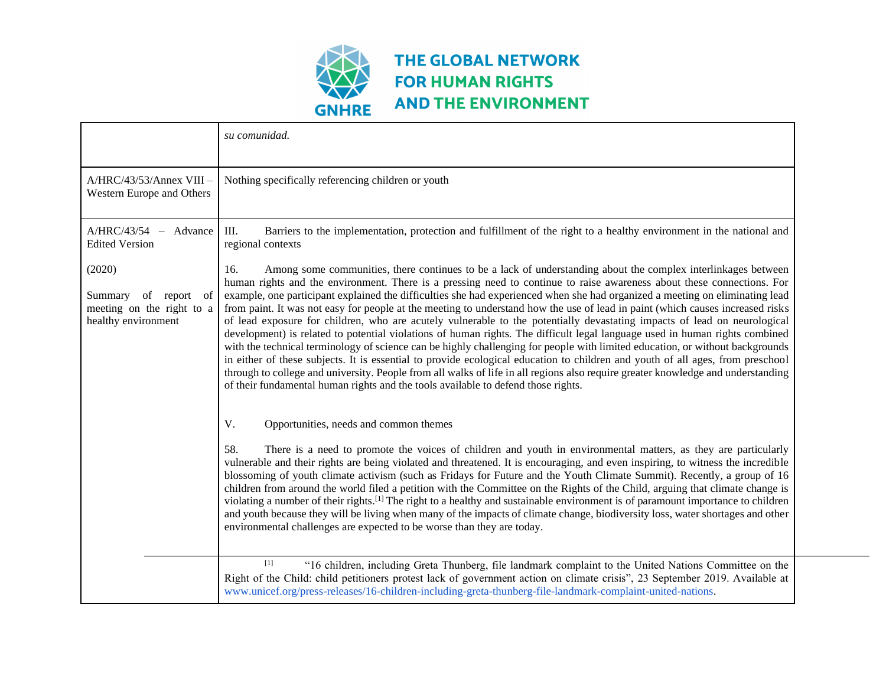| | |
|---|---|
| | *su comunidad.* |
| A/HRC/43/53/Annex VIII – Western Europe and Others | Nothing specifically referencing children or youth |
| A/HRC/43/54 – Advance Edited Version<br><br>(2020)<br><br>Summary of report of meeting on the right to a healthy environment | III. Barriers to the implementation, protection and fulfillment of the right to a healthy environment in the national and regional contexts<br><br>16. Among some communities, there continues to be a lack of understanding about the complex interlinkages between human rights and the environment. There is a pressing need to continue to raise awareness about these connections. For example, one participant explained the difficulties she had experienced when she had organized a meeting on eliminating lead from paint. It was not easy for people at the meeting to understand how the use of lead in paint (which causes increased risks of lead exposure for children, who are acutely vulnerable to the potentially devastating impacts of lead on neurological development) is related to potential violations of human rights. The difficult legal language used in human rights combined with the technical terminology of science can be highly challenging for people with limited education, or without backgrounds in either of these subjects. It is essential to provide ecological education to children and youth of all ages, from preschool through to college and university. People from all walks of life in all regions also require greater knowledge and understanding of their fundamental human rights and the tools available to defend those rights.<br><br>V. Opportunities, needs and common themes<br><br>58. There is a need to promote the voices of children and youth in environmental matters, as they are particularly vulnerable and their rights are being violated and threatened. It is encouraging, and even inspiring, to witness the incredible blossoming of youth climate activism (such as Fridays for Future and the Youth Climate Summit). Recently, a group of 16 children from around the world filed a petition with the Committee on the Rights of the Child, arguing that climate change is violating a number of their rights.[1] The right to a healthy and sustainable environment is of paramount importance to children and youth because they will be living when many of the impacts of climate change, biodiversity loss, water shortages and other environmental challenges are expected to be worse than they are today.<br><br>[1] "16 children, including Greta Thunberg, file landmark complaint to the United Nations Committee on the Right of the Child: child petitioners protest lack of government action on climate crisis", 23 September 2019. Available at www.unicef.org/press-releases/16-children-including-greta-thunberg-file-landmark-complaint-united-nations. |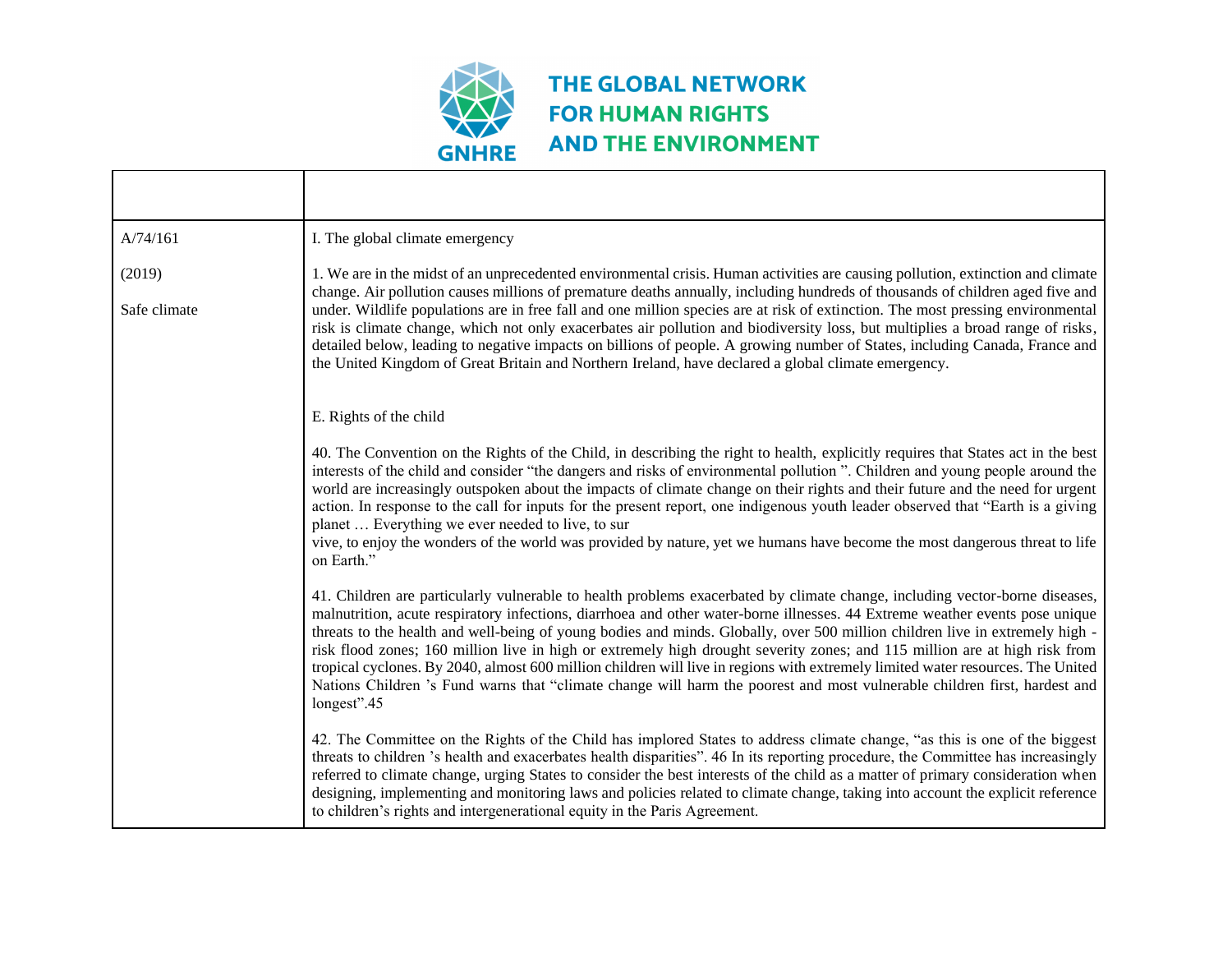| | |
|---|---|
| A/74/161<br><br>(2019)<br><br>Safe climate | I. The global climate emergency<br><br>1. We are in the midst of an unprecedented environmental crisis. Human activities are causing pollution, extinction and climate change. Air pollution causes millions of premature deaths annually, including hundreds of thousands of children aged five and under. Wildlife populations are in free fall and one million species are at risk of extinction. The most pressing environmental risk is climate change, which not only exacerbates air pollution and biodiversity loss, but multiplies a broad range of risks, detailed below, leading to negative impacts on billions of people. A growing number of States, including Canada, France and the United Kingdom of Great Britain and Northern Ireland, have declared a global climate emergency.<br><br>E. Rights of the child<br><br>40. The Convention on the Rights of the Child, in describing the right to health, explicitly requires that States act in the best interests of the child and consider "the dangers and risks of environmental pollution ". Children and young people around the world are increasingly outspoken about the impacts of climate change on their rights and their future and the need for urgent action. In response to the call for inputs for the present report, one indigenous youth leader observed that "Earth is a giving planet … Everything we ever needed to live, to survive, to enjoy the wonders of the world was provided by nature, yet we humans have become the most dangerous threat to life on Earth."<br><br>41. Children are particularly vulnerable to health problems exacerbated by climate change, including vector-borne diseases, malnutrition, acute respiratory infections, diarrhoea and other water-borne illnesses. 44 Extreme weather events pose unique threats to the health and well-being of young bodies and minds. Globally, over 500 million children live in extremely high - risk flood zones; 160 million live in high or extremely high drought severity zones; and 115 million are at high risk from tropical cyclones. By 2040, almost 600 million children will live in regions with extremely limited water resources. The United Nations Children 's Fund warns that "climate change will harm the poorest and most vulnerable children first, hardest and longest".45<br><br>42. The Committee on the Rights of the Child has implored States to address climate change, "as this is one of the biggest threats to children 's health and exacerbates health disparities". 46 In its reporting procedure, the Committee has increasingly referred to climate change, urging States to consider the best interests of the child as a matter of primary consideration when designing, implementing and monitoring laws and policies related to climate change, taking into account the explicit reference to children's rights and intergenerational equity in the Paris Agreement. |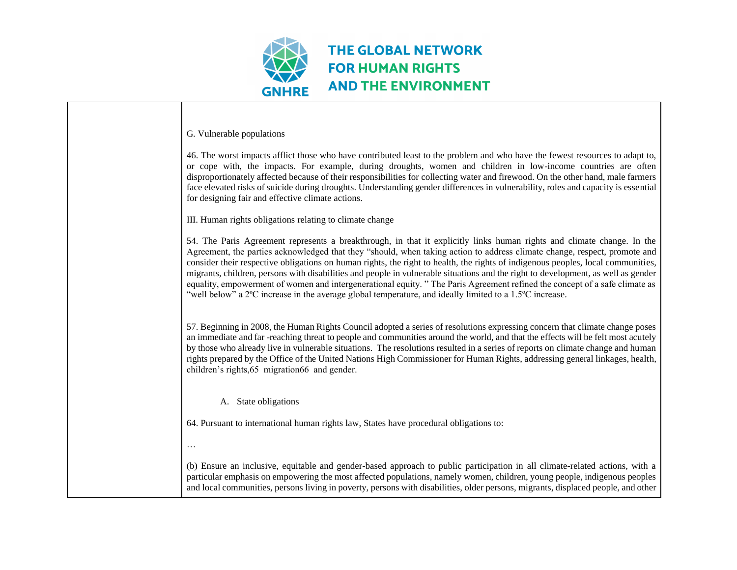G. Vulnerable populations

46. The worst impacts afflict those who have contributed least to the problem and who have the fewest resources to adapt to, or cope with, the impacts. For example, during droughts, women and children in low-income countries are often disproportionately affected because of their responsibilities for collecting water and firewood. On the other hand, male farmers face elevated risks of suicide during droughts. Understanding gender differences in vulnerability, roles and capacity is essential for designing fair and effective climate actions.

III. Human rights obligations relating to climate change

54. The Paris Agreement represents a breakthrough, in that it explicitly links human rights and climate change. In the Agreement, the parties acknowledged that they "should, when taking action to address climate change, respect, promote and consider their respective obligations on human rights, the right to health, the rights of indigenous peoples, local communities, migrants, children, persons with disabilities and people in vulnerable situations and the right to development, as well as gender equality, empowerment of women and intergenerational equity. " The Paris Agreement refined the concept of a safe climate as "well below" a 2ºC increase in the average global temperature, and ideally limited to a 1.5ºC increase.

57. Beginning in 2008, the Human Rights Council adopted a series of resolutions expressing concern that climate change poses an immediate and far -reaching threat to people and communities around the world, and that the effects will be felt most acutely by those who already live in vulnerable situations. The resolutions resulted in a series of reports on climate change and human rights prepared by the Office of the United Nations High Commissioner for Human Rights, addressing general linkages, health, children's rights,[65] migration[66] and gender.

A. State obligations

64. Pursuant to international human rights law, States have procedural obligations to:

…

(b) Ensure an inclusive, equitable and gender-based approach to public participation in all climate-related actions, with a particular emphasis on empowering the most affected populations, namely women, children, young people, indigenous peoples and local communities, persons living in poverty, persons with disabilities, older persons, migrants, displaced people, and other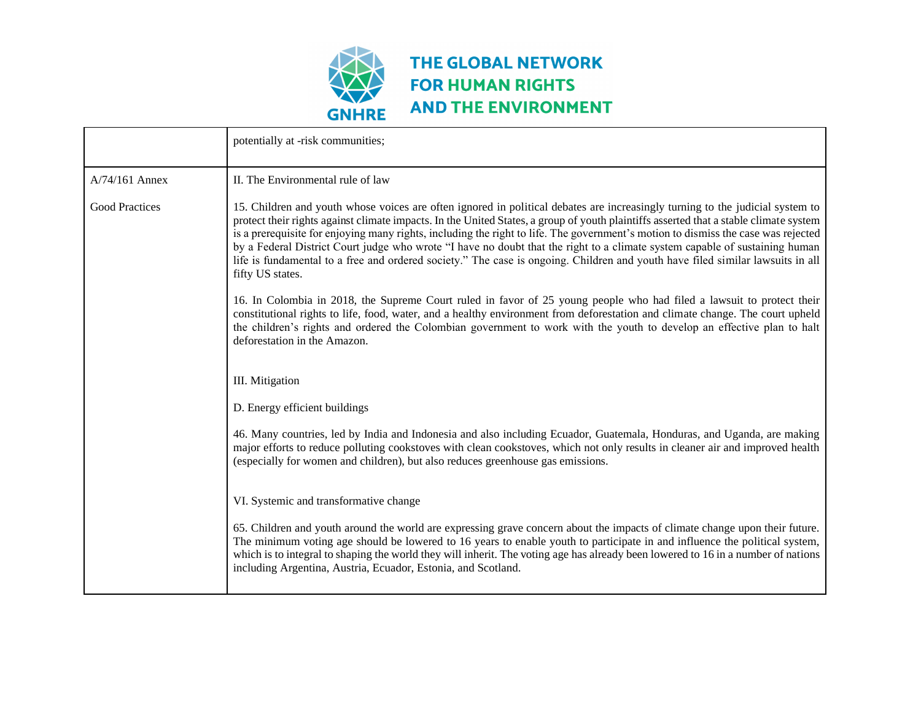| | |
|---|---|
| | potentially at -risk communities; |
| A/74/161 Annex<br><br>Good Practices | II. The Environmental rule of law<br><br>15. Children and youth whose voices are often ignored in political debates are increasingly turning to the judicial system to protect their rights against climate impacts. In the United States, a group of youth plaintiffs asserted that a stable climate system is a prerequisite for enjoying many rights, including the right to life. The government's motion to dismiss the case was rejected by a Federal District Court judge who wrote "I have no doubt that the right to a climate system capable of sustaining human life is fundamental to a free and ordered society." The case is ongoing. Children and youth have filed similar lawsuits in all fifty US states.<br><br>16. In Colombia in 2018, the Supreme Court ruled in favor of 25 young people who had filed a lawsuit to protect their constitutional rights to life, food, water, and a healthy environment from deforestation and climate change. The court upheld the children's rights and ordered the Colombian government to work with the youth to develop an effective plan to halt deforestation in the Amazon.<br><br>III. Mitigation<br><br>D. Energy efficient buildings<br><br>46. Many countries, led by India and Indonesia and also including Ecuador, Guatemala, Honduras, and Uganda, are making major efforts to reduce polluting cookstoves with clean cookstoves, which not only results in cleaner air and improved health (especially for women and children), but also reduces greenhouse gas emissions.<br><br>VI. Systemic and transformative change<br><br>65. Children and youth around the world are expressing grave concern about the impacts of climate change upon their future. The minimum voting age should be lowered to 16 years to enable youth to participate in and influence the political system, which is to integral to shaping the world they will inherit. The voting age has already been lowered to 16 in a number of nations including Argentina, Austria, Ecuador, Estonia, and Scotland. |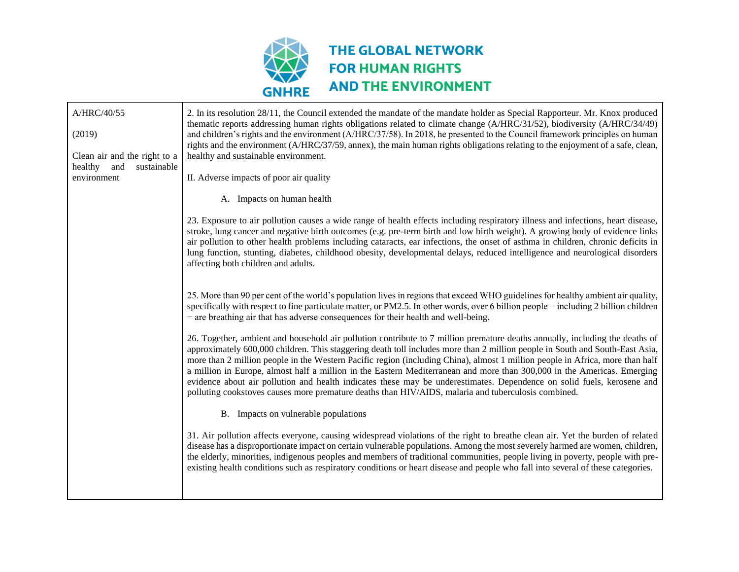| A/HRC/40/55<br><br>(2019)<br><br>Clean air and the right to a healthy and sustainable environment | 2. In its resolution 28/11, the Council extended the mandate of the mandate holder as Special Rapporteur. Mr. Knox produced thematic reports addressing human rights obligations related to climate change (A/HRC/31/52), biodiversity (A/HRC/34/49) and children's rights and the environment (A/HRC/37/58). In 2018, he presented to the Council framework principles on human rights and the environment (A/HRC/37/59, annex), the main human rights obligations relating to the enjoyment of a safe, clean, healthy and sustainable environment.<br><br>II. Adverse impacts of poor air quality<br><br>A. Impacts on human health<br><br>23. Exposure to air pollution causes a wide range of health effects including respiratory illness and infections, heart disease, stroke, lung cancer and negative birth outcomes (e.g. pre-term birth and low birth weight). A growing body of evidence links air pollution to other health problems including cataracts, ear infections, the onset of asthma in children, chronic deficits in lung function, stunting, diabetes, childhood obesity, developmental delays, reduced intelligence and neurological disorders affecting both children and adults.<br><br>25. More than 90 per cent of the world's population lives in regions that exceed WHO guidelines for healthy ambient air quality, specifically with respect to fine particulate matter, or PM2.5. In other words, over 6 billion people − including 2 billion children − are breathing air that has adverse consequences for their health and well-being.<br><br>26. Together, ambient and household air pollution contribute to 7 million premature deaths annually, including the deaths of approximately 600,000 children. This staggering death toll includes more than 2 million people in South and South-East Asia, more than 2 million people in the Western Pacific region (including China), almost 1 million people in Africa, more than half a million in Europe, almost half a million in the Eastern Mediterranean and more than 300,000 in the Americas. Emerging evidence about air pollution and health indicates these may be underestimates. Dependence on solid fuels, kerosene and polluting cookstoves causes more premature deaths than HIV/AIDS, malaria and tuberculosis combined.<br><br>B. Impacts on vulnerable populations<br><br>31. Air pollution affects everyone, causing widespread violations of the right to breathe clean air. Yet the burden of related disease has a disproportionate impact on certain vulnerable populations. Among the most severely harmed are women, children, the elderly, minorities, indigenous peoples and members of traditional communities, people living in poverty, people with pre-existing health conditions such as respiratory conditions or heart disease and people who fall into several of these categories. |
|---|---|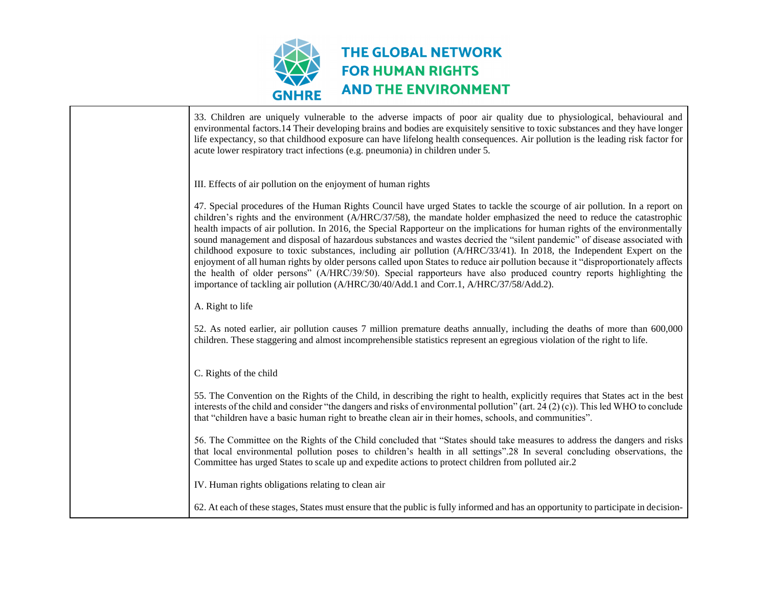| | |
|---|---|
| | 33. Children are uniquely vulnerable to the adverse impacts of poor air quality due to physiological, behavioural and environmental factors.14 Their developing brains and bodies are exquisitely sensitive to toxic substances and they have longer life expectancy, so that childhood exposure can have lifelong health consequences. Air pollution is the leading risk factor for acute lower respiratory tract infections (e.g. pneumonia) in children under 5.<br><br>III. Effects of air pollution on the enjoyment of human rights<br><br>47. Special procedures of the Human Rights Council have urged States to tackle the scourge of air pollution. In a report on children's rights and the environment (A/HRC/37/58), the mandate holder emphasized the need to reduce the catastrophic health impacts of air pollution. In 2016, the Special Rapporteur on the implications for human rights of the environmentally sound management and disposal of hazardous substances and wastes decried the "silent pandemic" of disease associated with childhood exposure to toxic substances, including air pollution (A/HRC/33/41). In 2018, the Independent Expert on the enjoyment of all human rights by older persons called upon States to reduce air pollution because it "disproportionately affects the health of older persons" (A/HRC/39/50). Special rapporteurs have also produced country reports highlighting the importance of tackling air pollution (A/HRC/30/40/Add.1 and Corr.1, A/HRC/37/58/Add.2).<br><br>A. Right to life<br><br>52. As noted earlier, air pollution causes 7 million premature deaths annually, including the deaths of more than 600,000 children. These staggering and almost incomprehensible statistics represent an egregious violation of the right to life.<br><br>C. Rights of the child<br><br>55. The Convention on the Rights of the Child, in describing the right to health, explicitly requires that States act in the best interests of the child and consider "the dangers and risks of environmental pollution" (art. 24 (2) (c)). This led WHO to conclude that "children have a basic human right to breathe clean air in their homes, schools, and communities".<br><br>56. The Committee on the Rights of the Child concluded that "States should take measures to address the dangers and risks that local environmental pollution poses to children's health in all settings".28 In several concluding observations, the Committee has urged States to scale up and expedite actions to protect children from polluted air.2<br><br>IV. Human rights obligations relating to clean air<br><br>62. At each of these stages, States must ensure that the public is fully informed and has an opportunity to participate in decision- |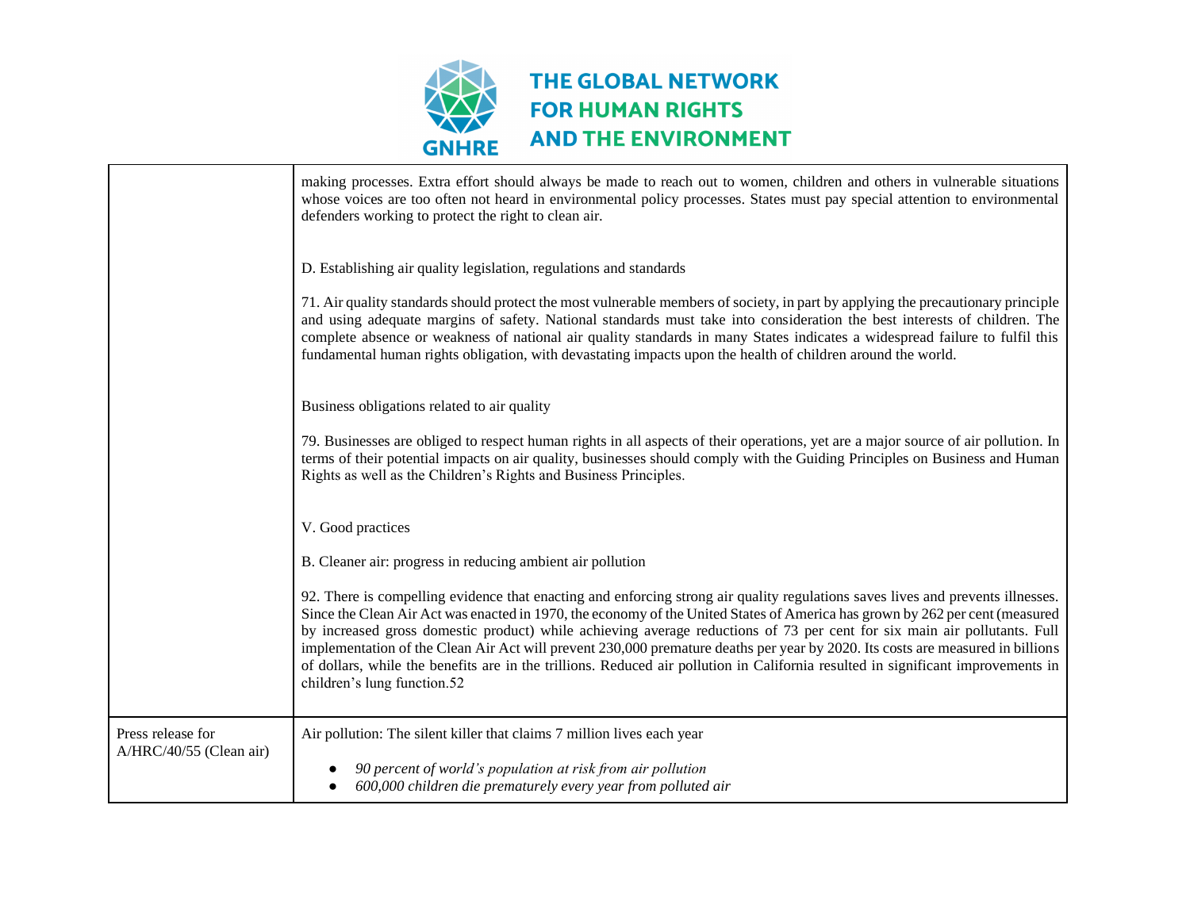| | |
|---|---|
| | making processes. Extra effort should always be made to reach out to women, children and others in vulnerable situations whose voices are too often not heard in environmental policy processes. States must pay special attention to environmental defenders working to protect the right to clean air.<br><br>D. Establishing air quality legislation, regulations and standards<br><br>71. Air quality standards should protect the most vulnerable members of society, in part by applying the precautionary principle and using adequate margins of safety. National standards must take into consideration the best interests of children. The complete absence or weakness of national air quality standards in many States indicates a widespread failure to fulfil this fundamental human rights obligation, with devastating impacts upon the health of children around the world.<br><br>Business obligations related to air quality<br><br>79. Businesses are obliged to respect human rights in all aspects of their operations, yet are a major source of air pollution. In terms of their potential impacts on air quality, businesses should comply with the Guiding Principles on Business and Human Rights as well as the Children's Rights and Business Principles.<br><br>V. Good practices<br><br>B. Cleaner air: progress in reducing ambient air pollution<br><br>92. There is compelling evidence that enacting and enforcing strong air quality regulations saves lives and prevents illnesses. Since the Clean Air Act was enacted in 1970, the economy of the United States of America has grown by 262 per cent (measured by increased gross domestic product) while achieving average reductions of 73 per cent for six main air pollutants. Full implementation of the Clean Air Act will prevent 230,000 premature deaths per year by 2020. Its costs are measured in billions of dollars, while the benefits are in the trillions. Reduced air pollution in California resulted in significant improvements in children's lung function.52 |
| Press release for A/HRC/40/55 (Clean air) | Air pollution: The silent killer that claims 7 million lives each year<br><br>● *90 percent of world's population at risk from air pollution*<br>● *600,000 children die prematurely every year from polluted air* |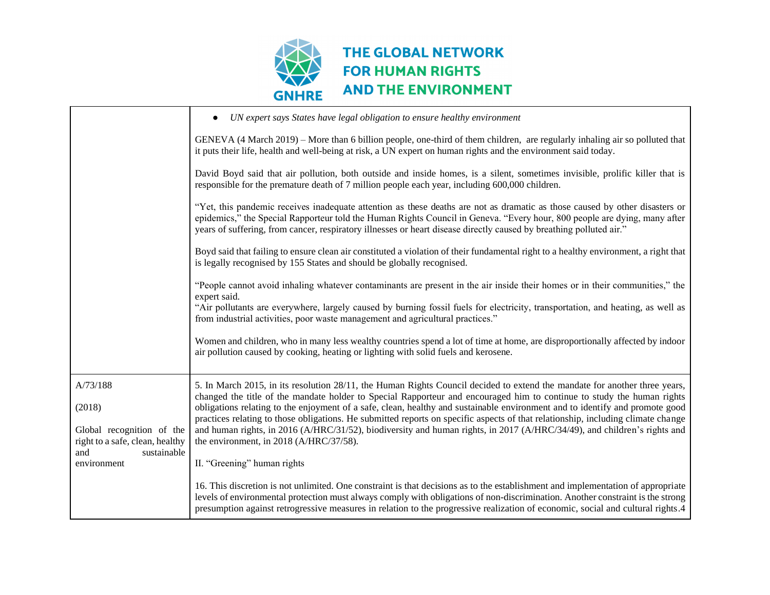| | |
|---|---|
| | • *UN expert says States have legal obligation to ensure healthy environment*<br><br>GENEVA (4 March 2019) – More than 6 billion people, one-third of them children, are regularly inhaling air so polluted that it puts their life, health and well-being at risk, a UN expert on human rights and the environment said today.<br><br>David Boyd said that air pollution, both outside and inside homes, is a silent, sometimes invisible, prolific killer that is responsible for the premature death of 7 million people each year, including 600,000 children.<br><br>"Yet, this pandemic receives inadequate attention as these deaths are not as dramatic as those caused by other disasters or epidemics," the Special Rapporteur told the Human Rights Council in Geneva. "Every hour, 800 people are dying, many after years of suffering, from cancer, respiratory illnesses or heart disease directly caused by breathing polluted air."<br><br>Boyd said that failing to ensure clean air constituted a violation of their fundamental right to a healthy environment, a right that is legally recognised by 155 States and should be globally recognised.<br><br>"People cannot avoid inhaling whatever contaminants are present in the air inside their homes or in their communities," the expert said.<br>"Air pollutants are everywhere, largely caused by burning fossil fuels for electricity, transportation, and heating, as well as from industrial activities, poor waste management and agricultural practices."<br><br>Women and children, who in many less wealthy countries spend a lot of time at home, are disproportionally affected by indoor air pollution caused by cooking, heating or lighting with solid fuels and kerosene. |
| A/73/188<br><br>(2018)<br><br>Global recognition of the right to a safe, clean, healthy and sustainable environment | 5. In March 2015, in its resolution 28/11, the Human Rights Council decided to extend the mandate for another three years, changed the title of the mandate holder to Special Rapporteur and encouraged him to continue to study the human rights obligations relating to the enjoyment of a safe, clean, healthy and sustainable environment and to identify and promote good practices relating to those obligations. He submitted reports on specific aspects of that relationship, including climate change and human rights, in 2016 (A/HRC/31/52), biodiversity and human rights, in 2017 (A/HRC/34/49), and children's rights and the environment, in 2018 (A/HRC/37/58).<br><br>II. "Greening" human rights<br><br>16. This discretion is not unlimited. One constraint is that decisions as to the establishment and implementation of appropriate levels of environmental protection must always comply with obligations of non-discrimination. Another constraint is the strong presumption against retrogressive measures in relation to the progressive realization of economic, social and cultural rights.[4] |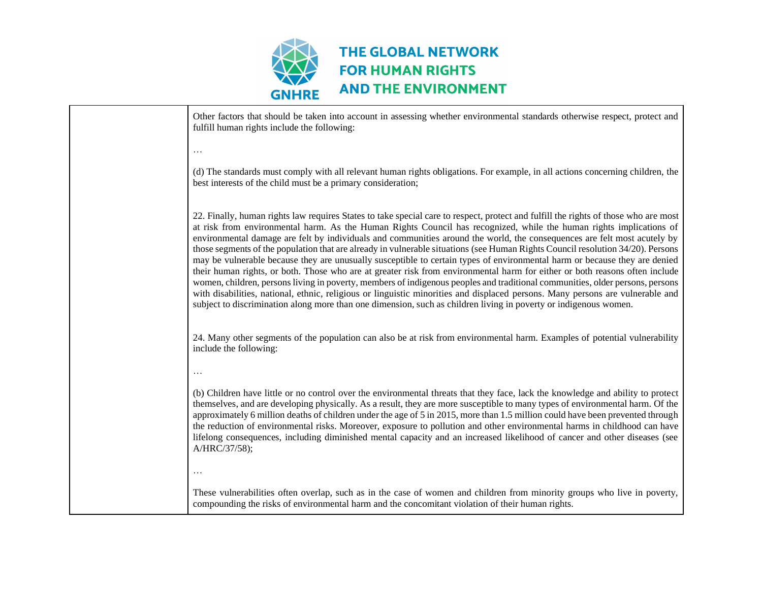| | |
|---|---|
| | Other factors that should be taken into account in assessing whether environmental standards otherwise respect, protect and fulfill human rights include the following:<br><br>…<br><br>(d) The standards must comply with all relevant human rights obligations. For example, in all actions concerning children, the best interests of the child must be a primary consideration;<br><br>22. Finally, human rights law requires States to take special care to respect, protect and fulfill the rights of those who are most at risk from environmental harm. As the Human Rights Council has recognized, while the human rights implications of environmental damage are felt by individuals and communities around the world, the consequences are felt most acutely by those segments of the population that are already in vulnerable situations (see Human Rights Council resolution 34/20). Persons may be vulnerable because they are unusually susceptible to certain types of environmental harm or because they are denied their human rights, or both. Those who are at greater risk from environmental harm for either or both reasons often include women, children, persons living in poverty, members of indigenous peoples and traditional communities, older persons, persons with disabilities, national, ethnic, religious or linguistic minorities and displaced persons. Many persons are vulnerable and subject to discrimination along more than one dimension, such as children living in poverty or indigenous women.<br><br>24. Many other segments of the population can also be at risk from environmental harm. Examples of potential vulnerability include the following:<br><br>…<br><br>(b) Children have little or no control over the environmental threats that they face, lack the knowledge and ability to protect themselves, and are developing physically. As a result, they are more susceptible to many types of environmental harm. Of the approximately 6 million deaths of children under the age of 5 in 2015, more than 1.5 million could have been prevented through the reduction of environmental risks. Moreover, exposure to pollution and other environmental harms in childhood can have lifelong consequences, including diminished mental capacity and an increased likelihood of cancer and other diseases (see A/HRC/37/58);<br><br>…<br><br>These vulnerabilities often overlap, such as in the case of women and children from minority groups who live in poverty, compounding the risks of environmental harm and the concomitant violation of their human rights. |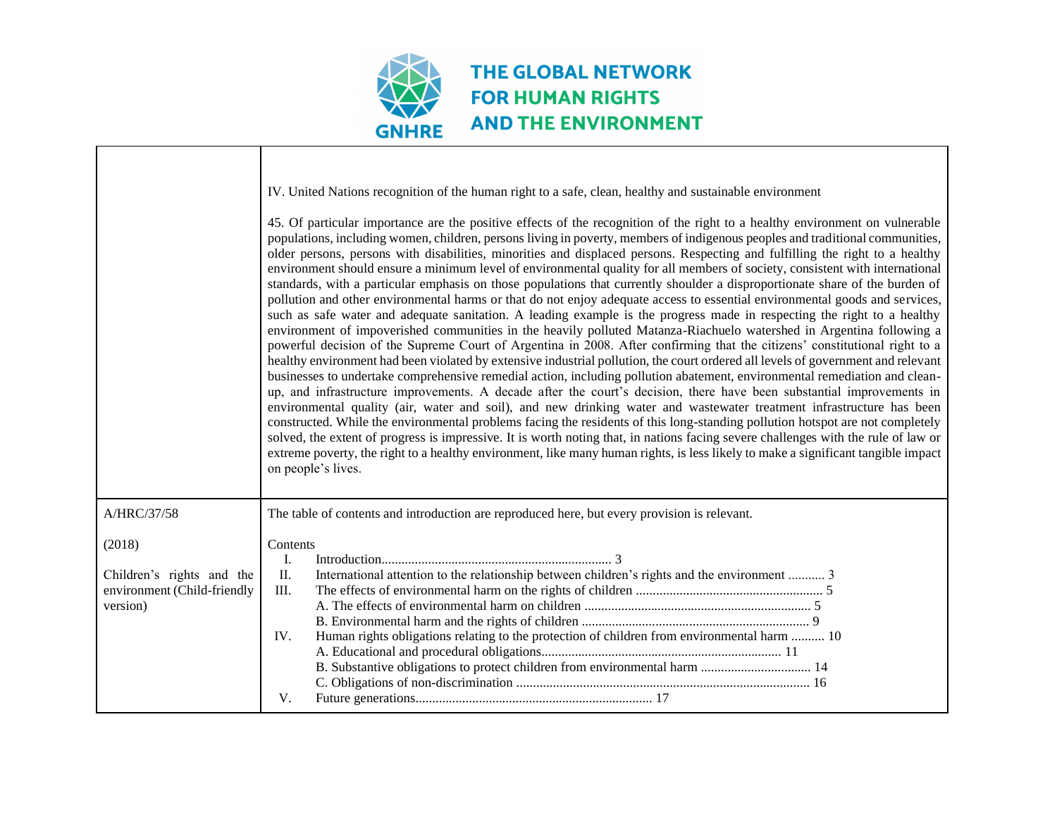| | |
|---|---|
| | IV. United Nations recognition of the human right to a safe, clean, healthy and sustainable environment<br><br>45. Of particular importance are the positive effects of the recognition of the right to a healthy environment on vulnerable populations, including women, children, persons living in poverty, members of indigenous peoples and traditional communities, older persons, persons with disabilities, minorities and displaced persons. Respecting and fulfilling the right to a healthy environment should ensure a minimum level of environmental quality for all members of society, consistent with international standards, with a particular emphasis on those populations that currently shoulder a disproportionate share of the burden of pollution and other environmental harms or that do not enjoy adequate access to essential environmental goods and services, such as safe water and adequate sanitation. A leading example is the progress made in respecting the right to a healthy environment of impoverished communities in the heavily polluted Matanza-Riachuelo watershed in Argentina following a powerful decision of the Supreme Court of Argentina in 2008. After confirming that the citizens' constitutional right to a healthy environment had been violated by extensive industrial pollution, the court ordered all levels of government and relevant businesses to undertake comprehensive remedial action, including pollution abatement, environmental remediation and clean-up, and infrastructure improvements. A decade after the court's decision, there have been substantial improvements in environmental quality (air, water and soil), and new drinking water and wastewater treatment infrastructure has been constructed. While the environmental problems facing the residents of this long-standing pollution hotspot are not completely solved, the extent of progress is impressive. It is worth noting that, in nations facing severe challenges with the rule of law or extreme poverty, the right to a healthy environment, like many human rights, is less likely to make a significant tangible impact on people's lives. |
| A/HRC/37/58<br><br>(2018)<br><br>Children's rights and the environment (Child-friendly version) | The table of contents and introduction are reproduced here, but every provision is relevant.<br><br>Contents<br>I. Introduction.................................................................... 3<br>II. International attention to the relationship between children's rights and the environment ........... 3<br>III. The effects of environmental harm on the rights of children ........................................................ 5<br>A. The effects of environmental harm on children .................................................................... 5<br>B. Environmental harm and the rights of children .................................................................... 9<br>IV. Human rights obligations relating to the protection of children from environmental harm .......... 10<br>A. Educational and procedural obligations....................................................................... 11<br>B. Substantive obligations to protect children from environmental harm ................................ 14<br>C. Obligations of non-discrimination ....................................................................................... 16<br>V. Future generations....................................................................... 17 |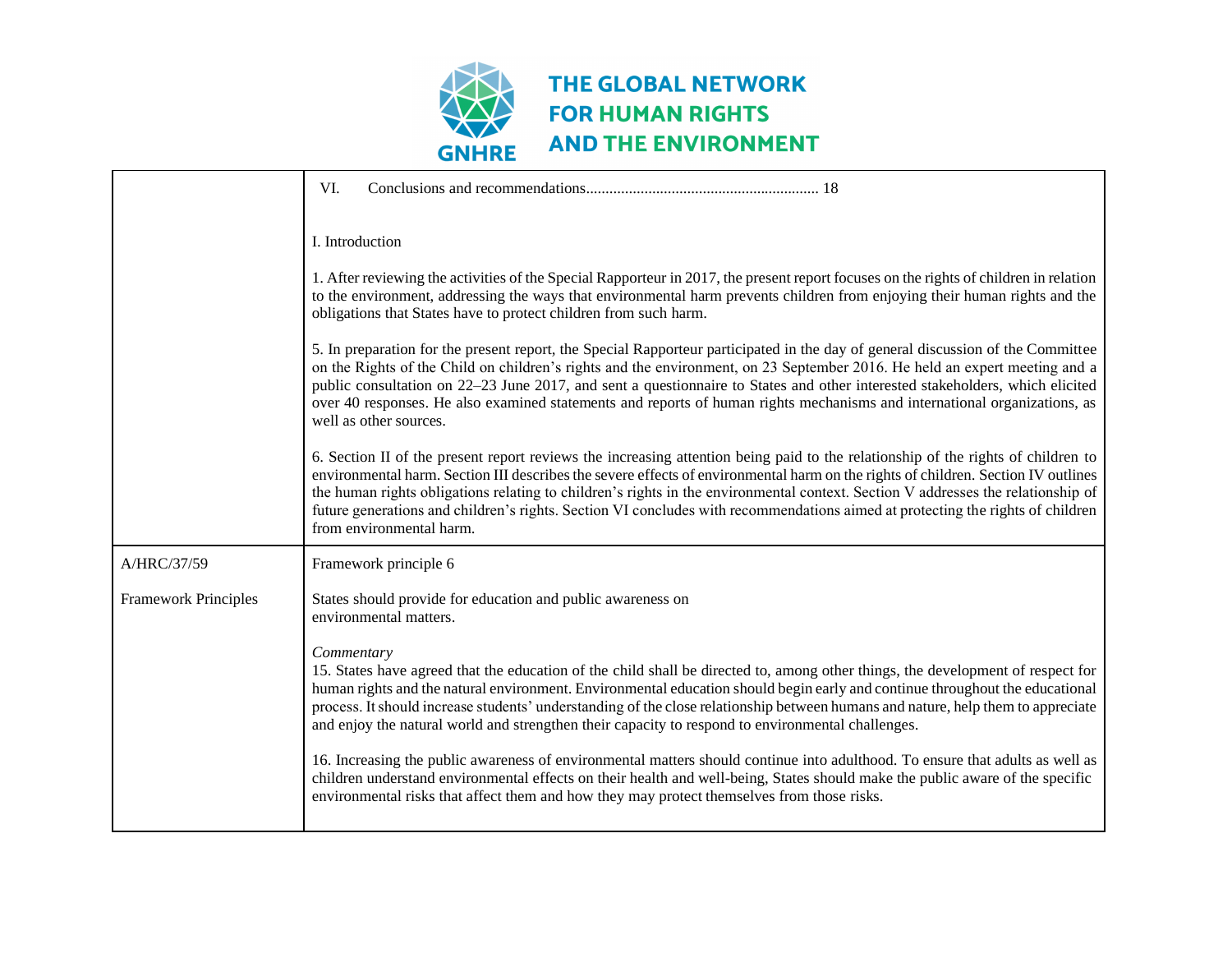| | |
|---|---|
| | VI. Conclusions and recommendations........................................................... 18<br><br>I. Introduction<br><br>1. After reviewing the activities of the Special Rapporteur in 2017, the present report focuses on the rights of children in relation to the environment, addressing the ways that environmental harm prevents children from enjoying their human rights and the obligations that States have to protect children from such harm.<br><br>5. In preparation for the present report, the Special Rapporteur participated in the day of general discussion of the Committee on the Rights of the Child on children's rights and the environment, on 23 September 2016. He held an expert meeting and a public consultation on 22–23 June 2017, and sent a questionnaire to States and other interested stakeholders, which elicited over 40 responses. He also examined statements and reports of human rights mechanisms and international organizations, as well as other sources.<br><br>6. Section II of the present report reviews the increasing attention being paid to the relationship of the rights of children to environmental harm. Section III describes the severe effects of environmental harm on the rights of children. Section IV outlines the human rights obligations relating to children's rights in the environmental context. Section V addresses the relationship of future generations and children's rights. Section VI concludes with recommendations aimed at protecting the rights of children from environmental harm. |
| A/HRC/37/59<br><br>Framework Principles | Framework principle 6<br><br>States should provide for education and public awareness on environmental matters.<br><br>*Commentary*<br>15. States have agreed that the education of the child shall be directed to, among other things, the development of respect for human rights and the natural environment. Environmental education should begin early and continue throughout the educational process. It should increase students' understanding of the close relationship between humans and nature, help them to appreciate and enjoy the natural world and strengthen their capacity to respond to environmental challenges.<br><br>16. Increasing the public awareness of environmental matters should continue into adulthood. To ensure that adults as well as children understand environmental effects on their health and well-being, States should make the public aware of the specific environmental risks that affect them and how they may protect themselves from those risks. |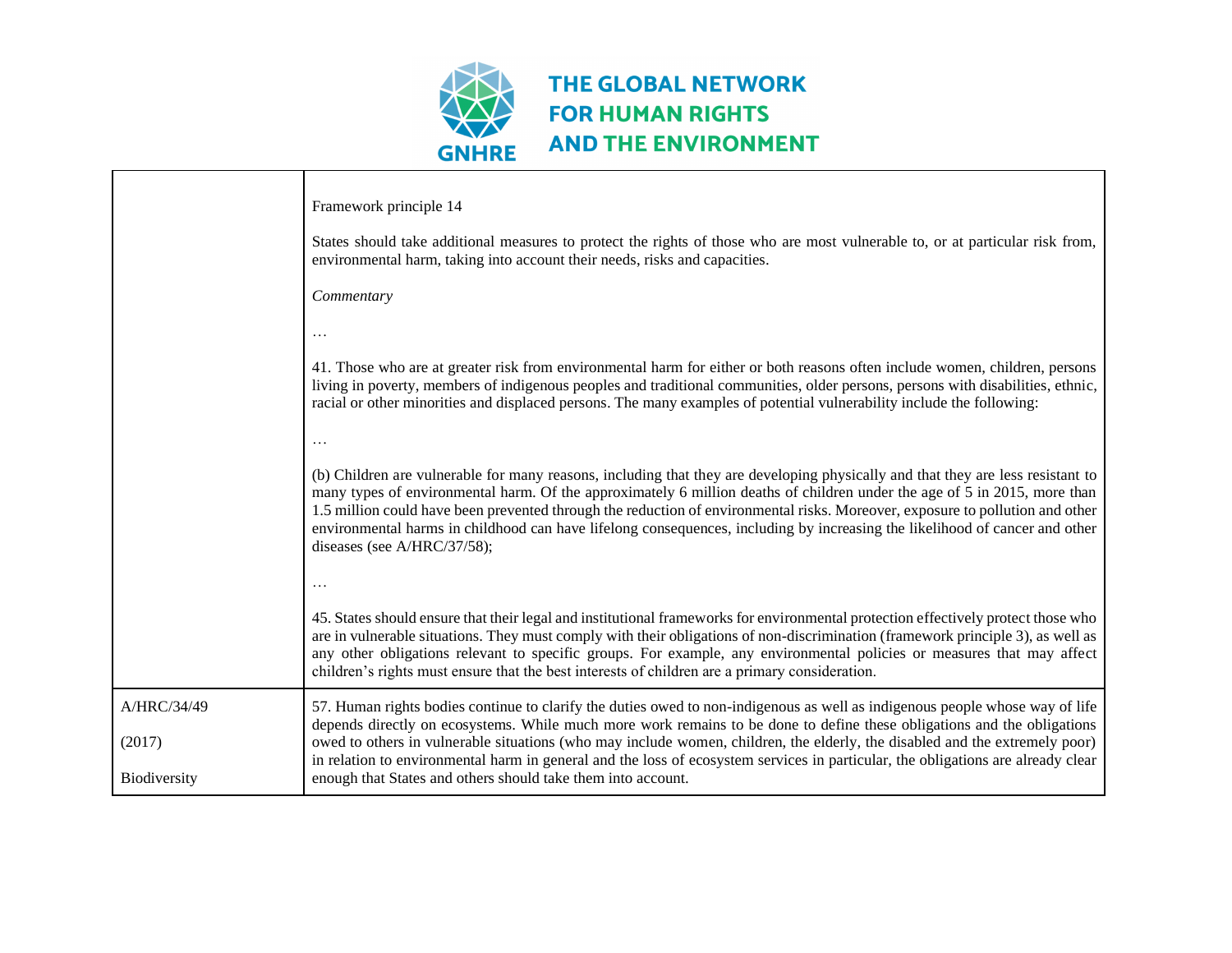| | |
|---|---|
| | Framework principle 14<br><br>States should take additional measures to protect the rights of those who are most vulnerable to, or at particular risk from, environmental harm, taking into account their needs, risks and capacities.<br><br>*Commentary*<br><br>…<br><br>41. Those who are at greater risk from environmental harm for either or both reasons often include women, children, persons living in poverty, members of indigenous peoples and traditional communities, older persons, persons with disabilities, ethnic, racial or other minorities and displaced persons. The many examples of potential vulnerability include the following:<br><br>…<br><br>(b) Children are vulnerable for many reasons, including that they are developing physically and that they are less resistant to many types of environmental harm. Of the approximately 6 million deaths of children under the age of 5 in 2015, more than 1.5 million could have been prevented through the reduction of environmental risks. Moreover, exposure to pollution and other environmental harms in childhood can have lifelong consequences, including by increasing the likelihood of cancer and other diseases (see A/HRC/37/58);<br><br>…<br><br>45. States should ensure that their legal and institutional frameworks for environmental protection effectively protect those who are in vulnerable situations. They must comply with their obligations of non-discrimination (framework principle 3), as well as any other obligations relevant to specific groups. For example, any environmental policies or measures that may affect children's rights must ensure that the best interests of children are a primary consideration. |
| A/HRC/34/49<br><br>(2017)<br><br>Biodiversity | 57. Human rights bodies continue to clarify the duties owed to non-indigenous as well as indigenous people whose way of life depends directly on ecosystems. While much more work remains to be done to define these obligations and the obligations owed to others in vulnerable situations (who may include women, children, the elderly, the disabled and the extremely poor) in relation to environmental harm in general and the loss of ecosystem services in particular, the obligations are already clear enough that States and others should take them into account. |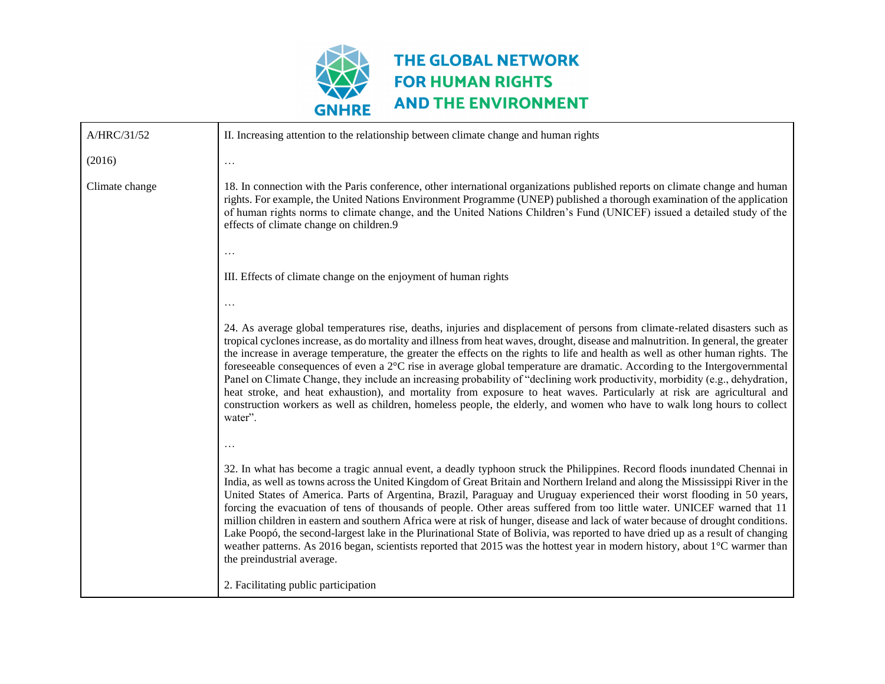| | |
|---|---|
| A/HRC/31/52<br><br>(2016)<br><br>Climate change | II. Increasing attention to the relationship between climate change and human rights<br><br>…<br><br>18. In connection with the Paris conference, other international organizations published reports on climate change and human rights. For example, the United Nations Environment Programme (UNEP) published a thorough examination of the application of human rights norms to climate change, and the United Nations Children's Fund (UNICEF) issued a detailed study of the effects of climate change on children.9<br><br>…<br><br>III. Effects of climate change on the enjoyment of human rights<br><br>…<br><br>24. As average global temperatures rise, deaths, injuries and displacement of persons from climate-related disasters such as tropical cyclones increase, as do mortality and illness from heat waves, drought, disease and malnutrition. In general, the greater the increase in average temperature, the greater the effects on the rights to life and health as well as other human rights. The foreseeable consequences of even a 2°C rise in average global temperature are dramatic. According to the Intergovernmental Panel on Climate Change, they include an increasing probability of "declining work productivity, morbidity (e.g., dehydration, heat stroke, and heat exhaustion), and mortality from exposure to heat waves. Particularly at risk are agricultural and construction workers as well as children, homeless people, the elderly, and women who have to walk long hours to collect water".<br><br>…<br><br>32. In what has become a tragic annual event, a deadly typhoon struck the Philippines. Record floods inundated Chennai in India, as well as towns across the United Kingdom of Great Britain and Northern Ireland and along the Mississippi River in the United States of America. Parts of Argentina, Brazil, Paraguay and Uruguay experienced their worst flooding in 50 years, forcing the evacuation of tens of thousands of people. Other areas suffered from too little water. UNICEF warned that 11 million children in eastern and southern Africa were at risk of hunger, disease and lack of water because of drought conditions. Lake Poopó, the second-largest lake in the Plurinational State of Bolivia, was reported to have dried up as a result of changing weather patterns. As 2016 began, scientists reported that 2015 was the hottest year in modern history, about 1°C warmer than the preindustrial average.<br><br>2. Facilitating public participation |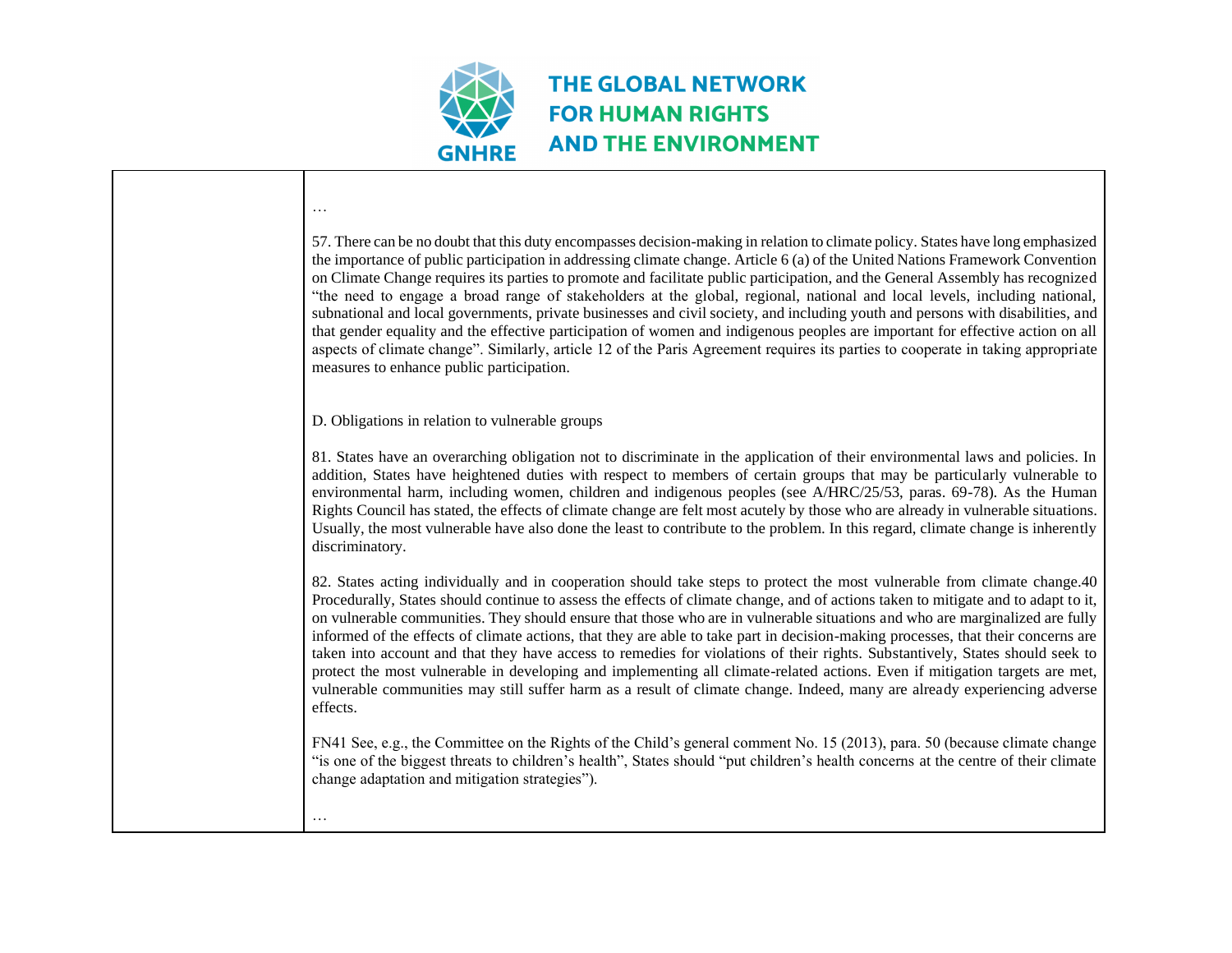…

57. There can be no doubt that this duty encompasses decision-making in relation to climate policy. States have long emphasized the importance of public participation in addressing climate change. Article 6 (a) of the United Nations Framework Convention on Climate Change requires its parties to promote and facilitate public participation, and the General Assembly has recognized "the need to engage a broad range of stakeholders at the global, regional, national and local levels, including national, subnational and local governments, private businesses and civil society, and including youth and persons with disabilities, and that gender equality and the effective participation of women and indigenous peoples are important for effective action on all aspects of climate change". Similarly, article 12 of the Paris Agreement requires its parties to cooperate in taking appropriate measures to enhance public participation.

D. Obligations in relation to vulnerable groups

81. States have an overarching obligation not to discriminate in the application of their environmental laws and policies. In addition, States have heightened duties with respect to members of certain groups that may be particularly vulnerable to environmental harm, including women, children and indigenous peoples (see A/HRC/25/53, paras. 69-78). As the Human Rights Council has stated, the effects of climate change are felt most acutely by those who are already in vulnerable situations. Usually, the most vulnerable have also done the least to contribute to the problem. In this regard, climate change is inherently discriminatory.

82. States acting individually and in cooperation should take steps to protect the most vulnerable from climate change.40 Procedurally, States should continue to assess the effects of climate change, and of actions taken to mitigate and to adapt to it, on vulnerable communities. They should ensure that those who are in vulnerable situations and who are marginalized are fully informed of the effects of climate actions, that they are able to take part in decision-making processes, that their concerns are taken into account and that they have access to remedies for violations of their rights. Substantively, States should seek to protect the most vulnerable in developing and implementing all climate-related actions. Even if mitigation targets are met, vulnerable communities may still suffer harm as a result of climate change. Indeed, many are already experiencing adverse effects.

FN41 See, e.g., the Committee on the Rights of the Child's general comment No. 15 (2013), para. 50 (because climate change "is one of the biggest threats to children's health", States should "put children's health concerns at the centre of their climate change adaptation and mitigation strategies").

…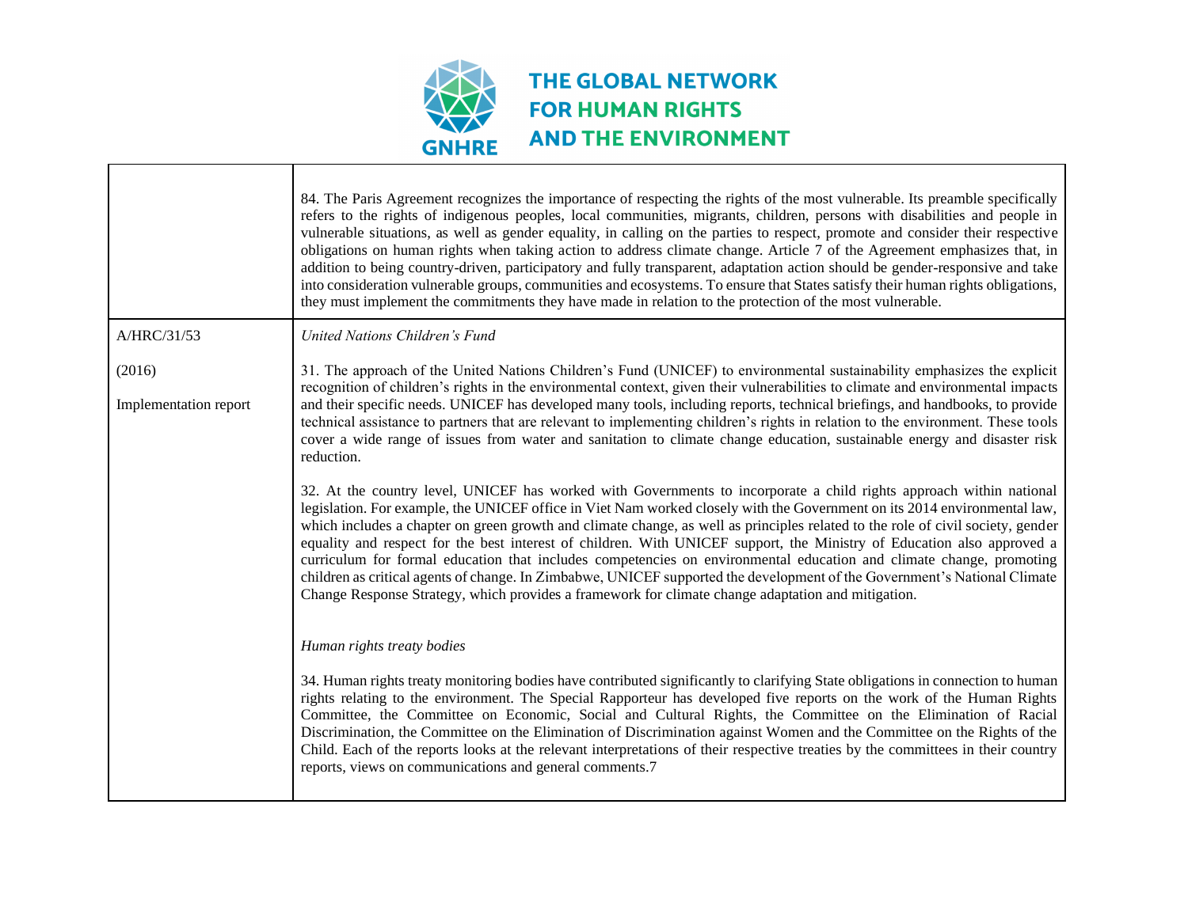| | |
|---|---|
| | 84. The Paris Agreement recognizes the importance of respecting the rights of the most vulnerable. Its preamble specifically refers to the rights of indigenous peoples, local communities, migrants, children, persons with disabilities and people in vulnerable situations, as well as gender equality, in calling on the parties to respect, promote and consider their respective obligations on human rights when taking action to address climate change. Article 7 of the Agreement emphasizes that, in addition to being country-driven, participatory and fully transparent, adaptation action should be gender-responsive and take into consideration vulnerable groups, communities and ecosystems. To ensure that States satisfy their human rights obligations, they must implement the commitments they have made in relation to the protection of the most vulnerable. |
| A/HRC/31/53<br><br>(2016)<br><br>Implementation report | *United Nations Children's Fund*<br><br>31. The approach of the United Nations Children's Fund (UNICEF) to environmental sustainability emphasizes the explicit recognition of children's rights in the environmental context, given their vulnerabilities to climate and environmental impacts and their specific needs. UNICEF has developed many tools, including reports, technical briefings, and handbooks, to provide technical assistance to partners that are relevant to implementing children's rights in relation to the environment. These tools cover a wide range of issues from water and sanitation to climate change education, sustainable energy and disaster risk reduction.<br><br>32. At the country level, UNICEF has worked with Governments to incorporate a child rights approach within national legislation. For example, the UNICEF office in Viet Nam worked closely with the Government on its 2014 environmental law, which includes a chapter on green growth and climate change, as well as principles related to the role of civil society, gender equality and respect for the best interest of children. With UNICEF support, the Ministry of Education also approved a curriculum for formal education that includes competencies on environmental education and climate change, promoting children as critical agents of change. In Zimbabwe, UNICEF supported the development of the Government's National Climate Change Response Strategy, which provides a framework for climate change adaptation and mitigation.<br><br>*Human rights treaty bodies*<br><br>34. Human rights treaty monitoring bodies have contributed significantly to clarifying State obligations in connection to human rights relating to the environment. The Special Rapporteur has developed five reports on the work of the Human Rights Committee, the Committee on Economic, Social and Cultural Rights, the Committee on the Elimination of Racial Discrimination, the Committee on the Elimination of Discrimination against Women and the Committee on the Rights of the Child. Each of the reports looks at the relevant interpretations of their respective treaties by the committees in their country reports, views on communications and general comments.7 |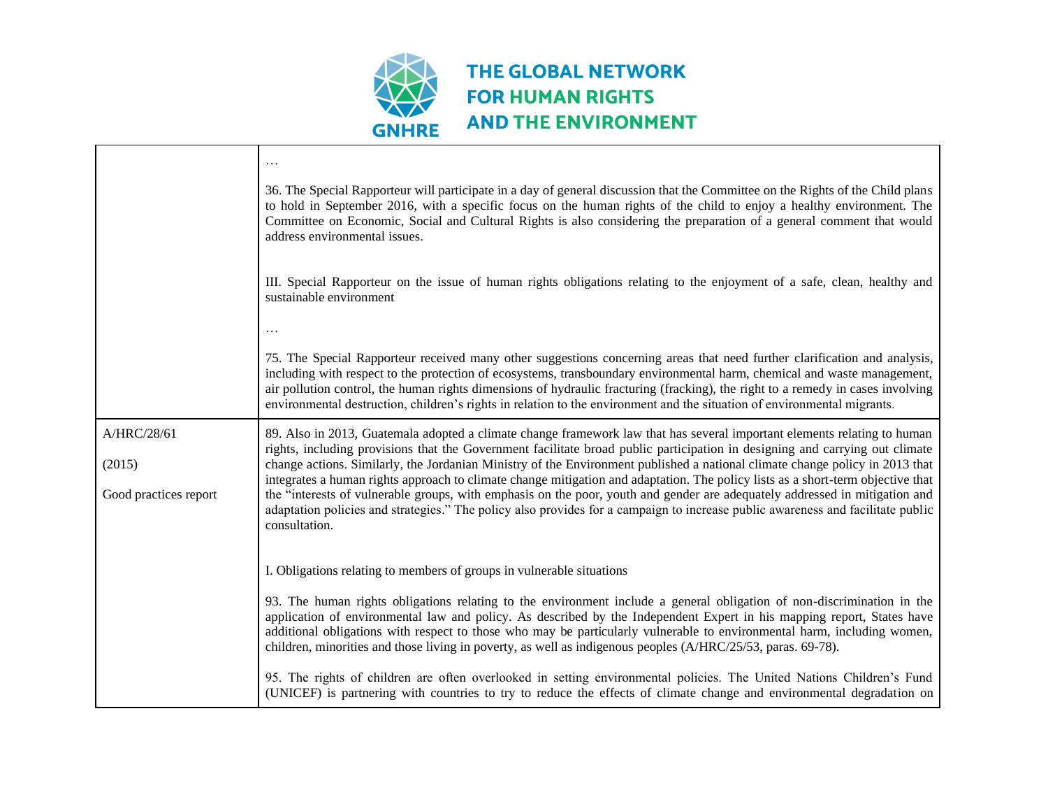| | |
|---|---|
| | …<br><br>36. The Special Rapporteur will participate in a day of general discussion that the Committee on the Rights of the Child plans to hold in September 2016, with a specific focus on the human rights of the child to enjoy a healthy environment. The Committee on Economic, Social and Cultural Rights is also considering the preparation of a general comment that would address environmental issues.<br><br>III. Special Rapporteur on the issue of human rights obligations relating to the enjoyment of a safe, clean, healthy and sustainable environment<br><br>…<br><br>75. The Special Rapporteur received many other suggestions concerning areas that need further clarification and analysis, including with respect to the protection of ecosystems, transboundary environmental harm, chemical and waste management, air pollution control, the human rights dimensions of hydraulic fracturing (fracking), the right to a remedy in cases involving environmental destruction, children's rights in relation to the environment and the situation of environmental migrants. |
| A/HRC/28/61<br><br>(2015)<br><br>Good practices report | 89. Also in 2013, Guatemala adopted a climate change framework law that has several important elements relating to human rights, including provisions that the Government facilitate broad public participation in designing and carrying out climate change actions. Similarly, the Jordanian Ministry of the Environment published a national climate change policy in 2013 that integrates a human rights approach to climate change mitigation and adaptation. The policy lists as a short-term objective that the "interests of vulnerable groups, with emphasis on the poor, youth and gender are adequately addressed in mitigation and adaptation policies and strategies." The policy also provides for a campaign to increase public awareness and facilitate public consultation.<br><br>I. Obligations relating to members of groups in vulnerable situations<br><br>93. The human rights obligations relating to the environment include a general obligation of non-discrimination in the application of environmental law and policy. As described by the Independent Expert in his mapping report, States have additional obligations with respect to those who may be particularly vulnerable to environmental harm, including women, children, minorities and those living in poverty, as well as indigenous peoples (A/HRC/25/53, paras. 69-78).<br><br>95. The rights of children are often overlooked in setting environmental policies. The United Nations Children's Fund (UNICEF) is partnering with countries to try to reduce the effects of climate change and environmental degradation on |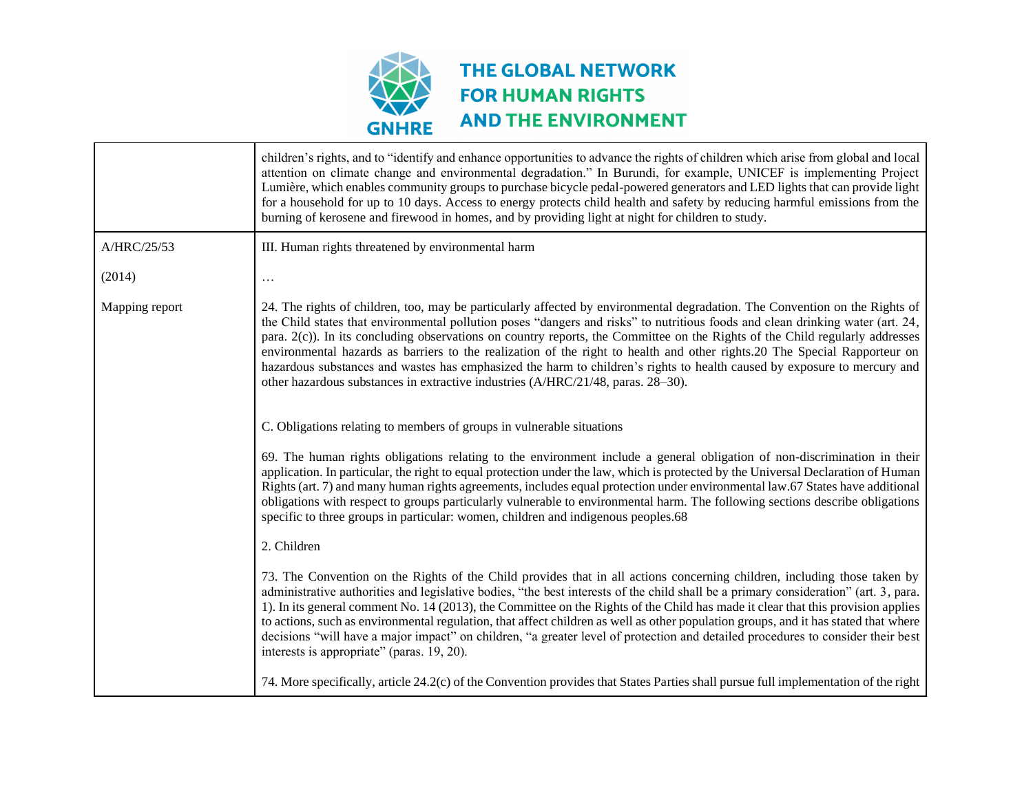| | |
|---|---|
| | children's rights, and to "identify and enhance opportunities to advance the rights of children which arise from global and local attention on climate change and environmental degradation." In Burundi, for example, UNICEF is implementing Project Lumière, which enables community groups to purchase bicycle pedal-powered generators and LED lights that can provide light for a household for up to 10 days. Access to energy protects child health and safety by reducing harmful emissions from the burning of kerosene and firewood in homes, and by providing light at night for children to study. |
| A/HRC/25/53<br><br>(2014)<br><br>Mapping report | III. Human rights threatened by environmental harm<br><br>…<br><br>24. The rights of children, too, may be particularly affected by environmental degradation. The Convention on the Rights of the Child states that environmental pollution poses "dangers and risks" to nutritious foods and clean drinking water (art. 24, para. 2(c)). In its concluding observations on country reports, the Committee on the Rights of the Child regularly addresses environmental hazards as barriers to the realization of the right to health and other rights.20 The Special Rapporteur on hazardous substances and wastes has emphasized the harm to children's rights to health caused by exposure to mercury and other hazardous substances in extractive industries (A/HRC/21/48, paras. 28–30).<br><br>C. Obligations relating to members of groups in vulnerable situations<br><br>69. The human rights obligations relating to the environment include a general obligation of non-discrimination in their application. In particular, the right to equal protection under the law, which is protected by the Universal Declaration of Human Rights (art. 7) and many human rights agreements, includes equal protection under environmental law.67 States have additional obligations with respect to groups particularly vulnerable to environmental harm. The following sections describe obligations specific to three groups in particular: women, children and indigenous peoples.68<br><br>2. Children<br><br>73. The Convention on the Rights of the Child provides that in all actions concerning children, including those taken by administrative authorities and legislative bodies, "the best interests of the child shall be a primary consideration" (art. 3, para. 1). In its general comment No. 14 (2013), the Committee on the Rights of the Child has made it clear that this provision applies to actions, such as environmental regulation, that affect children as well as other population groups, and it has stated that where decisions "will have a major impact" on children, "a greater level of protection and detailed procedures to consider their best interests is appropriate" (paras. 19, 20).<br><br>74. More specifically, article 24.2(c) of the Convention provides that States Parties shall pursue full implementation of the right |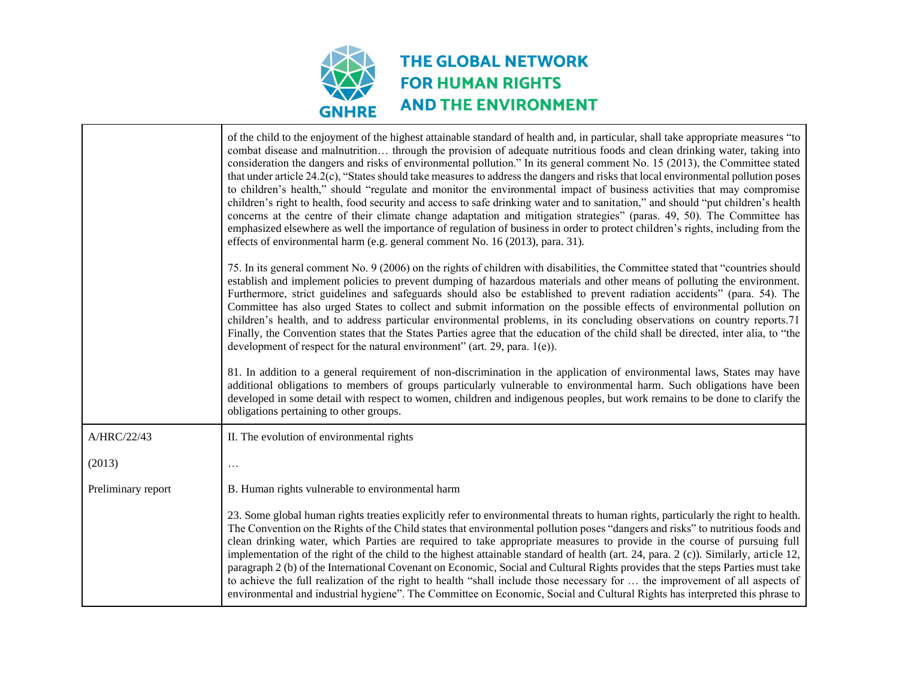| | |
|---|---|
| | of the child to the enjoyment of the highest attainable standard of health and, in particular, shall take appropriate measures "to combat disease and malnutrition… through the provision of adequate nutritious foods and clean drinking water, taking into consideration the dangers and risks of environmental pollution." In its general comment No. 15 (2013), the Committee stated that under article 24.2(c), "States should take measures to address the dangers and risks that local environmental pollution poses to children's health," should "regulate and monitor the environmental impact of business activities that may compromise children's right to health, food security and access to safe drinking water and to sanitation," and should "put children's health concerns at the centre of their climate change adaptation and mitigation strategies" (paras. 49, 50). The Committee has emphasized elsewhere as well the importance of regulation of business in order to protect children's rights, including from the effects of environmental harm (e.g. general comment No. 16 (2013), para. 31).<br><br>75. In its general comment No. 9 (2006) on the rights of children with disabilities, the Committee stated that "countries should establish and implement policies to prevent dumping of hazardous materials and other means of polluting the environment. Furthermore, strict guidelines and safeguards should also be established to prevent radiation accidents" (para. 54). The Committee has also urged States to collect and submit information on the possible effects of environmental pollution on children's health, and to address particular environmental problems, in its concluding observations on country reports.71 Finally, the Convention states that the States Parties agree that the education of the child shall be directed, inter alia, to "the development of respect for the natural environment" (art. 29, para. 1(e)).<br><br>81. In addition to a general requirement of non-discrimination in the application of environmental laws, States may have additional obligations to members of groups particularly vulnerable to environmental harm. Such obligations have been developed in some detail with respect to women, children and indigenous peoples, but work remains to be done to clarify the obligations pertaining to other groups. |
| A/HRC/22/43<br><br>(2013)<br><br>Preliminary report | II. The evolution of environmental rights<br><br>…<br><br>B. Human rights vulnerable to environmental harm<br><br>23. Some global human rights treaties explicitly refer to environmental threats to human rights, particularly the right to health. The Convention on the Rights of the Child states that environmental pollution poses "dangers and risks" to nutritious foods and clean drinking water, which Parties are required to take appropriate measures to provide in the course of pursuing full implementation of the right of the child to the highest attainable standard of health (art. 24, para. 2 (c)). Similarly, article 12, paragraph 2 (b) of the International Covenant on Economic, Social and Cultural Rights provides that the steps Parties must take to achieve the full realization of the right to health "shall include those necessary for … the improvement of all aspects of environmental and industrial hygiene". The Committee on Economic, Social and Cultural Rights has interpreted this phrase to |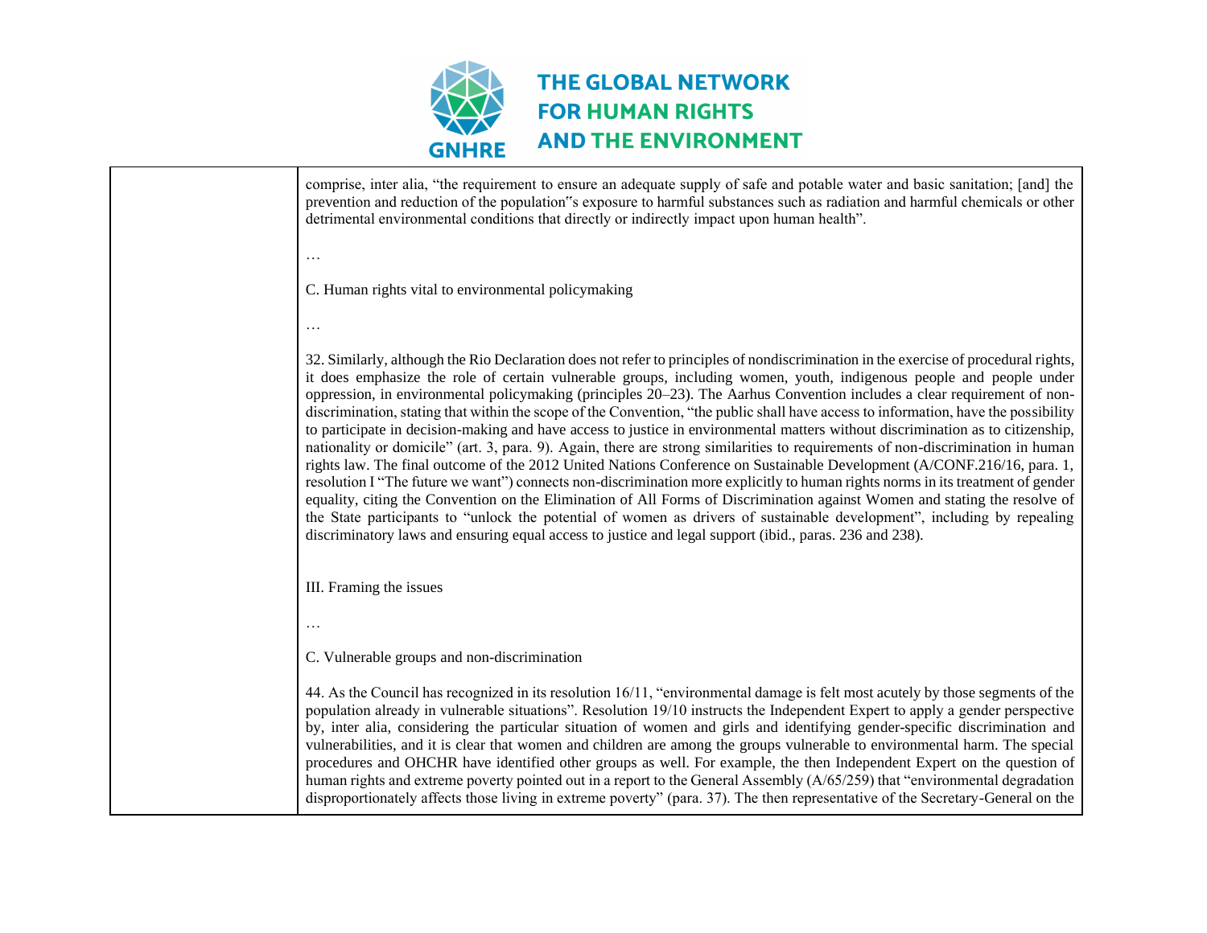| | comprise, inter alia, “the requirement to ensure an adequate supply of safe and potable water and basic sanitation; [and] the prevention and reduction of the population‟s exposure to harmful substances such as radiation and harmful chemicals or other detrimental environmental conditions that directly or indirectly impact upon human health”.<br><br>…<br><br>C. Human rights vital to environmental policymaking<br><br>…<br><br>32. Similarly, although the Rio Declaration does not refer to principles of nondiscrimination in the exercise of procedural rights, it does emphasize the role of certain vulnerable groups, including women, youth, indigenous people and people under oppression, in environmental policymaking (principles 20–23). The Aarhus Convention includes a clear requirement of non-discrimination, stating that within the scope of the Convention, “the public shall have access to information, have the possibility to participate in decision-making and have access to justice in environmental matters without discrimination as to citizenship, nationality or domicile” (art. 3, para. 9). Again, there are strong similarities to requirements of non-discrimination in human rights law. The final outcome of the 2012 United Nations Conference on Sustainable Development (A/CONF.216/16, para. 1, resolution I “The future we want”) connects non-discrimination more explicitly to human rights norms in its treatment of gender equality, citing the Convention on the Elimination of All Forms of Discrimination against Women and stating the resolve of the State participants to “unlock the potential of women as drivers of sustainable development”, including by repealing discriminatory laws and ensuring equal access to justice and legal support (ibid., paras. 236 and 238).<br><br>III. Framing the issues<br><br>…<br><br>C. Vulnerable groups and non-discrimination<br><br>44. As the Council has recognized in its resolution 16/11, “environmental damage is felt most acutely by those segments of the population already in vulnerable situations”. Resolution 19/10 instructs the Independent Expert to apply a gender perspective by, inter alia, considering the particular situation of women and girls and identifying gender-specific discrimination and vulnerabilities, and it is clear that women and children are among the groups vulnerable to environmental harm. The special procedures and OHCHR have identified other groups as well. For example, the then Independent Expert on the question of human rights and extreme poverty pointed out in a report to the General Assembly (A/65/259) that “environmental degradation disproportionately affects those living in extreme poverty” (para. 37). The then representative of the Secretary-General on the |
|---|---|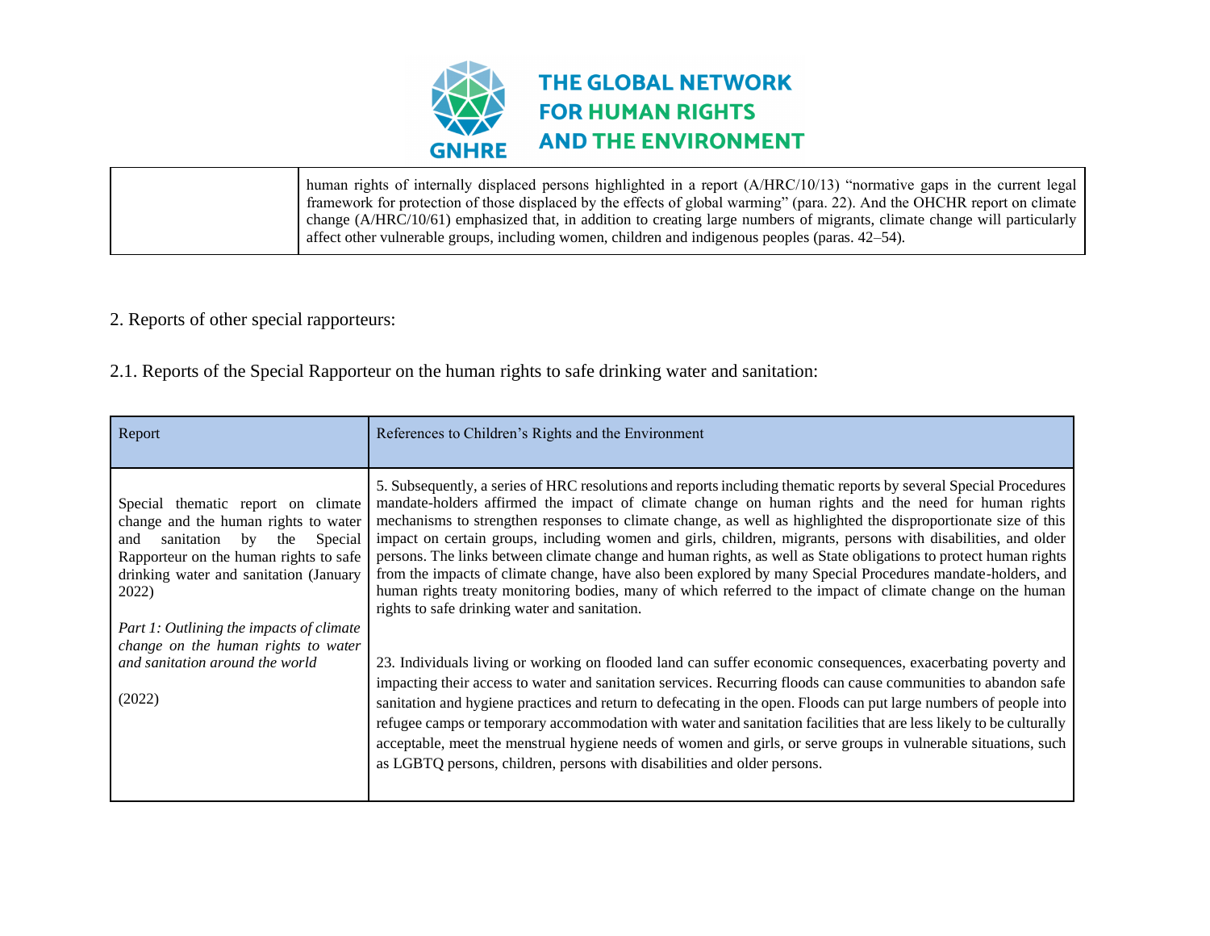| | |
|---|---|
| | human rights of internally displaced persons highlighted in a report (A/HRC/10/13) "normative gaps in the current legal framework for protection of those displaced by the effects of global warming" (para. 22). And the OHCHR report on climate change (A/HRC/10/61) emphasized that, in addition to creating large numbers of migrants, climate change will particularly affect other vulnerable groups, including women, children and indigenous peoples (paras. 42–54). |

2. Reports of other special rapporteurs:

2.1. Reports of the Special Rapporteur on the human rights to safe drinking water and sanitation:

| Report | References to Children's Rights and the Environment |
|---|---|
| Special thematic report on climate change and the human rights to water and sanitation by the Special Rapporteur on the human rights to safe drinking water and sanitation (January 2022)<br><br>*Part 1: Outlining the impacts of climate change on the human rights to water and sanitation around the world*<br><br>(2022) | 5. Subsequently, a series of HRC resolutions and reports including thematic reports by several Special Procedures mandate-holders affirmed the impact of climate change on human rights and the need for human rights mechanisms to strengthen responses to climate change, as well as highlighted the disproportionate size of this impact on certain groups, including women and girls, children, migrants, persons with disabilities, and older persons. The links between climate change and human rights, as well as State obligations to protect human rights from the impacts of climate change, have also been explored by many Special Procedures mandate-holders, and human rights treaty monitoring bodies, many of which referred to the impact of climate change on the human rights to safe drinking water and sanitation.<br><br>23. Individuals living or working on flooded land can suffer economic consequences, exacerbating poverty and impacting their access to water and sanitation services. Recurring floods can cause communities to abandon safe sanitation and hygiene practices and return to defecating in the open. Floods can put large numbers of people into refugee camps or temporary accommodation with water and sanitation facilities that are less likely to be culturally acceptable, meet the menstrual hygiene needs of women and girls, or serve groups in vulnerable situations, such as LGBTQ persons, children, persons with disabilities and older persons. |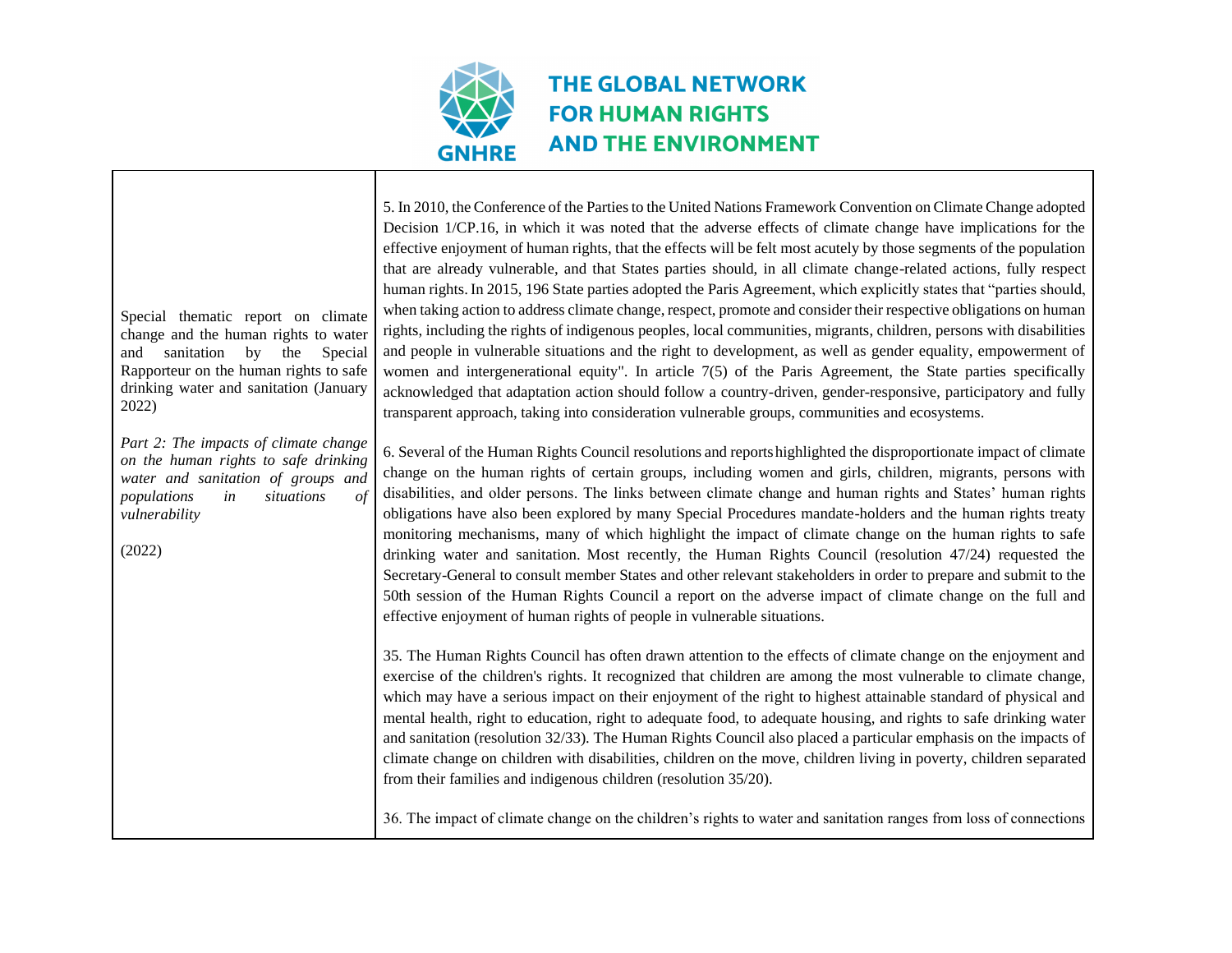| | |
|---|---|
| Special thematic report on climate change and the human rights to water and sanitation by the Special Rapporteur on the human rights to safe drinking water and sanitation (January 2022)<br><br>*Part 2: The impacts of climate change on the human rights to safe drinking water and sanitation of groups and populations in situations of vulnerability*<br><br>(2022) | 5. In 2010, the Conference of the Parties to the United Nations Framework Convention on Climate Change adopted Decision 1/CP.16, in which it was noted that the adverse effects of climate change have implications for the effective enjoyment of human rights, that the effects will be felt most acutely by those segments of the population that are already vulnerable, and that States parties should, in all climate change-related actions, fully respect human rights. In 2015, 196 State parties adopted the Paris Agreement, which explicitly states that "parties should, when taking action to address climate change, respect, promote and consider their respective obligations on human rights, including the rights of indigenous peoples, local communities, migrants, children, persons with disabilities and people in vulnerable situations and the right to development, as well as gender equality, empowerment of women and intergenerational equity". In article 7(5) of the Paris Agreement, the State parties specifically acknowledged that adaptation action should follow a country-driven, gender-responsive, participatory and fully transparent approach, taking into consideration vulnerable groups, communities and ecosystems.<br><br>6. Several of the Human Rights Council resolutions and reports highlighted the disproportionate impact of climate change on the human rights of certain groups, including women and girls, children, migrants, persons with disabilities, and older persons. The links between climate change and human rights and States' human rights obligations have also been explored by many Special Procedures mandate-holders and the human rights treaty monitoring mechanisms, many of which highlight the impact of climate change on the human rights to safe drinking water and sanitation. Most recently, the Human Rights Council (resolution 47/24) requested the Secretary-General to consult member States and other relevant stakeholders in order to prepare and submit to the 50th session of the Human Rights Council a report on the adverse impact of climate change on the full and effective enjoyment of human rights of people in vulnerable situations.<br><br>35. The Human Rights Council has often drawn attention to the effects of climate change on the enjoyment and exercise of the children's rights. It recognized that children are among the most vulnerable to climate change, which may have a serious impact on their enjoyment of the right to highest attainable standard of physical and mental health, right to education, right to adequate food, to adequate housing, and rights to safe drinking water and sanitation (resolution 32/33). The Human Rights Council also placed a particular emphasis on the impacts of climate change on children with disabilities, children on the move, children living in poverty, children separated from their families and indigenous children (resolution 35/20).<br><br>36. The impact of climate change on the children's rights to water and sanitation ranges from loss of connections |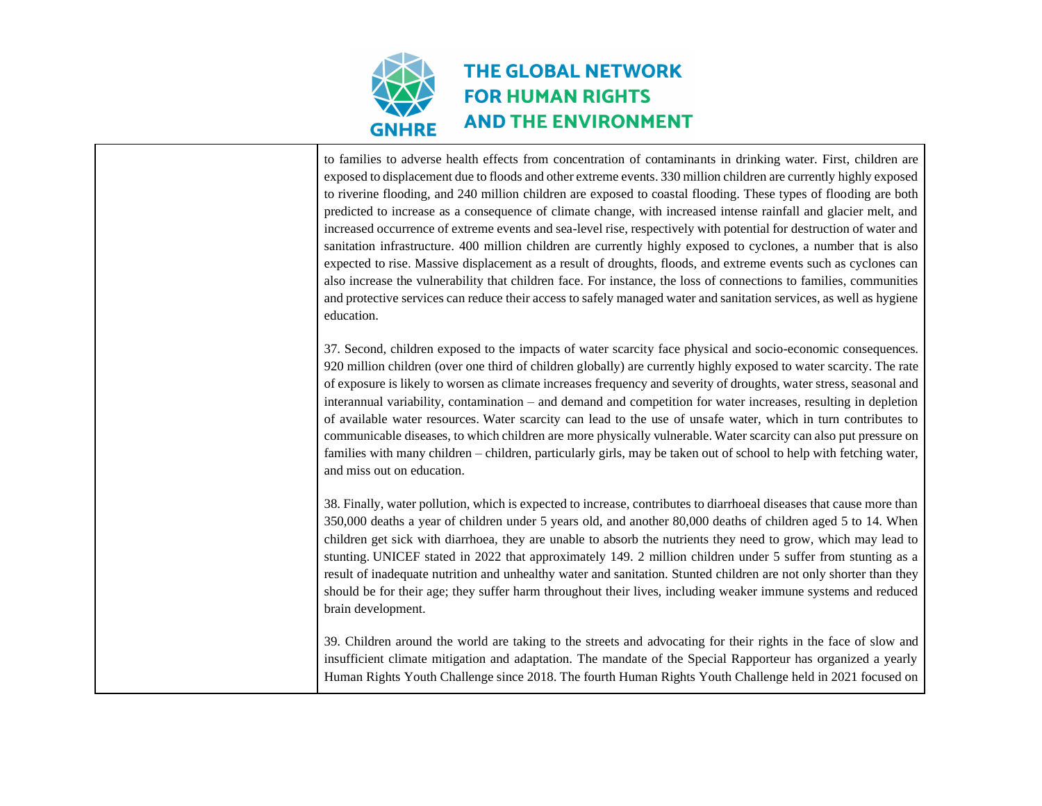| | |
|---|---|
| | to families to adverse health effects from concentration of contaminants in drinking water. First, children are exposed to displacement due to floods and other extreme events. 330 million children are currently highly exposed to riverine flooding, and 240 million children are exposed to coastal flooding. These types of flooding are both predicted to increase as a consequence of climate change, with increased intense rainfall and glacier melt, and increased occurrence of extreme events and sea-level rise, respectively with potential for destruction of water and sanitation infrastructure. 400 million children are currently highly exposed to cyclones, a number that is also expected to rise. Massive displacement as a result of droughts, floods, and extreme events such as cyclones can also increase the vulnerability that children face. For instance, the loss of connections to families, communities and protective services can reduce their access to safely managed water and sanitation services, as well as hygiene education.<br><br>37. Second, children exposed to the impacts of water scarcity face physical and socio-economic consequences. 920 million children (over one third of children globally) are currently highly exposed to water scarcity. The rate of exposure is likely to worsen as climate increases frequency and severity of droughts, water stress, seasonal and interannual variability, contamination – and demand and competition for water increases, resulting in depletion of available water resources. Water scarcity can lead to the use of unsafe water, which in turn contributes to communicable diseases, to which children are more physically vulnerable. Water scarcity can also put pressure on families with many children – children, particularly girls, may be taken out of school to help with fetching water, and miss out on education.<br><br>38. Finally, water pollution, which is expected to increase, contributes to diarrhoeal diseases that cause more than 350,000 deaths a year of children under 5 years old, and another 80,000 deaths of children aged 5 to 14. When children get sick with diarrhoea, they are unable to absorb the nutrients they need to grow, which may lead to stunting. UNICEF stated in 2022 that approximately 149. 2 million children under 5 suffer from stunting as a result of inadequate nutrition and unhealthy water and sanitation. Stunted children are not only shorter than they should be for their age; they suffer harm throughout their lives, including weaker immune systems and reduced brain development.<br><br>39. Children around the world are taking to the streets and advocating for their rights in the face of slow and insufficient climate mitigation and adaptation. The mandate of the Special Rapporteur has organized a yearly Human Rights Youth Challenge since 2018. The fourth Human Rights Youth Challenge held in 2021 focused on |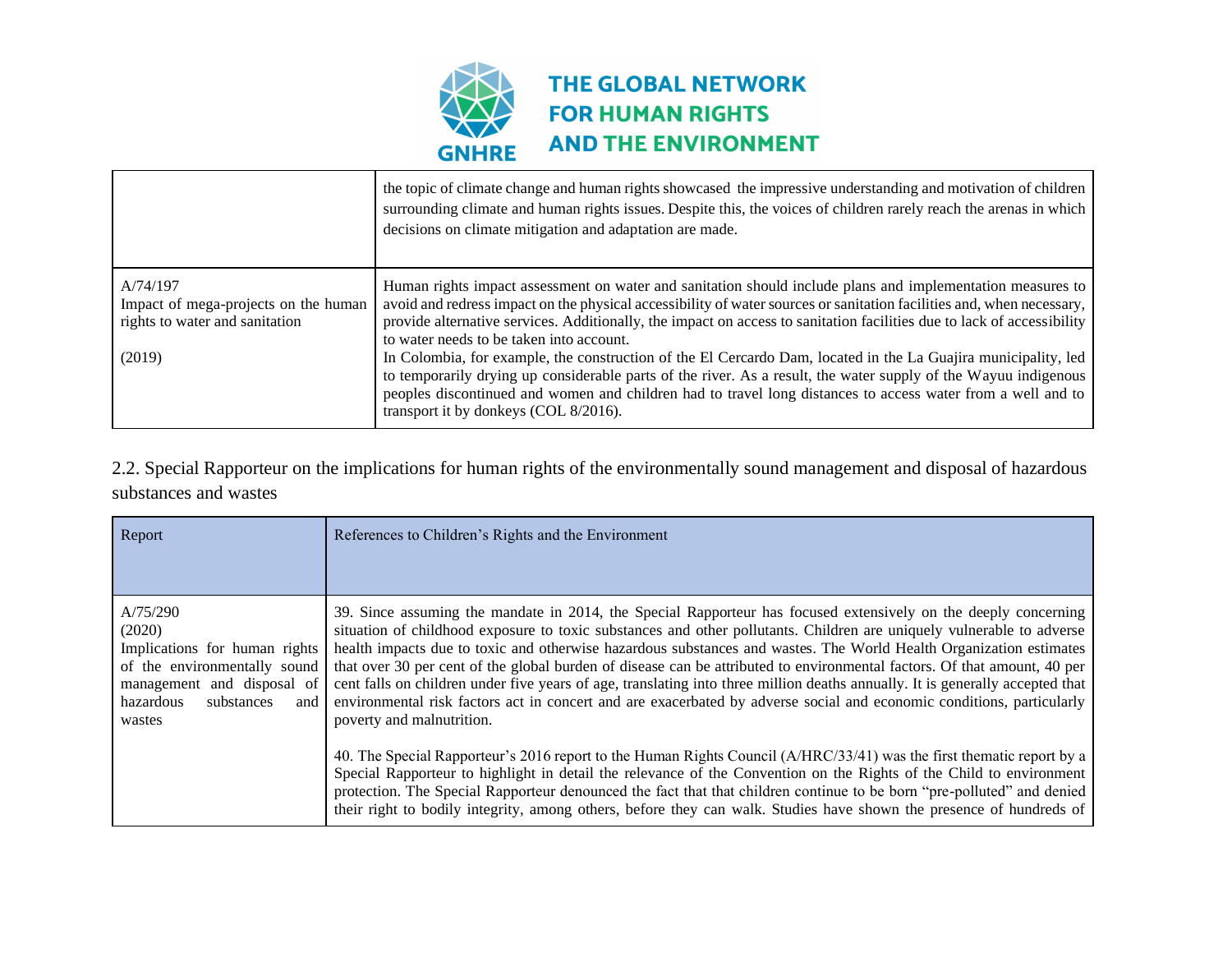| | |
|---|---|
| | the topic of climate change and human rights showcased the impressive understanding and motivation of children surrounding climate and human rights issues. Despite this, the voices of children rarely reach the arenas in which decisions on climate mitigation and adaptation are made. |
| A/74/197<br>Impact of mega-projects on the human rights to water and sanitation<br><br>(2019) | Human rights impact assessment on water and sanitation should include plans and implementation measures to avoid and redress impact on the physical accessibility of water sources or sanitation facilities and, when necessary, provide alternative services. Additionally, the impact on access to sanitation facilities due to lack of accessibility to water needs to be taken into account.<br>In Colombia, for example, the construction of the El Cercardo Dam, located in the La Guajira municipality, led to temporarily drying up considerable parts of the river. As a result, the water supply of the Wayuu indigenous peoples discontinued and women and children had to travel long distances to access water from a well and to transport it by donkeys (COL 8/2016). |

2.2. Special Rapporteur on the implications for human rights of the environmentally sound management and disposal of hazardous substances and wastes

| Report | References to Children's Rights and the Environment |
|---|---|
| A/75/290<br>(2020)<br>Implications for human rights of the environmentally sound management and disposal of hazardous substances and wastes | 39. Since assuming the mandate in 2014, the Special Rapporteur has focused extensively on the deeply concerning situation of childhood exposure to toxic substances and other pollutants. Children are uniquely vulnerable to adverse health impacts due to toxic and otherwise hazardous substances and wastes. The World Health Organization estimates that over 30 per cent of the global burden of disease can be attributed to environmental factors. Of that amount, 40 per cent falls on children under five years of age, translating into three million deaths annually. It is generally accepted that environmental risk factors act in concert and are exacerbated by adverse social and economic conditions, particularly poverty and malnutrition.<br><br>40. The Special Rapporteur's 2016 report to the Human Rights Council (A/HRC/33/41) was the first thematic report by a Special Rapporteur to highlight in detail the relevance of the Convention on the Rights of the Child to environment protection. The Special Rapporteur denounced the fact that that children continue to be born "pre-polluted" and denied their right to bodily integrity, among others, before they can walk. Studies have shown the presence of hundreds of |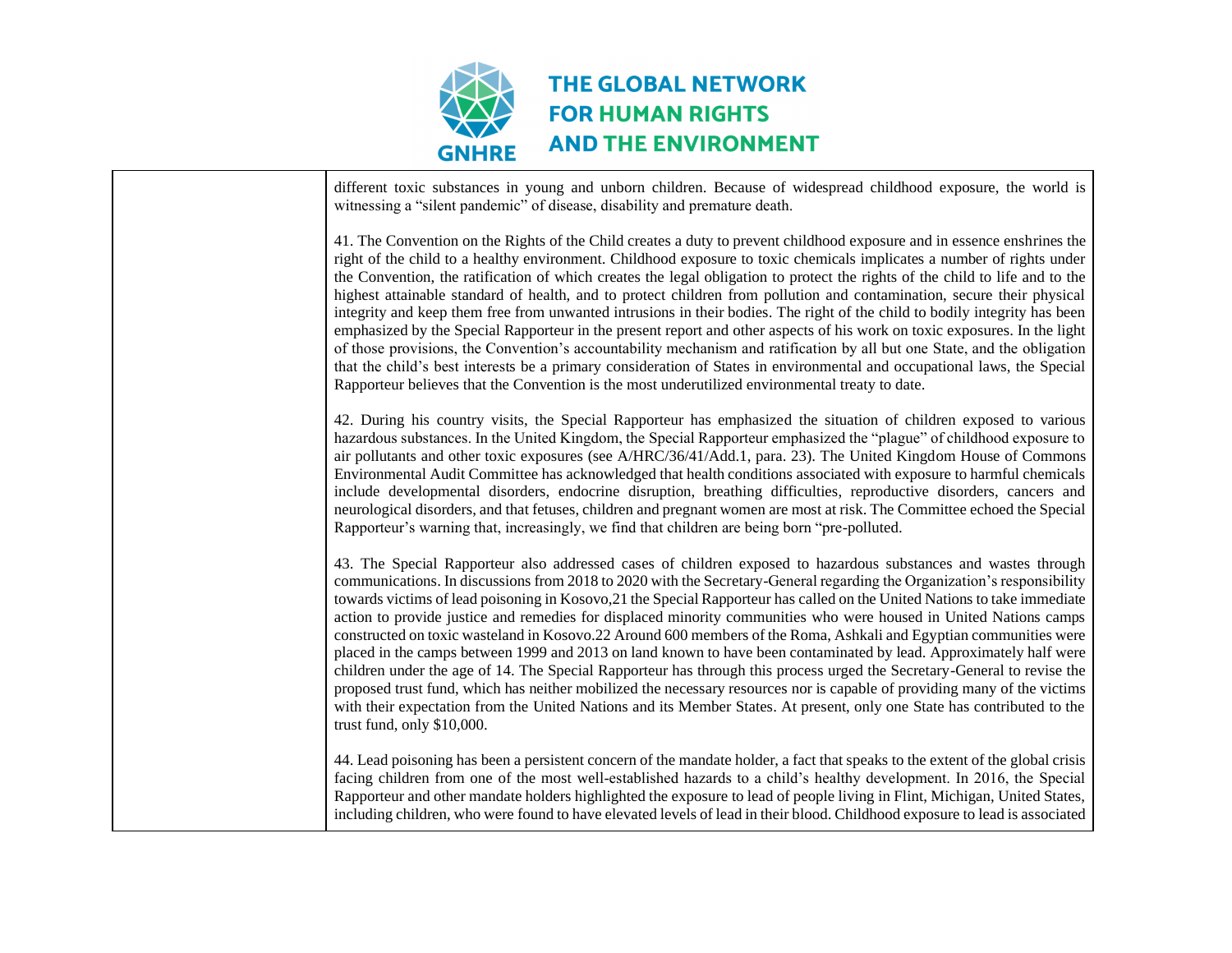| | different toxic substances in young and unborn children. Because of widespread childhood exposure, the world is witnessing a "silent pandemic" of disease, disability and premature death.<br><br>41. The Convention on the Rights of the Child creates a duty to prevent childhood exposure and in essence enshrines the right of the child to a healthy environment. Childhood exposure to toxic chemicals implicates a number of rights under the Convention, the ratification of which creates the legal obligation to protect the rights of the child to life and to the highest attainable standard of health, and to protect children from pollution and contamination, secure their physical integrity and keep them free from unwanted intrusions in their bodies. The right of the child to bodily integrity has been emphasized by the Special Rapporteur in the present report and other aspects of his work on toxic exposures. In the light of those provisions, the Convention's accountability mechanism and ratification by all but one State, and the obligation that the child's best interests be a primary consideration of States in environmental and occupational laws, the Special Rapporteur believes that the Convention is the most underutilized environmental treaty to date.<br><br>42. During his country visits, the Special Rapporteur has emphasized the situation of children exposed to various hazardous substances. In the United Kingdom, the Special Rapporteur emphasized the "plague" of childhood exposure to air pollutants and other toxic exposures (see A/HRC/36/41/Add.1, para. 23). The United Kingdom House of Commons Environmental Audit Committee has acknowledged that health conditions associated with exposure to harmful chemicals include developmental disorders, endocrine disruption, breathing difficulties, reproductive disorders, cancers and neurological disorders, and that fetuses, children and pregnant women are most at risk. The Committee echoed the Special Rapporteur's warning that, increasingly, we find that children are being born "pre-polluted.<br><br>43. The Special Rapporteur also addressed cases of children exposed to hazardous substances and wastes through communications. In discussions from 2018 to 2020 with the Secretary-General regarding the Organization's responsibility towards victims of lead poisoning in Kosovo,21 the Special Rapporteur has called on the United Nations to take immediate action to provide justice and remedies for displaced minority communities who were housed in United Nations camps constructed on toxic wasteland in Kosovo.22 Around 600 members of the Roma, Ashkali and Egyptian communities were placed in the camps between 1999 and 2013 on land known to have been contaminated by lead. Approximately half were children under the age of 14. The Special Rapporteur has through this process urged the Secretary-General to revise the proposed trust fund, which has neither mobilized the necessary resources nor is capable of providing many of the victims with their expectation from the United Nations and its Member States. At present, only one State has contributed to the trust fund, only $10,000.<br><br>44. Lead poisoning has been a persistent concern of the mandate holder, a fact that speaks to the extent of the global crisis facing children from one of the most well-established hazards to a child's healthy development. In 2016, the Special Rapporteur and other mandate holders highlighted the exposure to lead of people living in Flint, Michigan, United States, including children, who were found to have elevated levels of lead in their blood. Childhood exposure to lead is associated |
|---|---|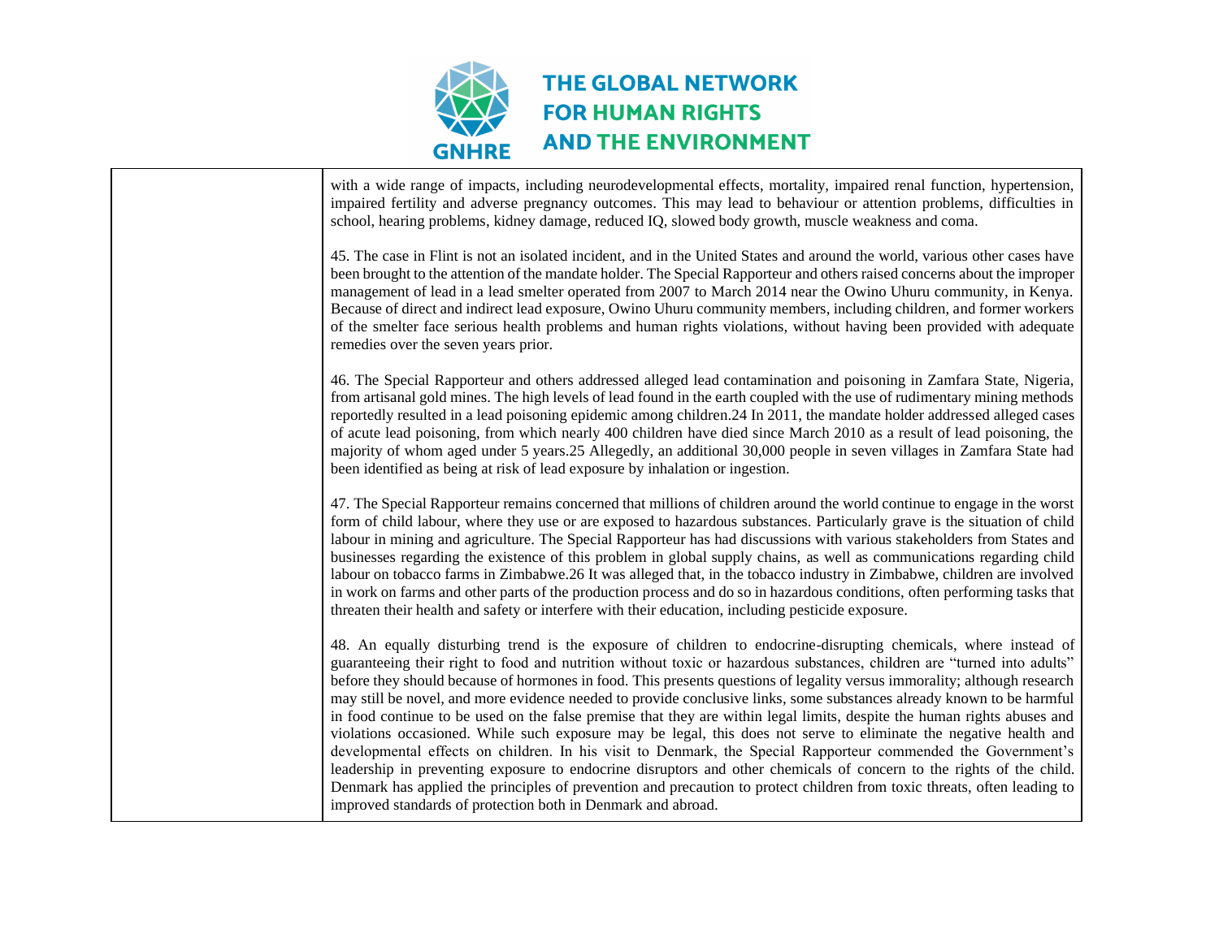| | with a wide range of impacts, including neurodevelopmental effects, mortality, impaired renal function, hypertension, impaired fertility and adverse pregnancy outcomes. This may lead to behaviour or attention problems, difficulties in school, hearing problems, kidney damage, reduced IQ, slowed body growth, muscle weakness and coma.<br><br>45. The case in Flint is not an isolated incident, and in the United States and around the world, various other cases have been brought to the attention of the mandate holder. The Special Rapporteur and others raised concerns about the improper management of lead in a lead smelter operated from 2007 to March 2014 near the Owino Uhuru community, in Kenya. Because of direct and indirect lead exposure, Owino Uhuru community members, including children, and former workers of the smelter face serious health problems and human rights violations, without having been provided with adequate remedies over the seven years prior.<br><br>46. The Special Rapporteur and others addressed alleged lead contamination and poisoning in Zamfara State, Nigeria, from artisanal gold mines. The high levels of lead found in the earth coupled with the use of rudimentary mining methods reportedly resulted in a lead poisoning epidemic among children.24 In 2011, the mandate holder addressed alleged cases of acute lead poisoning, from which nearly 400 children have died since March 2010 as a result of lead poisoning, the majority of whom aged under 5 years.25 Allegedly, an additional 30,000 people in seven villages in Zamfara State had been identified as being at risk of lead exposure by inhalation or ingestion.<br><br>47. The Special Rapporteur remains concerned that millions of children around the world continue to engage in the worst form of child labour, where they use or are exposed to hazardous substances. Particularly grave is the situation of child labour in mining and agriculture. The Special Rapporteur has had discussions with various stakeholders from States and businesses regarding the existence of this problem in global supply chains, as well as communications regarding child labour on tobacco farms in Zimbabwe.26 It was alleged that, in the tobacco industry in Zimbabwe, children are involved in work on farms and other parts of the production process and do so in hazardous conditions, often performing tasks that threaten their health and safety or interfere with their education, including pesticide exposure.<br><br>48. An equally disturbing trend is the exposure of children to endocrine-disrupting chemicals, where instead of guaranteeing their right to food and nutrition without toxic or hazardous substances, children are "turned into adults" before they should because of hormones in food. This presents questions of legality versus immorality; although research may still be novel, and more evidence needed to provide conclusive links, some substances already known to be harmful in food continue to be used on the false premise that they are within legal limits, despite the human rights abuses and violations occasioned. While such exposure may be legal, this does not serve to eliminate the negative health and developmental effects on children. In his visit to Denmark, the Special Rapporteur commended the Government's leadership in preventing exposure to endocrine disruptors and other chemicals of concern to the rights of the child. Denmark has applied the principles of prevention and precaution to protect children from toxic threats, often leading to improved standards of protection both in Denmark and abroad. |
|---|---|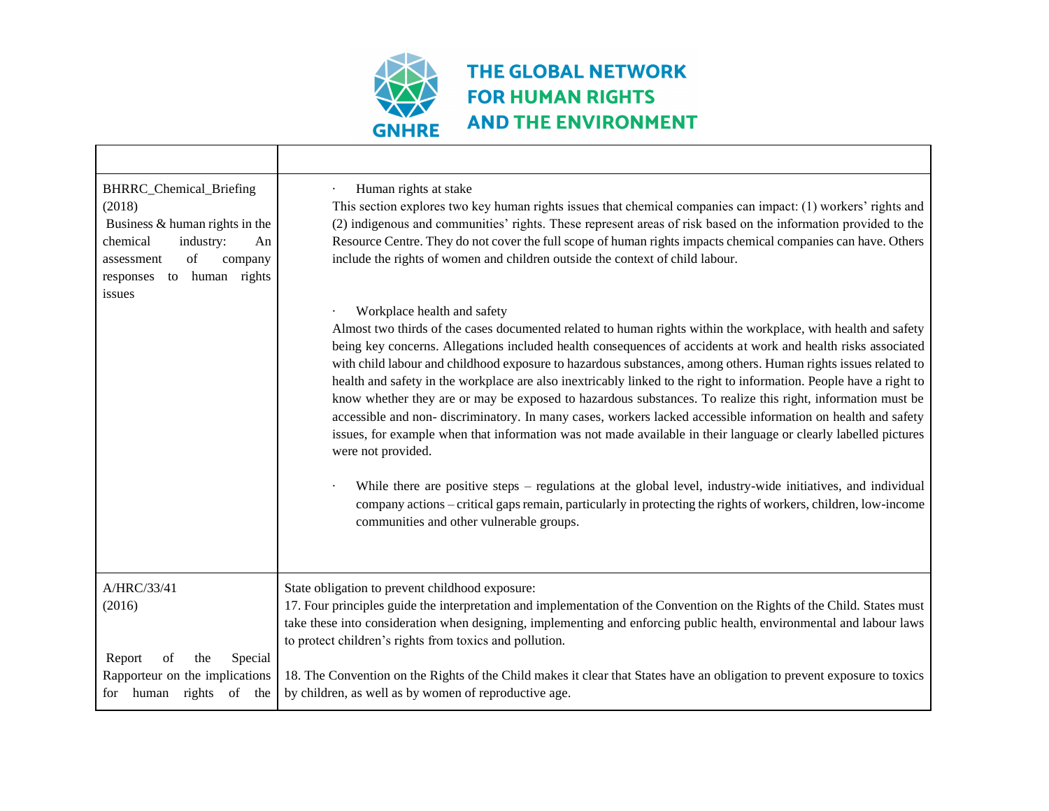| | |
|---|---|
| BHRRC_Chemical_Briefing (2018)<br>Business & human rights in the chemical industry: An assessment of company responses to human rights issues | · Human rights at stake<br>This section explores two key human rights issues that chemical companies can impact: (1) workers' rights and (2) indigenous and communities' rights. These represent areas of risk based on the information provided to the Resource Centre. They do not cover the full scope of human rights impacts chemical companies can have. Others include the rights of women and children outside the context of child labour.<br><br>· Workplace health and safety<br>Almost two thirds of the cases documented related to human rights within the workplace, with health and safety being key concerns. Allegations included health consequences of accidents at work and health risks associated with child labour and childhood exposure to hazardous substances, among others. Human rights issues related to health and safety in the workplace are also inextricably linked to the right to information. People have a right to know whether they are or may be exposed to hazardous substances. To realize this right, information must be accessible and non- discriminatory. In many cases, workers lacked accessible information on health and safety issues, for example when that information was not made available in their language or clearly labelled pictures were not provided.<br><br>· While there are positive steps – regulations at the global level, industry-wide initiatives, and individual company actions – critical gaps remain, particularly in protecting the rights of workers, children, low-income communities and other vulnerable groups. |
| A/HRC/33/41 (2016)<br><br>Report of the Special Rapporteur on the implications for human rights of the | State obligation to prevent childhood exposure:<br>17. Four principles guide the interpretation and implementation of the Convention on the Rights of the Child. States must take these into consideration when designing, implementing and enforcing public health, environmental and labour laws to protect children's rights from toxics and pollution.<br><br>18. The Convention on the Rights of the Child makes it clear that States have an obligation to prevent exposure to toxics by children, as well as by women of reproductive age. |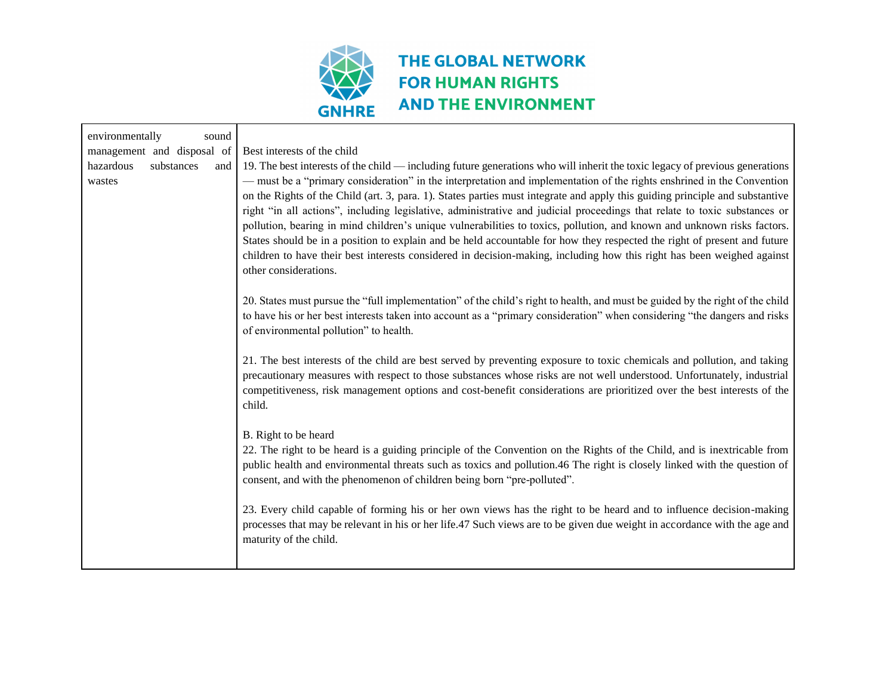| | |
|---|---|
| environmentally sound management and disposal of hazardous substances and wastes | Best interests of the child<br>19. The best interests of the child — including future generations who will inherit the toxic legacy of previous generations — must be a "primary consideration" in the interpretation and implementation of the rights enshrined in the Convention on the Rights of the Child (art. 3, para. 1). States parties must integrate and apply this guiding principle and substantive right "in all actions", including legislative, administrative and judicial proceedings that relate to toxic substances or pollution, bearing in mind children's unique vulnerabilities to toxics, pollution, and known and unknown risks factors. States should be in a position to explain and be held accountable for how they respected the right of present and future children to have their best interests considered in decision-making, including how this right has been weighed against other considerations.<br><br>20. States must pursue the "full implementation" of the child's right to health, and must be guided by the right of the child to have his or her best interests taken into account as a "primary consideration" when considering "the dangers and risks of environmental pollution" to health.<br><br>21. The best interests of the child are best served by preventing exposure to toxic chemicals and pollution, and taking precautionary measures with respect to those substances whose risks are not well understood. Unfortunately, industrial competitiveness, risk management options and cost-benefit considerations are prioritized over the best interests of the child.<br><br>B. Right to be heard<br>22. The right to be heard is a guiding principle of the Convention on the Rights of the Child, and is inextricable from public health and environmental threats such as toxics and pollution.46 The right is closely linked with the question of consent, and with the phenomenon of children being born "pre-polluted".<br><br>23. Every child capable of forming his or her own views has the right to be heard and to influence decision-making processes that may be relevant in his or her life.47 Such views are to be given due weight in accordance with the age and maturity of the child. |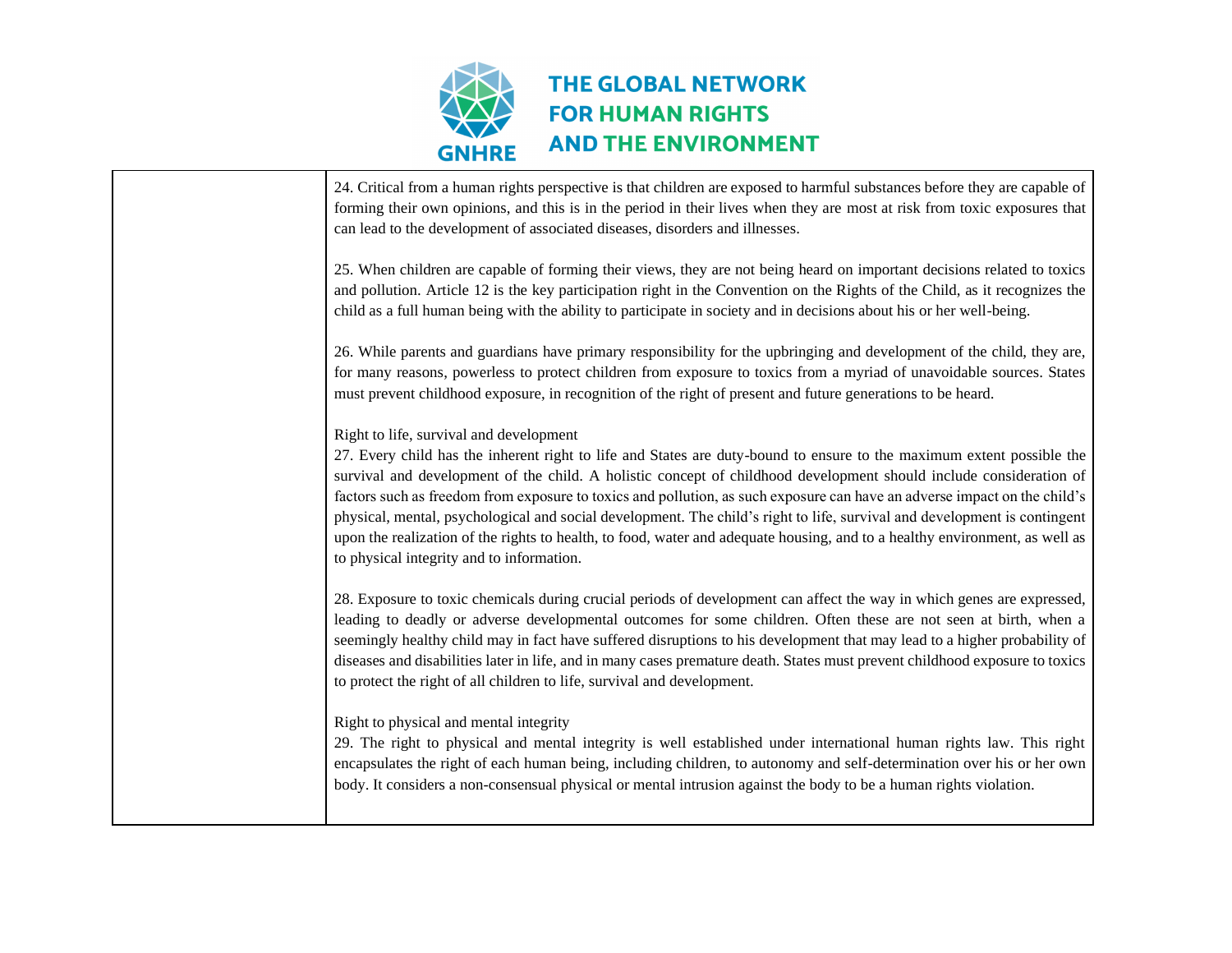| | |
|---|---|
| | 24. Critical from a human rights perspective is that children are exposed to harmful substances before they are capable of forming their own opinions, and this is in the period in their lives when they are most at risk from toxic exposures that can lead to the development of associated diseases, disorders and illnesses.<br><br>25. When children are capable of forming their views, they are not being heard on important decisions related to toxics and pollution. Article 12 is the key participation right in the Convention on the Rights of the Child, as it recognizes the child as a full human being with the ability to participate in society and in decisions about his or her well-being.<br><br>26. While parents and guardians have primary responsibility for the upbringing and development of the child, they are, for many reasons, powerless to protect children from exposure to toxics from a myriad of unavoidable sources. States must prevent childhood exposure, in recognition of the right of present and future generations to be heard.<br><br>Right to life, survival and development<br>27. Every child has the inherent right to life and States are duty-bound to ensure to the maximum extent possible the survival and development of the child. A holistic concept of childhood development should include consideration of factors such as freedom from exposure to toxics and pollution, as such exposure can have an adverse impact on the child's physical, mental, psychological and social development. The child's right to life, survival and development is contingent upon the realization of the rights to health, to food, water and adequate housing, and to a healthy environment, as well as to physical integrity and to information.<br><br>28. Exposure to toxic chemicals during crucial periods of development can affect the way in which genes are expressed, leading to deadly or adverse developmental outcomes for some children. Often these are not seen at birth, when a seemingly healthy child may in fact have suffered disruptions to his development that may lead to a higher probability of diseases and disabilities later in life, and in many cases premature death. States must prevent childhood exposure to toxics to protect the right of all children to life, survival and development.<br><br>Right to physical and mental integrity<br>29. The right to physical and mental integrity is well established under international human rights law. This right encapsulates the right of each human being, including children, to autonomy and self-determination over his or her own body. It considers a non-consensual physical or mental intrusion against the body to be a human rights violation. |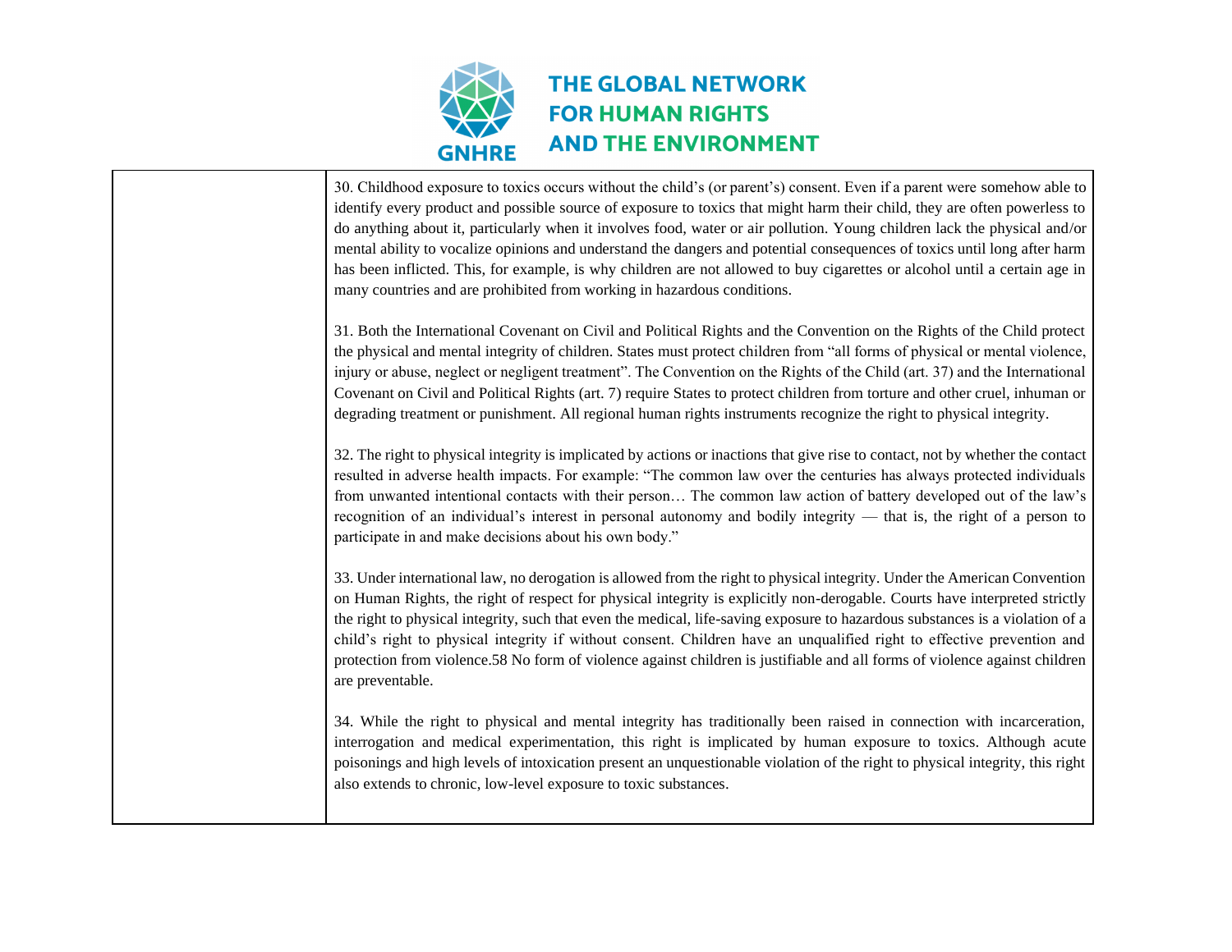30. Childhood exposure to toxics occurs without the child's (or parent's) consent. Even if a parent were somehow able to identify every product and possible source of exposure to toxics that might harm their child, they are often powerless to do anything about it, particularly when it involves food, water or air pollution. Young children lack the physical and/or mental ability to vocalize opinions and understand the dangers and potential consequences of toxics until long after harm has been inflicted. This, for example, is why children are not allowed to buy cigarettes or alcohol until a certain age in many countries and are prohibited from working in hazardous conditions.

31. Both the International Covenant on Civil and Political Rights and the Convention on the Rights of the Child protect the physical and mental integrity of children. States must protect children from "all forms of physical or mental violence, injury or abuse, neglect or negligent treatment". The Convention on the Rights of the Child (art. 37) and the International Covenant on Civil and Political Rights (art. 7) require States to protect children from torture and other cruel, inhuman or degrading treatment or punishment. All regional human rights instruments recognize the right to physical integrity.

32. The right to physical integrity is implicated by actions or inactions that give rise to contact, not by whether the contact resulted in adverse health impacts. For example: "The common law over the centuries has always protected individuals from unwanted intentional contacts with their person… The common law action of battery developed out of the law's recognition of an individual's interest in personal autonomy and bodily integrity — that is, the right of a person to participate in and make decisions about his own body."

33. Under international law, no derogation is allowed from the right to physical integrity. Under the American Convention on Human Rights, the right of respect for physical integrity is explicitly non-derogable. Courts have interpreted strictly the right to physical integrity, such that even the medical, life-saving exposure to hazardous substances is a violation of a child's right to physical integrity if without consent. Children have an unqualified right to effective prevention and protection from violence.58 No form of violence against children is justifiable and all forms of violence against children are preventable.

34. While the right to physical and mental integrity has traditionally been raised in connection with incarceration, interrogation and medical experimentation, this right is implicated by human exposure to toxics. Although acute poisonings and high levels of intoxication present an unquestionable violation of the right to physical integrity, this right also extends to chronic, low-level exposure to toxic substances.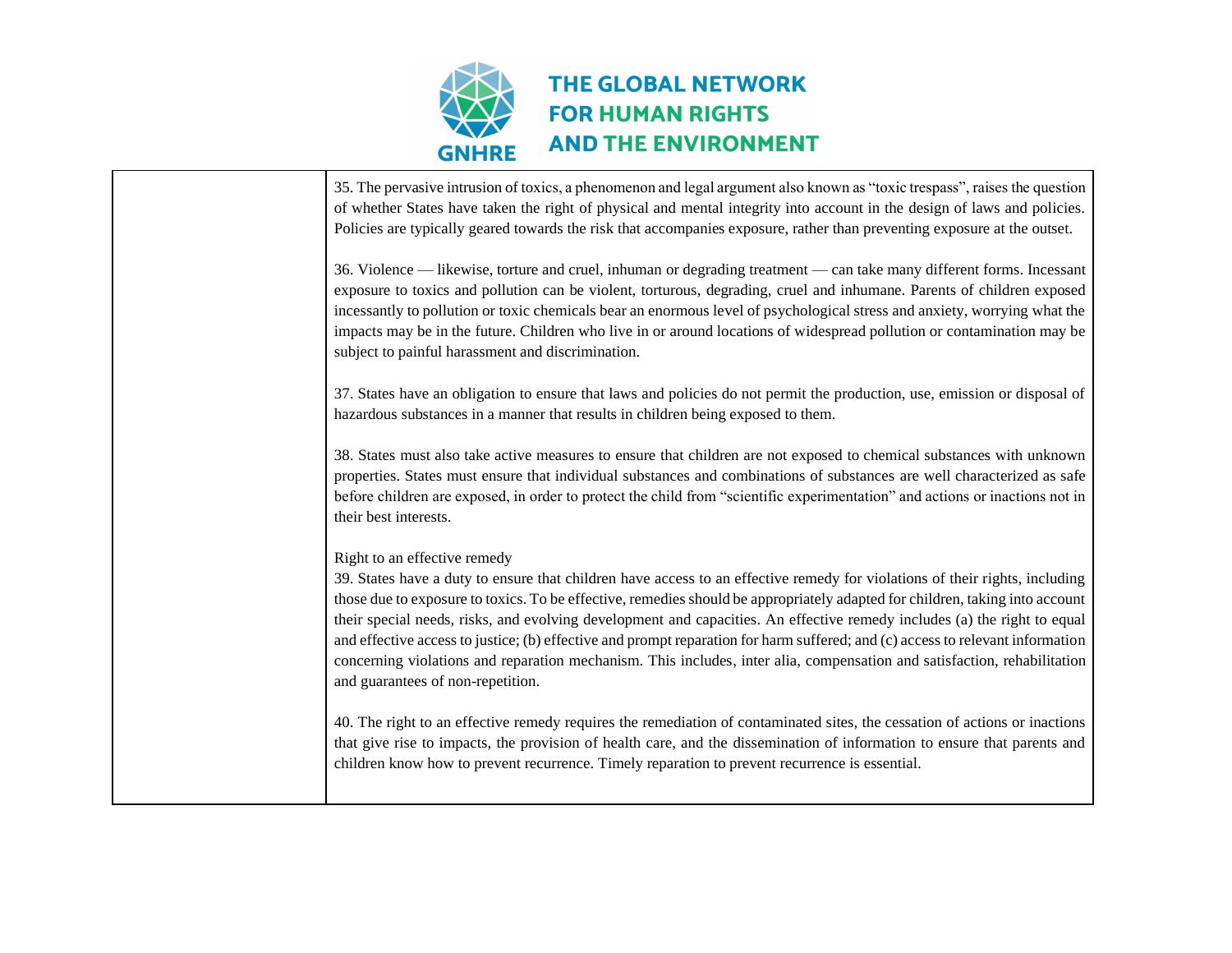| | |
|---|---|
| | 35. The pervasive intrusion of toxics, a phenomenon and legal argument also known as "toxic trespass", raises the question of whether States have taken the right of physical and mental integrity into account in the design of laws and policies. Policies are typically geared towards the risk that accompanies exposure, rather than preventing exposure at the outset.<br><br>36. Violence — likewise, torture and cruel, inhuman or degrading treatment — can take many different forms. Incessant exposure to toxics and pollution can be violent, torturous, degrading, cruel and inhumane. Parents of children exposed incessantly to pollution or toxic chemicals bear an enormous level of psychological stress and anxiety, worrying what the impacts may be in the future. Children who live in or around locations of widespread pollution or contamination may be subject to painful harassment and discrimination.<br><br>37. States have an obligation to ensure that laws and policies do not permit the production, use, emission or disposal of hazardous substances in a manner that results in children being exposed to them.<br><br>38. States must also take active measures to ensure that children are not exposed to chemical substances with unknown properties. States must ensure that individual substances and combinations of substances are well characterized as safe before children are exposed, in order to protect the child from "scientific experimentation" and actions or inactions not in their best interests.<br><br>Right to an effective remedy<br>39. States have a duty to ensure that children have access to an effective remedy for violations of their rights, including those due to exposure to toxics. To be effective, remedies should be appropriately adapted for children, taking into account their special needs, risks, and evolving development and capacities. An effective remedy includes (a) the right to equal and effective access to justice; (b) effective and prompt reparation for harm suffered; and (c) access to relevant information concerning violations and reparation mechanism. This includes, inter alia, compensation and satisfaction, rehabilitation and guarantees of non-repetition.<br><br>40. The right to an effective remedy requires the remediation of contaminated sites, the cessation of actions or inactions that give rise to impacts, the provision of health care, and the dissemination of information to ensure that parents and children know how to prevent recurrence. Timely reparation to prevent recurrence is essential. |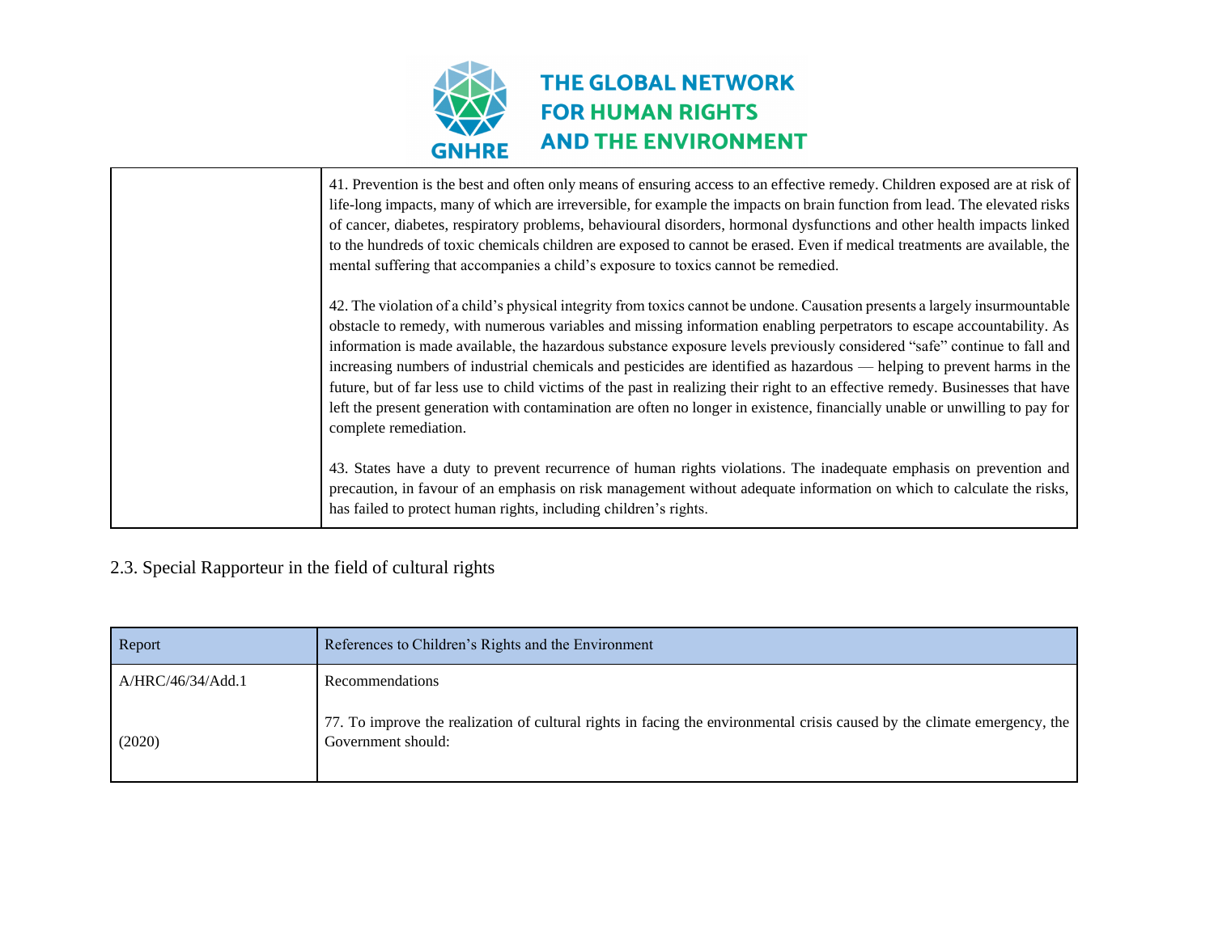| | |
|---|---|
| | 41. Prevention is the best and often only means of ensuring access to an effective remedy. Children exposed are at risk of life-long impacts, many of which are irreversible, for example the impacts on brain function from lead. The elevated risks of cancer, diabetes, respiratory problems, behavioural disorders, hormonal dysfunctions and other health impacts linked to the hundreds of toxic chemicals children are exposed to cannot be erased. Even if medical treatments are available, the mental suffering that accompanies a child's exposure to toxics cannot be remedied.<br><br>42. The violation of a child's physical integrity from toxics cannot be undone. Causation presents a largely insurmountable obstacle to remedy, with numerous variables and missing information enabling perpetrators to escape accountability. As information is made available, the hazardous substance exposure levels previously considered "safe" continue to fall and increasing numbers of industrial chemicals and pesticides are identified as hazardous — helping to prevent harms in the future, but of far less use to child victims of the past in realizing their right to an effective remedy. Businesses that have left the present generation with contamination are often no longer in existence, financially unable or unwilling to pay for complete remediation.<br><br>43. States have a duty to prevent recurrence of human rights violations. The inadequate emphasis on prevention and precaution, in favour of an emphasis on risk management without adequate information on which to calculate the risks, has failed to protect human rights, including children's rights. |

## 2.3. Special Rapporteur in the field of cultural rights

| Report | References to Children's Rights and the Environment |
|---|---|
| A/HRC/46/34/Add.1<br><br>(2020) | Recommendations<br><br>77. To improve the realization of cultural rights in facing the environmental crisis caused by the climate emergency, the Government should: |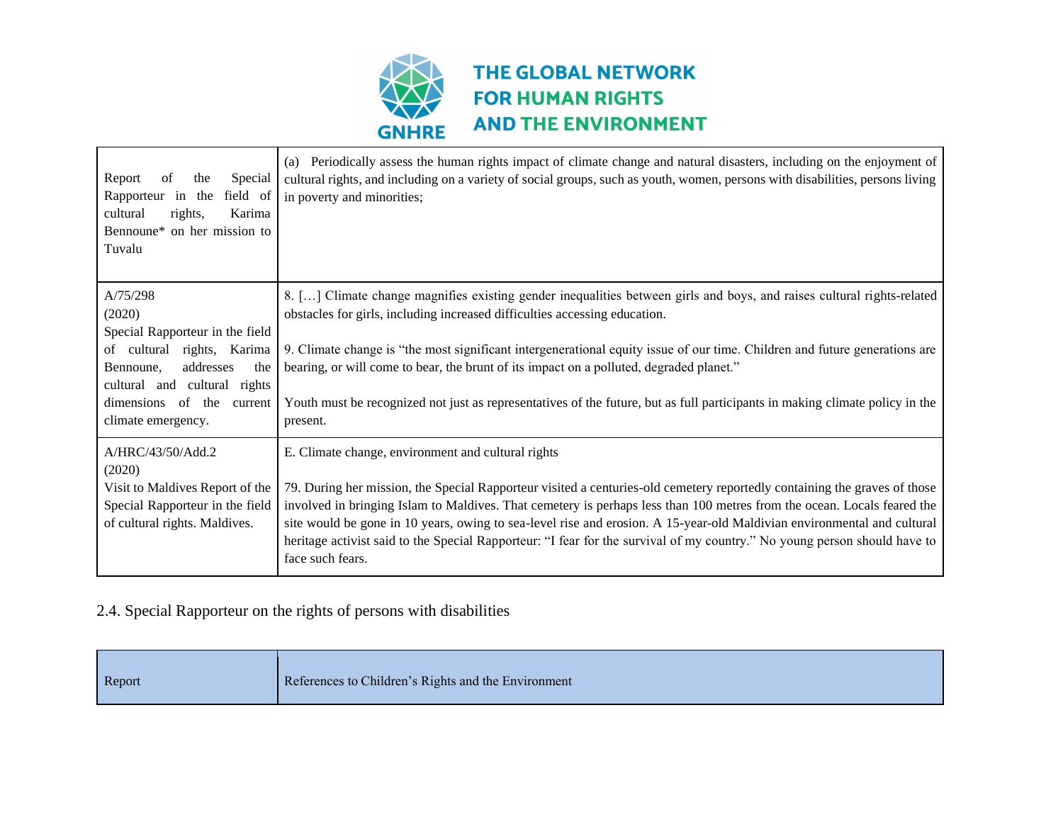| | |
|---|---|
| Report of the Special Rapporteur in the field of cultural rights, Karima Bennoune* on her mission to Tuvalu | (a) Periodically assess the human rights impact of climate change and natural disasters, including on the enjoyment of cultural rights, and including on a variety of social groups, such as youth, women, persons with disabilities, persons living in poverty and minorities; |
| A/75/298<br>(2020)<br>Special Rapporteur in the field of cultural rights, Karima Bennoune, addresses the cultural and cultural rights dimensions of the current climate emergency. | 8. […] Climate change magnifies existing gender inequalities between girls and boys, and raises cultural rights-related obstacles for girls, including increased difficulties accessing education.<br><br>9. Climate change is "the most significant intergenerational equity issue of our time. Children and future generations are bearing, or will come to bear, the brunt of its impact on a polluted, degraded planet."<br><br>Youth must be recognized not just as representatives of the future, but as full participants in making climate policy in the present. |
| A/HRC/43/50/Add.2<br>(2020)<br>Visit to Maldives Report of the Special Rapporteur in the field of cultural rights. Maldives. | E. Climate change, environment and cultural rights<br><br>79. During her mission, the Special Rapporteur visited a centuries-old cemetery reportedly containing the graves of those involved in bringing Islam to Maldives. That cemetery is perhaps less than 100 metres from the ocean. Locals feared the site would be gone in 10 years, owing to sea-level rise and erosion. A 15-year-old Maldivian environmental and cultural heritage activist said to the Special Rapporteur: "I fear for the survival of my country." No young person should have to face such fears. |

### 2.4. Special Rapporteur on the rights of persons with disabilities

| Report | References to Children's Rights and the Environment |
|---|---|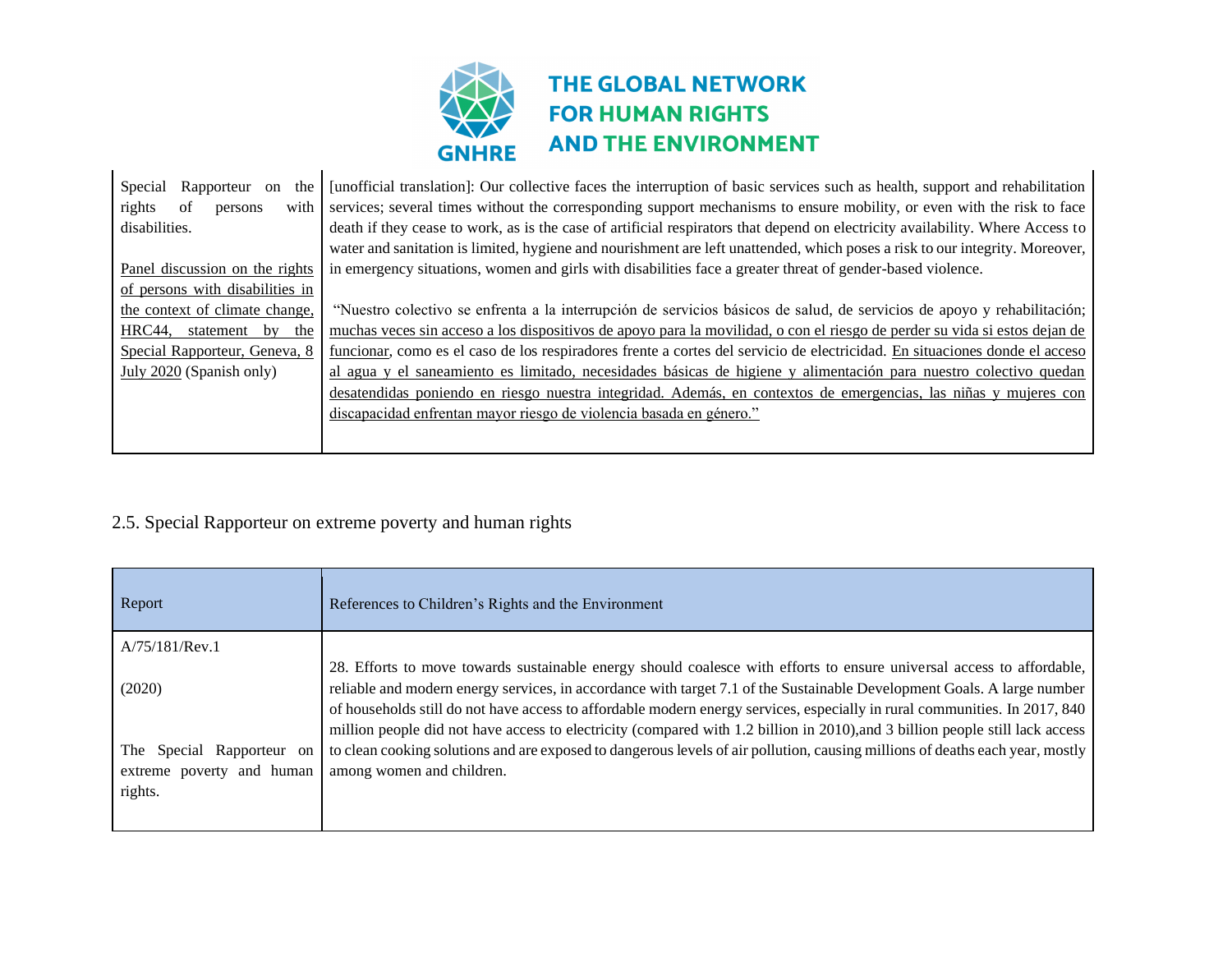| | |
|---|---|
| Special Rapporteur on the rights of persons with disabilities.<br><br>Panel discussion on the rights of persons with disabilities in the context of climate change, HRC44, statement by the Special Rapporteur, Geneva, 8 July 2020 (Spanish only) | [unofficial translation]: Our collective faces the interruption of basic services such as health, support and rehabilitation services; several times without the corresponding support mechanisms to ensure mobility, or even with the risk to face death if they cease to work, as is the case of artificial respirators that depend on electricity availability. Where Access to water and sanitation is limited, hygiene and nourishment are left unattended, which poses a risk to our integrity. Moreover, in emergency situations, women and girls with disabilities face a greater threat of gender-based violence.<br><br>"Nuestro colectivo se enfrenta a la interrupción de servicios básicos de salud, de servicios de apoyo y rehabilitación; muchas veces sin acceso a los dispositivos de apoyo para la movilidad, o con el riesgo de perder su vida si estos dejan de funcionar, como es el caso de los respiradores frente a cortes del servicio de electricidad. En situaciones donde el acceso al agua y el saneamiento es limitado, necesidades básicas de higiene y alimentación para nuestro colectivo quedan desatendidas poniendo en riesgo nuestra integridad. Además, en contextos de emergencias, las niñas y mujeres con discapacidad enfrentan mayor riesgo de violencia basada en género." |

## 2.5. Special Rapporteur on extreme poverty and human rights

| Report | References to Children's Rights and the Environment |
|---|---|
| A/75/181/Rev.1<br><br>(2020)<br><br>The Special Rapporteur on extreme poverty and human rights. | 28. Efforts to move towards sustainable energy should coalesce with efforts to ensure universal access to affordable, reliable and modern energy services, in accordance with target 7.1 of the Sustainable Development Goals. A large number of households still do not have access to affordable modern energy services, especially in rural communities. In 2017, 840 million people did not have access to electricity (compared with 1.2 billion in 2010),and 3 billion people still lack access to clean cooking solutions and are exposed to dangerous levels of air pollution, causing millions of deaths each year, mostly among women and children. |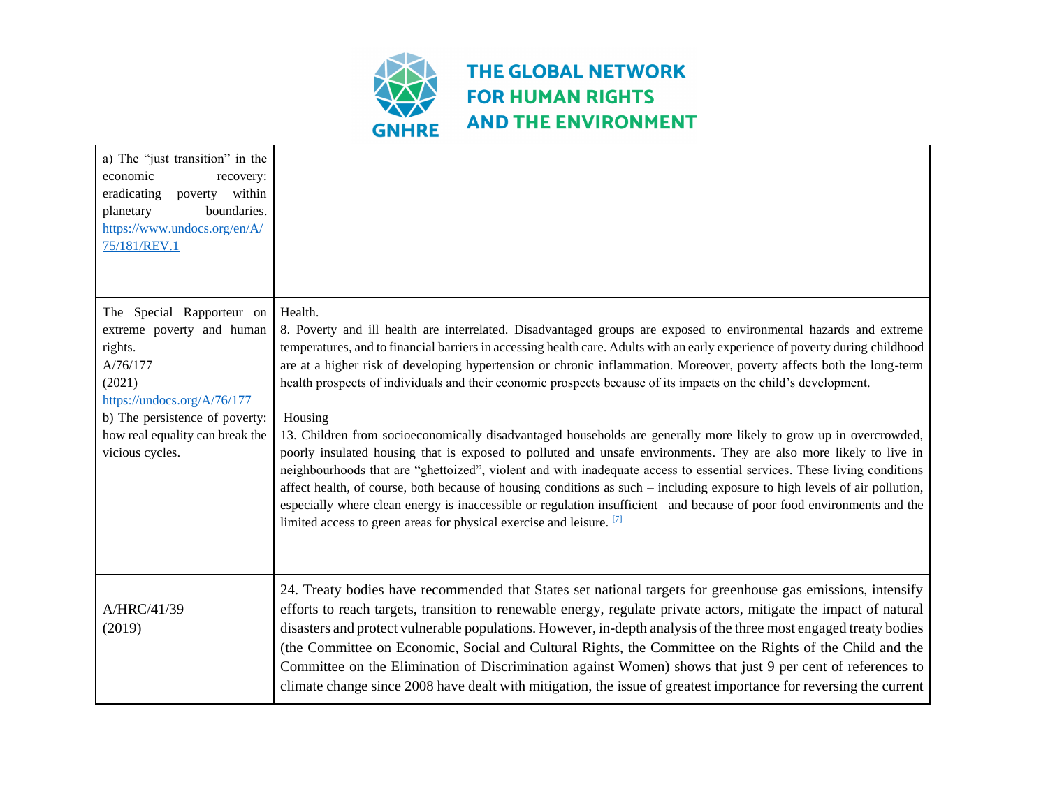| | |
|---|---|
| a) The "just transition" in the economic recovery: eradicating poverty within planetary boundaries. https://www.undocs.org/en/A/75/181/REV.1 | |
| The Special Rapporteur on extreme poverty and human rights. A/76/177 (2021) https://undocs.org/A/76/177 b) The persistence of poverty: how real equality can break the vicious cycles. | Health. 8. Poverty and ill health are interrelated. Disadvantaged groups are exposed to environmental hazards and extreme temperatures, and to financial barriers in accessing health care. Adults with an early experience of poverty during childhood are at a higher risk of developing hypertension or chronic inflammation. Moreover, poverty affects both the long-term health prospects of individuals and their economic prospects because of its impacts on the child's development. <br><br> Housing 13. Children from socioeconomically disadvantaged households are generally more likely to grow up in overcrowded, poorly insulated housing that is exposed to polluted and unsafe environments. They are also more likely to live in neighbourhoods that are "ghettoized", violent and with inadequate access to essential services. These living conditions affect health, of course, both because of housing conditions as such – including exposure to high levels of air pollution, especially where clean energy is inaccessible or regulation insufficient– and because of poor food environments and the limited access to green areas for physical exercise and leisure. [7] |
| A/HRC/41/39 (2019) | 24. Treaty bodies have recommended that States set national targets for greenhouse gas emissions, intensify efforts to reach targets, transition to renewable energy, regulate private actors, mitigate the impact of natural disasters and protect vulnerable populations. However, in-depth analysis of the three most engaged treaty bodies (the Committee on Economic, Social and Cultural Rights, the Committee on the Rights of the Child and the Committee on the Elimination of Discrimination against Women) shows that just 9 per cent of references to climate change since 2008 have dealt with mitigation, the issue of greatest importance for reversing the current |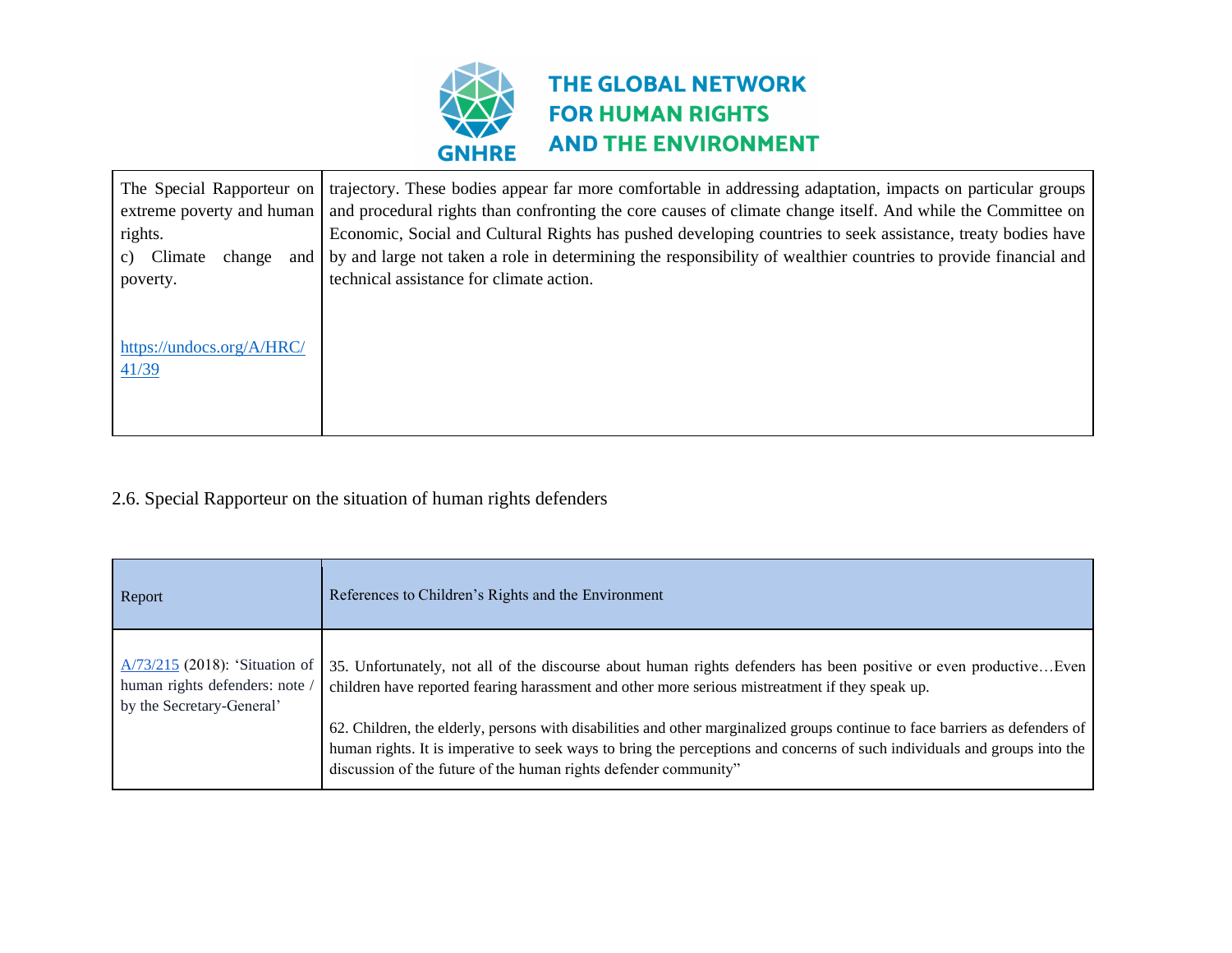| | |
|---|---|
| The Special Rapporteur on extreme poverty and human rights.<br>c) Climate change and poverty.<br><br>https://undocs.org/A/HRC/41/39 | trajectory. These bodies appear far more comfortable in addressing adaptation, impacts on particular groups and procedural rights than confronting the core causes of climate change itself. And while the Committee on Economic, Social and Cultural Rights has pushed developing countries to seek assistance, treaty bodies have by and large not taken a role in determining the responsibility of wealthier countries to provide financial and technical assistance for climate action. |

2.6. Special Rapporteur on the situation of human rights defenders

| Report | References to Children's Rights and the Environment |
|---|---|
| A/73/215 (2018): 'Situation of human rights defenders: note / by the Secretary-General' | 35. Unfortunately, not all of the discourse about human rights defenders has been positive or even productive…Even children have reported fearing harassment and other more serious mistreatment if they speak up.<br><br>62. Children, the elderly, persons with disabilities and other marginalized groups continue to face barriers as defenders of human rights. It is imperative to seek ways to bring the perceptions and concerns of such individuals and groups into the discussion of the future of the human rights defender community" |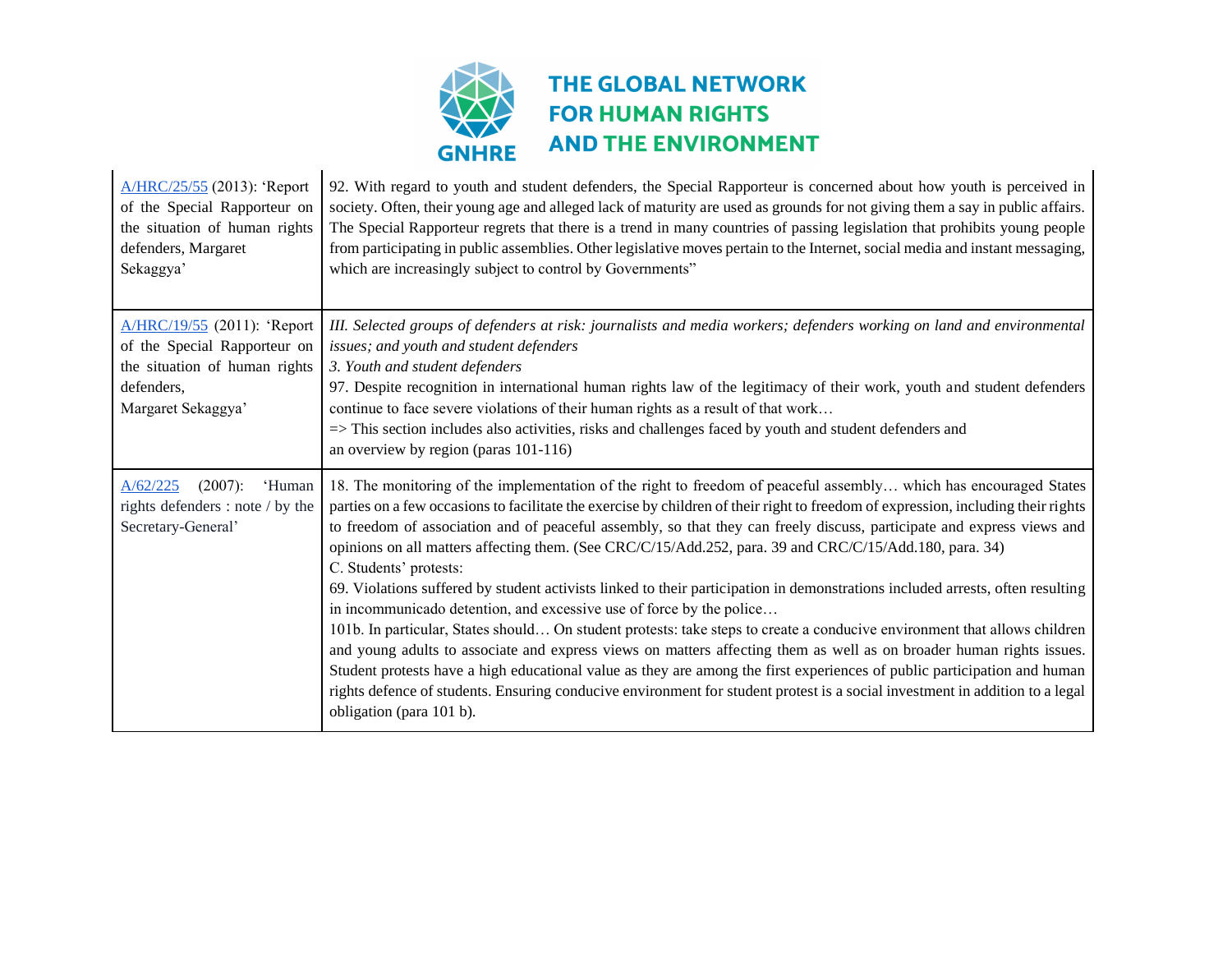| | |
|---|---|
| A/HRC/25/55 (2013): 'Report of the Special Rapporteur on the situation of human rights defenders, Margaret Sekaggya' | 92. With regard to youth and student defenders, the Special Rapporteur is concerned about how youth is perceived in society. Often, their young age and alleged lack of maturity are used as grounds for not giving them a say in public affairs. The Special Rapporteur regrets that there is a trend in many countries of passing legislation that prohibits young people from participating in public assemblies. Other legislative moves pertain to the Internet, social media and instant messaging, which are increasingly subject to control by Governments" |
| A/HRC/19/55 (2011): 'Report of the Special Rapporteur on the situation of human rights defenders, Margaret Sekaggya' | *III. Selected groups of defenders at risk: journalists and media workers; defenders working on land and environmental issues; and youth and student defenders*<br>*3. Youth and student defenders*<br>97. Despite recognition in international human rights law of the legitimacy of their work, youth and student defenders continue to face severe violations of their human rights as a result of that work…<br>=> This section includes also activities, risks and challenges faced by youth and student defenders and an overview by region (paras 101-116) |
| A/62/225 (2007): 'Human rights defenders : note / by the Secretary-General' | 18. The monitoring of the implementation of the right to freedom of peaceful assembly… which has encouraged States parties on a few occasions to facilitate the exercise by children of their right to freedom of expression, including their rights to freedom of association and of peaceful assembly, so that they can freely discuss, participate and express views and opinions on all matters affecting them. (See CRC/C/15/Add.252, para. 39 and CRC/C/15/Add.180, para. 34)<br>C. Students' protests:<br>69. Violations suffered by student activists linked to their participation in demonstrations included arrests, often resulting in incommunicado detention, and excessive use of force by the police…<br>101b. In particular, States should… On student protests: take steps to create a conducive environment that allows children and young adults to associate and express views on matters affecting them as well as on broader human rights issues. Student protests have a high educational value as they are among the first experiences of public participation and human rights defence of students. Ensuring conducive environment for student protest is a social investment in addition to a legal obligation (para 101 b). |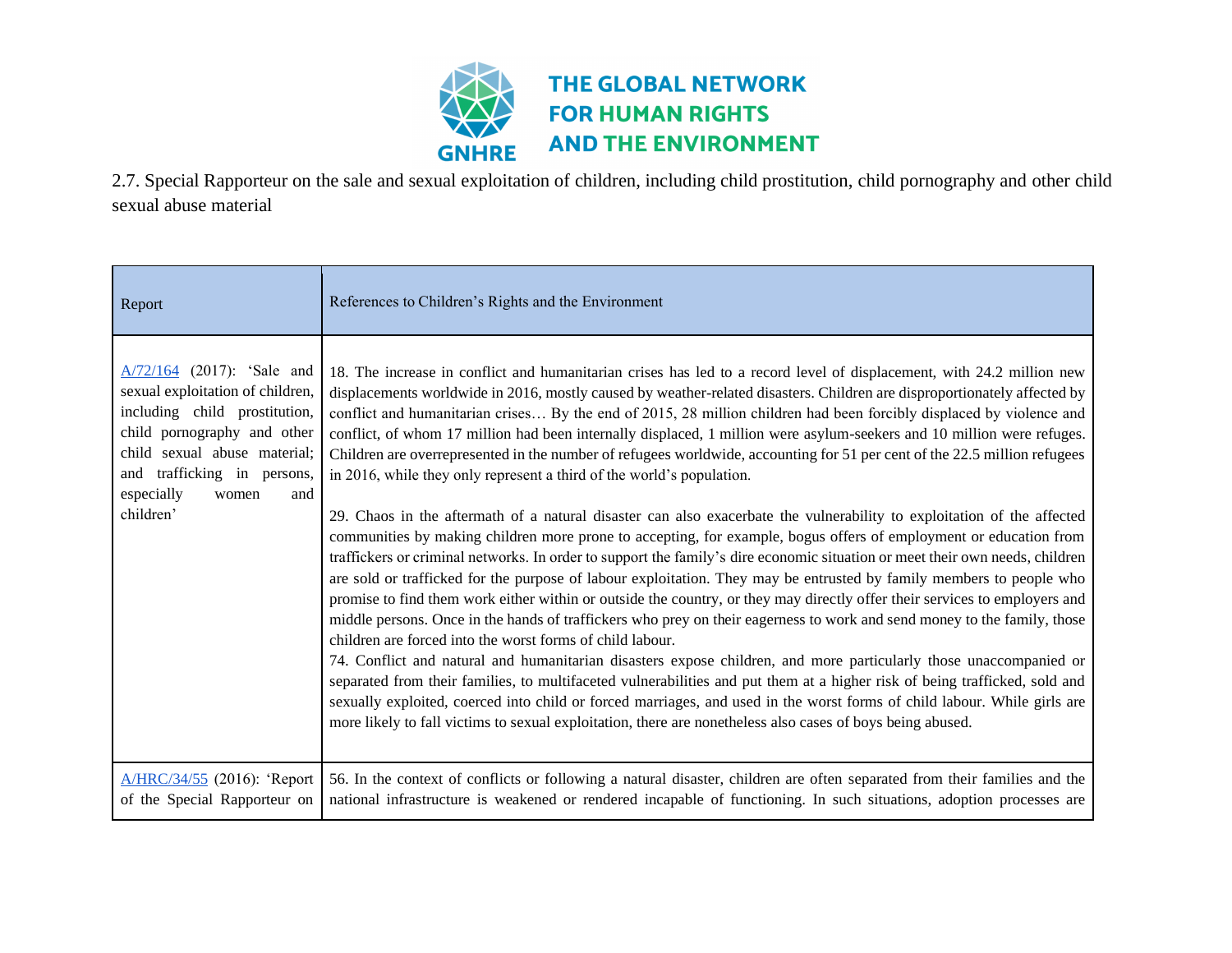2.7. Special Rapporteur on the sale and sexual exploitation of children, including child prostitution, child pornography and other child sexual abuse material

| Report | References to Children's Rights and the Environment |
|---|---|
| A/72/164 (2017): 'Sale and sexual exploitation of children, including child prostitution, child pornography and other child sexual abuse material; and trafficking in persons, especially women and children' | 18. The increase in conflict and humanitarian crises has led to a record level of displacement, with 24.2 million new displacements worldwide in 2016, mostly caused by weather-related disasters. Children are disproportionately affected by conflict and humanitarian crises… By the end of 2015, 28 million children had been forcibly displaced by violence and conflict, of whom 17 million had been internally displaced, 1 million were asylum-seekers and 10 million were refuges. Children are overrepresented in the number of refugees worldwide, accounting for 51 per cent of the 22.5 million refugees in 2016, while they only represent a third of the world's population.<br><br>29. Chaos in the aftermath of a natural disaster can also exacerbate the vulnerability to exploitation of the affected communities by making children more prone to accepting, for example, bogus offers of employment or education from traffickers or criminal networks. In order to support the family's dire economic situation or meet their own needs, children are sold or trafficked for the purpose of labour exploitation. They may be entrusted by family members to people who promise to find them work either within or outside the country, or they may directly offer their services to employers and middle persons. Once in the hands of traffickers who prey on their eagerness to work and send money to the family, those children are forced into the worst forms of child labour.<br>74. Conflict and natural and humanitarian disasters expose children, and more particularly those unaccompanied or separated from their families, to multifaceted vulnerabilities and put them at a higher risk of being trafficked, sold and sexually exploited, coerced into child or forced marriages, and used in the worst forms of child labour. While girls are more likely to fall victims to sexual exploitation, there are nonetheless also cases of boys being abused. |
| A/HRC/34/55 (2016): 'Report of the Special Rapporteur on | 56. In the context of conflicts or following a natural disaster, children are often separated from their families and the national infrastructure is weakened or rendered incapable of functioning. In such situations, adoption processes are |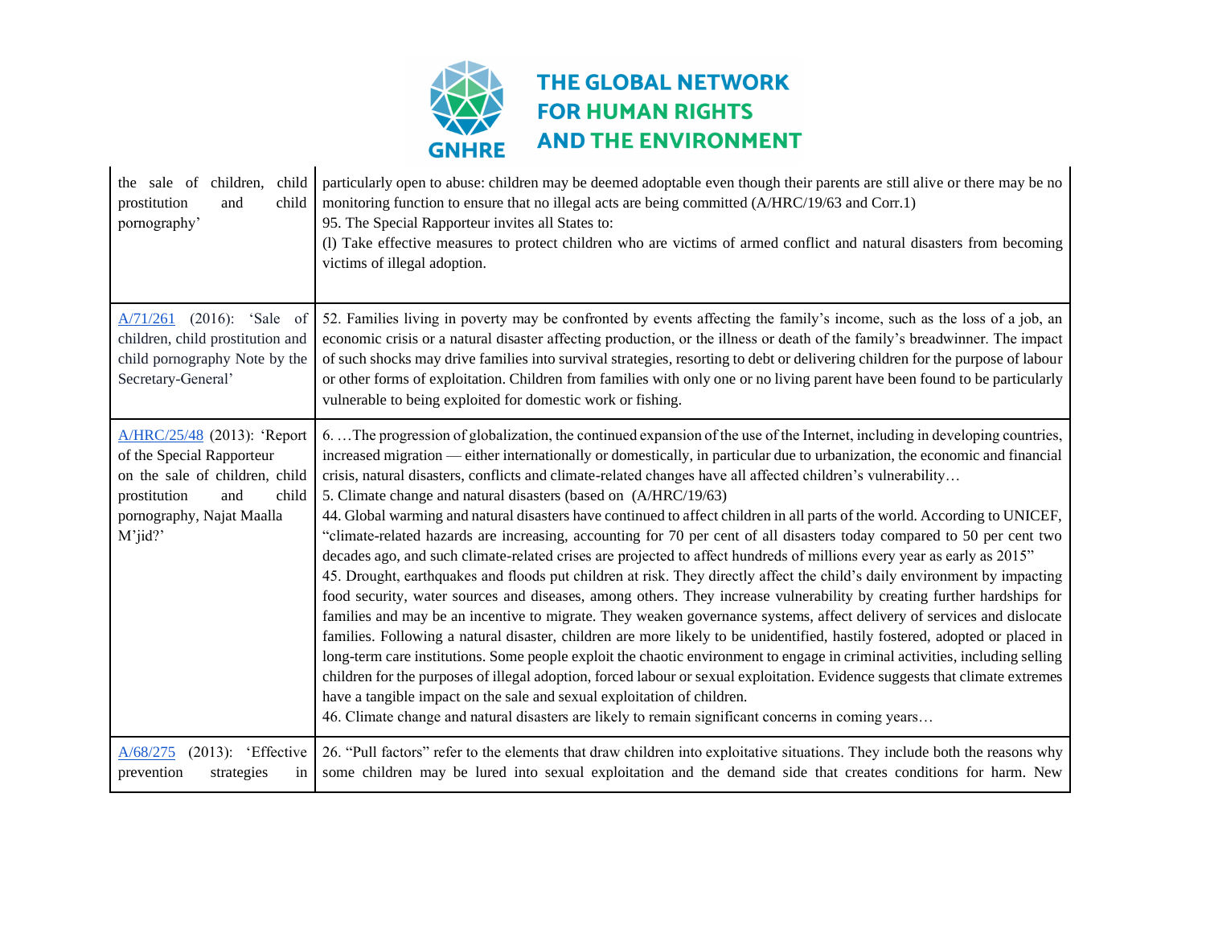| | |
|---|---|
| the sale of children, child prostitution and child pornography' | particularly open to abuse: children may be deemed adoptable even though their parents are still alive or there may be no monitoring function to ensure that no illegal acts are being committed (A/HRC/19/63 and Corr.1)<br>95. The Special Rapporteur invites all States to:<br>(l) Take effective measures to protect children who are victims of armed conflict and natural disasters from becoming victims of illegal adoption. |
| A/71/261 (2016): 'Sale of children, child prostitution and child pornography Note by the Secretary-General' | 52. Families living in poverty may be confronted by events affecting the family's income, such as the loss of a job, an economic crisis or a natural disaster affecting production, or the illness or death of the family's breadwinner. The impact of such shocks may drive families into survival strategies, resorting to debt or delivering children for the purpose of labour or other forms of exploitation. Children from families with only one or no living parent have been found to be particularly vulnerable to being exploited for domestic work or fishing. |
| A/HRC/25/48 (2013): 'Report of the Special Rapporteur on the sale of children, child prostitution and child pornography, Najat Maalla M'jid?' | 6. …The progression of globalization, the continued expansion of the use of the Internet, including in developing countries, increased migration — either internationally or domestically, in particular due to urbanization, the economic and financial crisis, natural disasters, conflicts and climate-related changes have all affected children's vulnerability…<br>5. Climate change and natural disasters (based on (A/HRC/19/63)<br>44. Global warming and natural disasters have continued to affect children in all parts of the world. According to UNICEF, "climate-related hazards are increasing, accounting for 70 per cent of all disasters today compared to 50 per cent two decades ago, and such climate-related crises are projected to affect hundreds of millions every year as early as 2015"<br>45. Drought, earthquakes and floods put children at risk. They directly affect the child's daily environment by impacting food security, water sources and diseases, among others. They increase vulnerability by creating further hardships for families and may be an incentive to migrate. They weaken governance systems, affect delivery of services and dislocate families. Following a natural disaster, children are more likely to be unidentified, hastily fostered, adopted or placed in long-term care institutions. Some people exploit the chaotic environment to engage in criminal activities, including selling children for the purposes of illegal adoption, forced labour or sexual exploitation. Evidence suggests that climate extremes have a tangible impact on the sale and sexual exploitation of children.<br>46. Climate change and natural disasters are likely to remain significant concerns in coming years… |
| A/68/275 (2013): 'Effective prevention strategies in | 26. "Pull factors" refer to the elements that draw children into exploitative situations. They include both the reasons why some children may be lured into sexual exploitation and the demand side that creates conditions for harm. New |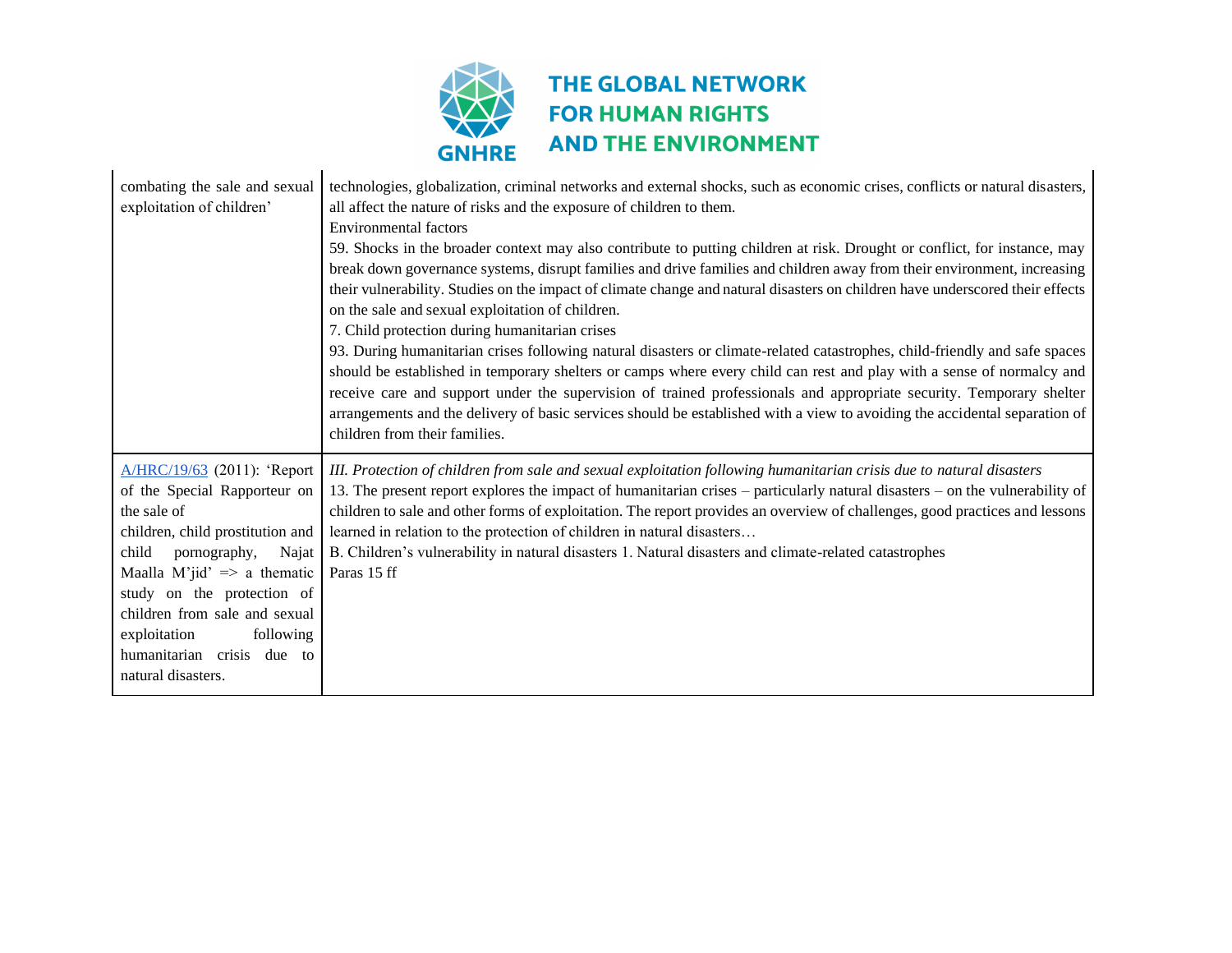| | |
|---|---|
| combating the sale and sexual exploitation of children’ | technologies, globalization, criminal networks and external shocks, such as economic crises, conflicts or natural disasters, all affect the nature of risks and the exposure of children to them.<br>Environmental factors<br>59. Shocks in the broader context may also contribute to putting children at risk. Drought or conflict, for instance, may break down governance systems, disrupt families and drive families and children away from their environment, increasing their vulnerability. Studies on the impact of climate change and natural disasters on children have underscored their effects on the sale and sexual exploitation of children.<br>7. Child protection during humanitarian crises<br>93. During humanitarian crises following natural disasters or climate-related catastrophes, child-friendly and safe spaces should be established in temporary shelters or camps where every child can rest and play with a sense of normalcy and receive care and support under the supervision of trained professionals and appropriate security. Temporary shelter arrangements and the delivery of basic services should be established with a view to avoiding the accidental separation of children from their families. |
| A/HRC/19/63 (2011): ‘Report of the Special Rapporteur on the sale of children, child prostitution and child pornography, Najat Maalla M’jid’ => a thematic study on the protection of children from sale and sexual exploitation following humanitarian crisis due to natural disasters. | *III. Protection of children from sale and sexual exploitation following humanitarian crisis due to natural disasters*<br>13. The present report explores the impact of humanitarian crises – particularly natural disasters – on the vulnerability of children to sale and other forms of exploitation. The report provides an overview of challenges, good practices and lessons learned in relation to the protection of children in natural disasters…<br>B. Children’s vulnerability in natural disasters 1. Natural disasters and climate-related catastrophes<br>Paras 15 ff |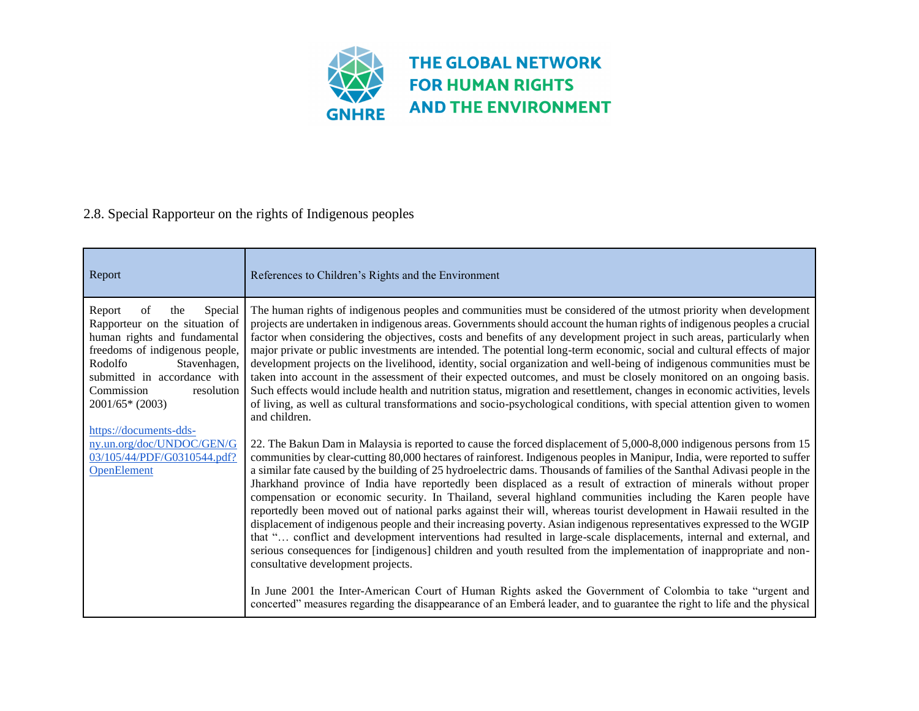## 2.8. Special Rapporteur on the rights of Indigenous peoples

| Report | References to Children's Rights and the Environment |
|---|---|
| Report of the Special Rapporteur on the situation of human rights and fundamental freedoms of indigenous people, Rodolfo Stavenhagen, submitted in accordance with Commission resolution 2001/65* (2003)<br><br>https://documents-dds-ny.un.org/doc/UNDOC/GEN/G03/105/44/PDF/G0310544.pdf?OpenElement | The human rights of indigenous peoples and communities must be considered of the utmost priority when development projects are undertaken in indigenous areas. Governments should account the human rights of indigenous peoples a crucial factor when considering the objectives, costs and benefits of any development project in such areas, particularly when major private or public investments are intended. The potential long-term economic, social and cultural effects of major development projects on the livelihood, identity, social organization and well-being of indigenous communities must be taken into account in the assessment of their expected outcomes, and must be closely monitored on an ongoing basis. Such effects would include health and nutrition status, migration and resettlement, changes in economic activities, levels of living, as well as cultural transformations and socio-psychological conditions, with special attention given to women and children.<br><br>22. The Bakun Dam in Malaysia is reported to cause the forced displacement of 5,000-8,000 indigenous persons from 15 communities by clear-cutting 80,000 hectares of rainforest. Indigenous peoples in Manipur, India, were reported to suffer a similar fate caused by the building of 25 hydroelectric dams. Thousands of families of the Santhal Adivasi people in the Jharkhand province of India have reportedly been displaced as a result of extraction of minerals without proper compensation or economic security. In Thailand, several highland communities including the Karen people have reportedly been moved out of national parks against their will, whereas tourist development in Hawaii resulted in the displacement of indigenous people and their increasing poverty. Asian indigenous representatives expressed to the WGIP that "… conflict and development interventions had resulted in large-scale displacements, internal and external, and serious consequences for [indigenous] children and youth resulted from the implementation of inappropriate and non-consultative development projects.<br><br>In June 2001 the Inter-American Court of Human Rights asked the Government of Colombia to take "urgent and concerted" measures regarding the disappearance of an Emberá leader, and to guarantee the right to life and the physical |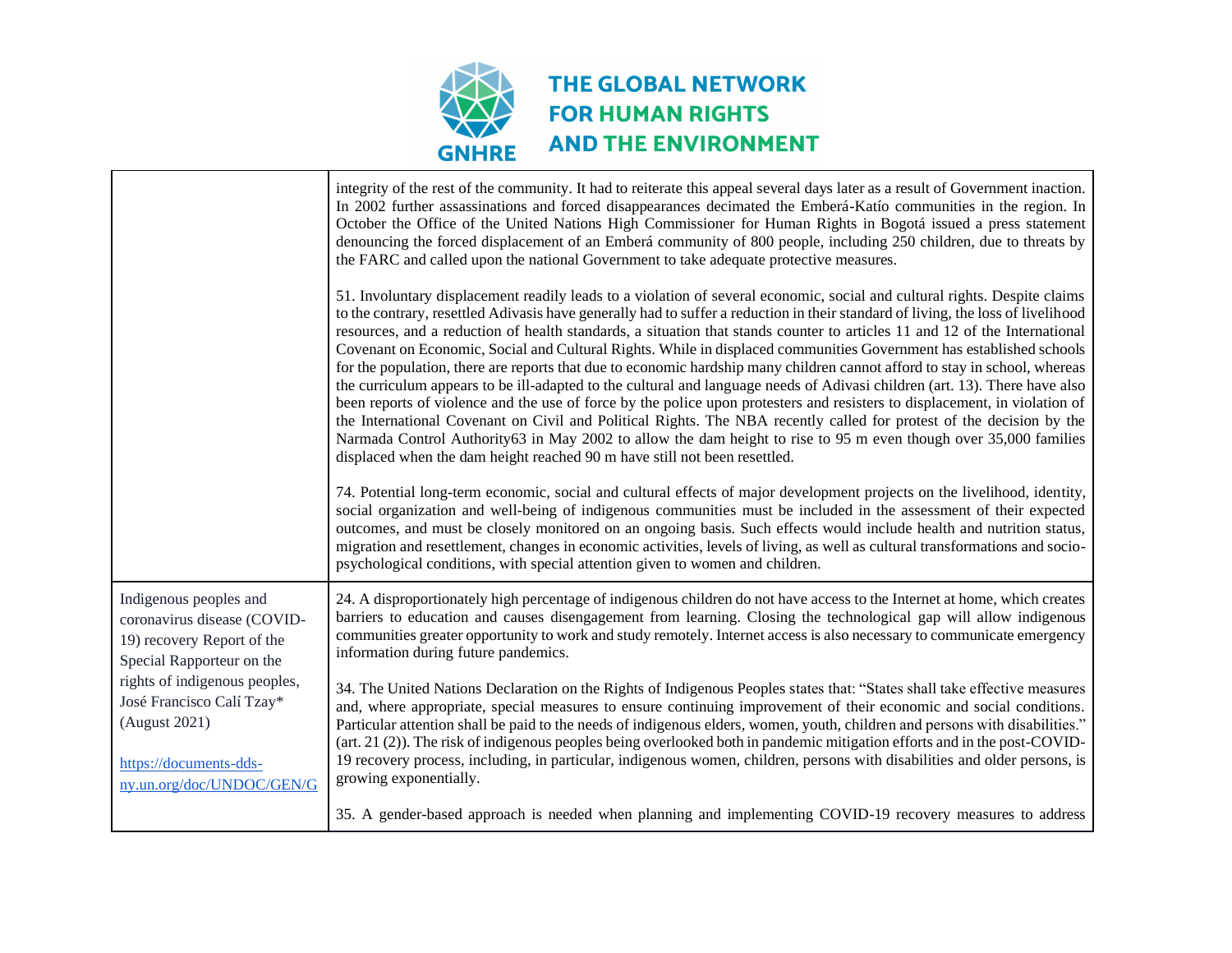| | |
|---|---|
| | integrity of the rest of the community. It had to reiterate this appeal several days later as a result of Government inaction. In 2002 further assassinations and forced disappearances decimated the Emberá-Katío communities in the region. In October the Office of the United Nations High Commissioner for Human Rights in Bogotá issued a press statement denouncing the forced displacement of an Emberá community of 800 people, including 250 children, due to threats by the FARC and called upon the national Government to take adequate protective measures.<br><br>51. Involuntary displacement readily leads to a violation of several economic, social and cultural rights. Despite claims to the contrary, resettled Adivasis have generally had to suffer a reduction in their standard of living, the loss of livelihood resources, and a reduction of health standards, a situation that stands counter to articles 11 and 12 of the International Covenant on Economic, Social and Cultural Rights. While in displaced communities Government has established schools for the population, there are reports that due to economic hardship many children cannot afford to stay in school, whereas the curriculum appears to be ill-adapted to the cultural and language needs of Adivasi children (art. 13). There have also been reports of violence and the use of force by the police upon protesters and resisters to displacement, in violation of the International Covenant on Civil and Political Rights. The NBA recently called for protest of the decision by the Narmada Control Authority63 in May 2002 to allow the dam height to rise to 95 m even though over 35,000 families displaced when the dam height reached 90 m have still not been resettled.<br><br>74. Potential long-term economic, social and cultural effects of major development projects on the livelihood, identity, social organization and well-being of indigenous communities must be included in the assessment of their expected outcomes, and must be closely monitored on an ongoing basis. Such effects would include health and nutrition status, migration and resettlement, changes in economic activities, levels of living, as well as cultural transformations and socio-psychological conditions, with special attention given to women and children. |
| Indigenous peoples and coronavirus disease (COVID-19) recovery Report of the Special Rapporteur on the rights of indigenous peoples, José Francisco Calí Tzay* (August 2021)<br><br>https://documents-dds-ny.un.org/doc/UNDOC/GEN/G | 24. A disproportionately high percentage of indigenous children do not have access to the Internet at home, which creates barriers to education and causes disengagement from learning. Closing the technological gap will allow indigenous communities greater opportunity to work and study remotely. Internet access is also necessary to communicate emergency information during future pandemics.<br><br>34. The United Nations Declaration on the Rights of Indigenous Peoples states that: "States shall take effective measures and, where appropriate, special measures to ensure continuing improvement of their economic and social conditions. Particular attention shall be paid to the needs of indigenous elders, women, youth, children and persons with disabilities." (art. 21 (2)). The risk of indigenous peoples being overlooked both in pandemic mitigation efforts and in the post-COVID-19 recovery process, including, in particular, indigenous women, children, persons with disabilities and older persons, is growing exponentially.<br><br>35. A gender-based approach is needed when planning and implementing COVID-19 recovery measures to address |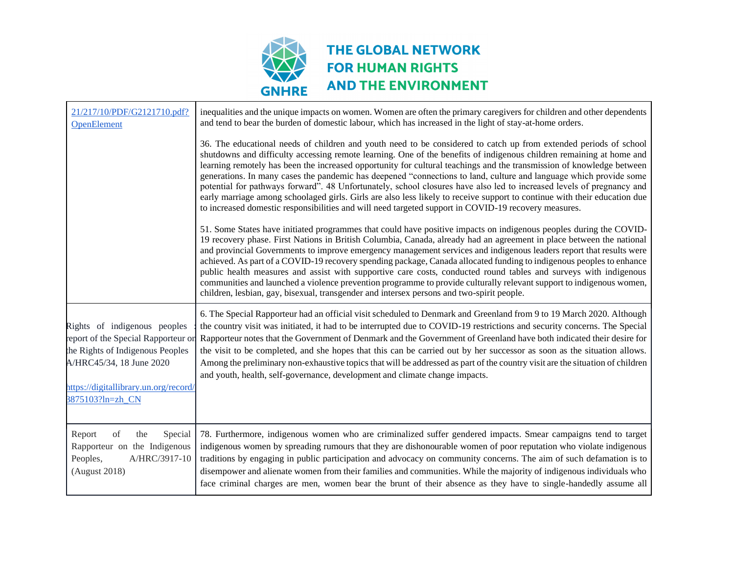| | |
|---|---|
| 21/217/10/PDF/G2121710.pdf?OpenElement | inequalities and the unique impacts on women. Women are often the primary caregivers for children and other dependents and tend to bear the burden of domestic labour, which has increased in the light of stay-at-home orders.<br><br>36. The educational needs of children and youth need to be considered to catch up from extended periods of school shutdowns and difficulty accessing remote learning. One of the benefits of indigenous children remaining at home and learning remotely has been the increased opportunity for cultural teachings and the transmission of knowledge between generations. In many cases the pandemic has deepened "connections to land, culture and language which provide some potential for pathways forward". 48 Unfortunately, school closures have also led to increased levels of pregnancy and early marriage among schoolaged girls. Girls are also less likely to receive support to continue with their education due to increased domestic responsibilities and will need targeted support in COVID-19 recovery measures.<br><br>51. Some States have initiated programmes that could have positive impacts on indigenous peoples during the COVID-19 recovery phase. First Nations in British Columbia, Canada, already had an agreement in place between the national and provincial Governments to improve emergency management services and indigenous leaders report that results were achieved. As part of a COVID-19 recovery spending package, Canada allocated funding to indigenous peoples to enhance public health measures and assist with supportive care costs, conducted round tables and surveys with indigenous communities and launched a violence prevention programme to provide culturally relevant support to indigenous women, children, lesbian, gay, bisexual, transgender and intersex persons and two-spirit people. |
| Rights of indigenous peoples : report of the Special Rapporteur on the Rights of Indigenous Peoples A/HRC45/34, 18 June 2020<br><br>https://digitallibrary.un.org/record/3875103?ln=zh_CN | 6. The Special Rapporteur had an official visit scheduled to Denmark and Greenland from 9 to 19 March 2020. Although the country visit was initiated, it had to be interrupted due to COVID-19 restrictions and security concerns. The Special Rapporteur notes that the Government of Denmark and the Government of Greenland have both indicated their desire for the visit to be completed, and she hopes that this can be carried out by her successor as soon as the situation allows. Among the preliminary non-exhaustive topics that will be addressed as part of the country visit are the situation of children and youth, health, self-governance, development and climate change impacts. |
| Report of the Special Rapporteur on the Indigenous Peoples, A/HRC/3917-10 (August 2018) | 78. Furthermore, indigenous women who are criminalized suffer gendered impacts. Smear campaigns tend to target indigenous women by spreading rumours that they are dishonourable women of poor reputation who violate indigenous traditions by engaging in public participation and advocacy on community concerns. The aim of such defamation is to disempower and alienate women from their families and communities. While the majority of indigenous individuals who face criminal charges are men, women bear the brunt of their absence as they have to single-handedly assume all |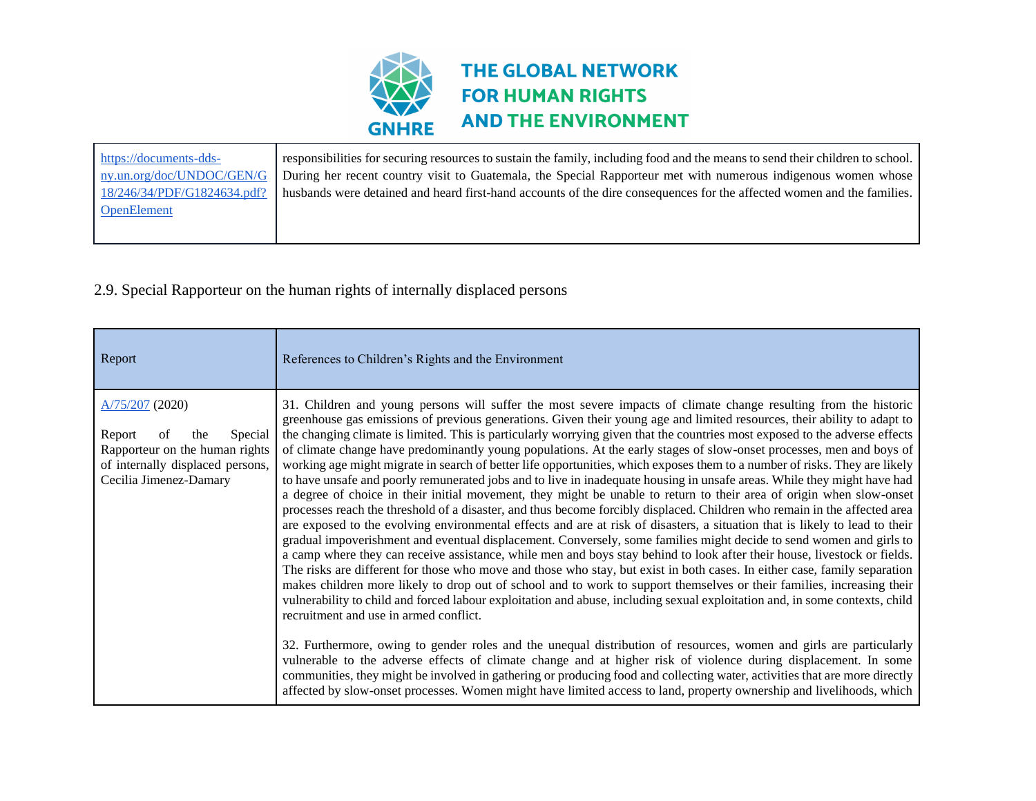| | |
|---|---|
| https://documents-dds-ny.un.org/doc/UNDOC/GEN/G18/246/34/PDF/G1824634.pdf?OpenElement | responsibilities for securing resources to sustain the family, including food and the means to send their children to school. During her recent country visit to Guatemala, the Special Rapporteur met with numerous indigenous women whose husbands were detained and heard first-hand accounts of the dire consequences for the affected women and the families. |

## 2.9. Special Rapporteur on the human rights of internally displaced persons

| Report | References to Children's Rights and the Environment |
|---|---|
| A/75/207 (2020)<br><br>Report of the Special Rapporteur on the human rights of internally displaced persons, Cecilia Jimenez-Damary | 31. Children and young persons will suffer the most severe impacts of climate change resulting from the historic greenhouse gas emissions of previous generations. Given their young age and limited resources, their ability to adapt to the changing climate is limited. This is particularly worrying given that the countries most exposed to the adverse effects of climate change have predominantly young populations. At the early stages of slow-onset processes, men and boys of working age might migrate in search of better life opportunities, which exposes them to a number of risks. They are likely to have unsafe and poorly remunerated jobs and to live in inadequate housing in unsafe areas. While they might have had a degree of choice in their initial movement, they might be unable to return to their area of origin when slow-onset processes reach the threshold of a disaster, and thus become forcibly displaced. Children who remain in the affected area are exposed to the evolving environmental effects and are at risk of disasters, a situation that is likely to lead to their gradual impoverishment and eventual displacement. Conversely, some families might decide to send women and girls to a camp where they can receive assistance, while men and boys stay behind to look after their house, livestock or fields. The risks are different for those who move and those who stay, but exist in both cases. In either case, family separation makes children more likely to drop out of school and to work to support themselves or their families, increasing their vulnerability to child and forced labour exploitation and abuse, including sexual exploitation and, in some contexts, child recruitment and use in armed conflict.<br><br>32. Furthermore, owing to gender roles and the unequal distribution of resources, women and girls are particularly vulnerable to the adverse effects of climate change and at higher risk of violence during displacement. In some communities, they might be involved in gathering or producing food and collecting water, activities that are more directly affected by slow-onset processes. Women might have limited access to land, property ownership and livelihoods, which |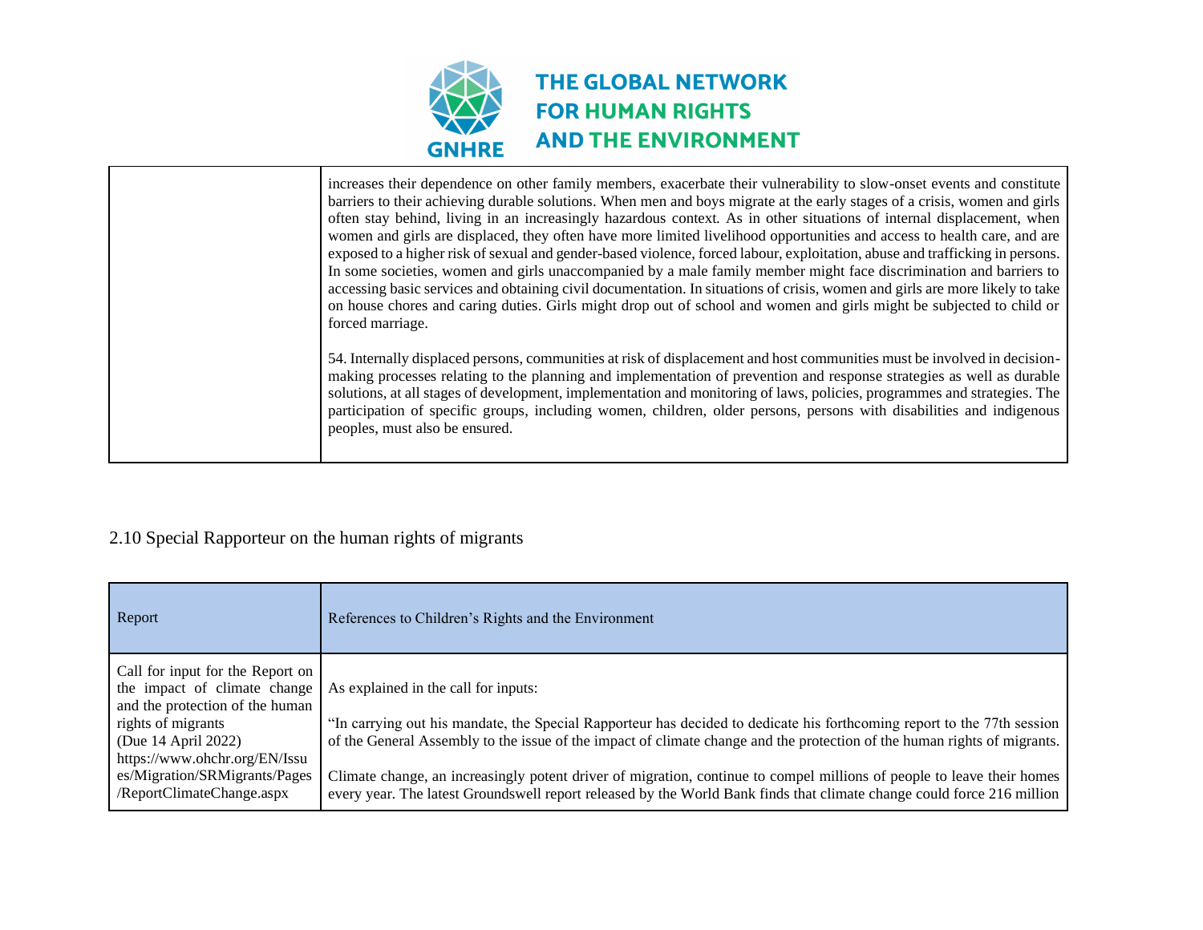| | |
|---|---|
| | increases their dependence on other family members, exacerbate their vulnerability to slow-onset events and constitute barriers to their achieving durable solutions. When men and boys migrate at the early stages of a crisis, women and girls often stay behind, living in an increasingly hazardous context. As in other situations of internal displacement, when women and girls are displaced, they often have more limited livelihood opportunities and access to health care, and are exposed to a higher risk of sexual and gender-based violence, forced labour, exploitation, abuse and trafficking in persons. In some societies, women and girls unaccompanied by a male family member might face discrimination and barriers to accessing basic services and obtaining civil documentation. In situations of crisis, women and girls are more likely to take on house chores and caring duties. Girls might drop out of school and women and girls might be subjected to child or forced marriage.<br><br>54. Internally displaced persons, communities at risk of displacement and host communities must be involved in decision-making processes relating to the planning and implementation of prevention and response strategies as well as durable solutions, at all stages of development, implementation and monitoring of laws, policies, programmes and strategies. The participation of specific groups, including women, children, older persons, persons with disabilities and indigenous peoples, must also be ensured. |

## 2.10 Special Rapporteur on the human rights of migrants

| Report | References to Children's Rights and the Environment |
|---|---|
| Call for input for the Report on the impact of climate change and the protection of the human rights of migrants<br>(Due 14 April 2022)<br>https://www.ohchr.org/EN/Issues/Migration/SRMigrants/Pages/ReportClimateChange.aspx | As explained in the call for inputs:<br><br>"In carrying out his mandate, the Special Rapporteur has decided to dedicate his forthcoming report to the 77th session of the General Assembly to the issue of the impact of climate change and the protection of the human rights of migrants.<br><br>Climate change, an increasingly potent driver of migration, continue to compel millions of people to leave their homes every year. The latest Groundswell report released by the World Bank finds that climate change could force 216 million |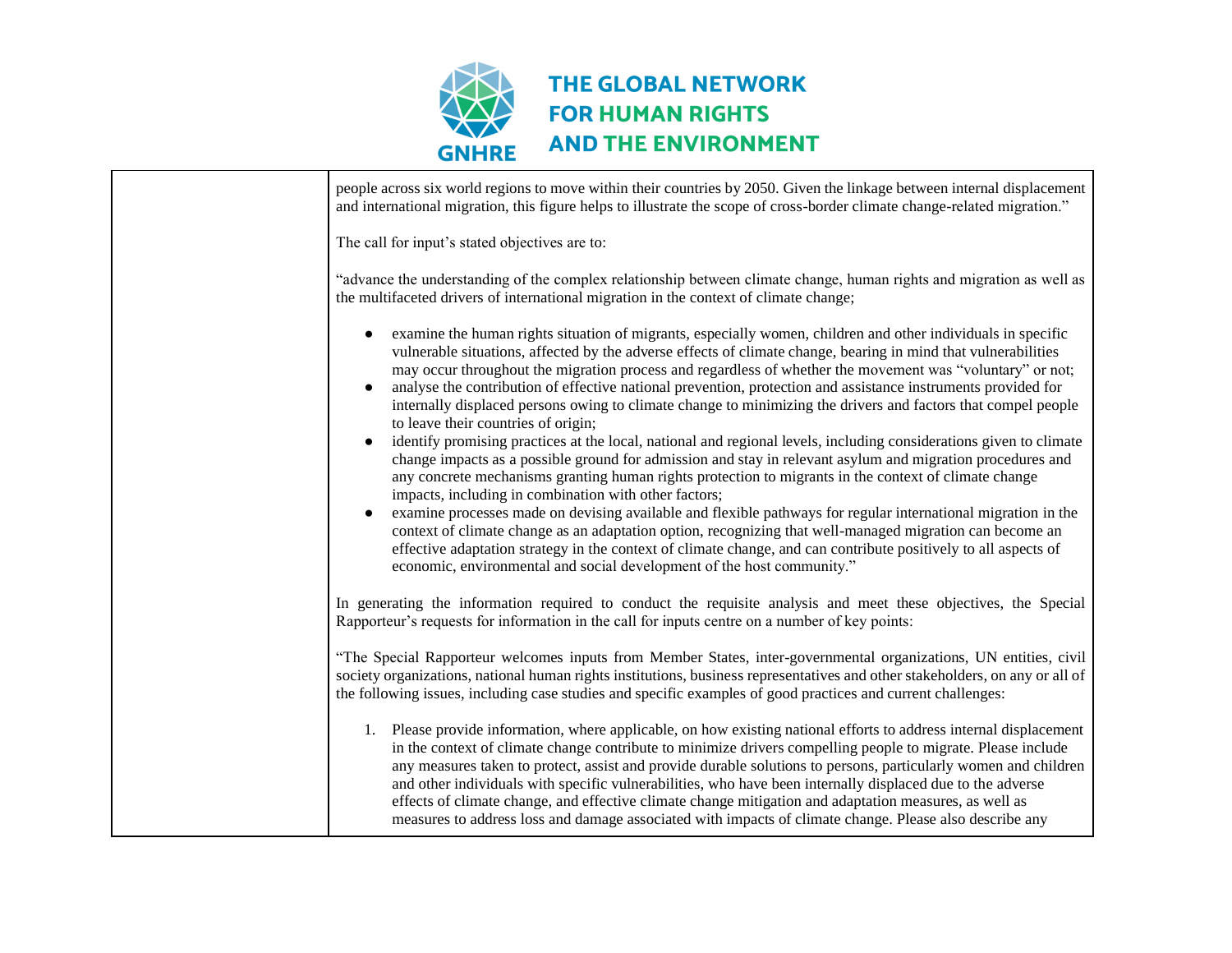| | people across six world regions to move within their countries by 2050. Given the linkage between internal displacement and international migration, this figure helps to illustrate the scope of cross-border climate change-related migration."<br><br>The call for input's stated objectives are to:<br><br>"advance the understanding of the complex relationship between climate change, human rights and migration as well as the multifaceted drivers of international migration in the context of climate change;<br><br>● examine the human rights situation of migrants, especially women, children and other individuals in specific vulnerable situations, affected by the adverse effects of climate change, bearing in mind that vulnerabilities may occur throughout the migration process and regardless of whether the movement was "voluntary" or not;<br>● analyse the contribution of effective national prevention, protection and assistance instruments provided for internally displaced persons owing to climate change to minimizing the drivers and factors that compel people to leave their countries of origin;<br>● identify promising practices at the local, national and regional levels, including considerations given to climate change impacts as a possible ground for admission and stay in relevant asylum and migration procedures and any concrete mechanisms granting human rights protection to migrants in the context of climate change impacts, including in combination with other factors;<br>● examine processes made on devising available and flexible pathways for regular international migration in the context of climate change as an adaptation option, recognizing that well-managed migration can become an effective adaptation strategy in the context of climate change, and can contribute positively to all aspects of economic, environmental and social development of the host community."<br><br>In generating the information required to conduct the requisite analysis and meet these objectives, the Special Rapporteur's requests for information in the call for inputs centre on a number of key points:<br><br>"The Special Rapporteur welcomes inputs from Member States, inter-governmental organizations, UN entities, civil society organizations, national human rights institutions, business representatives and other stakeholders, on any or all of the following issues, including case studies and specific examples of good practices and current challenges:<br><br>1. Please provide information, where applicable, on how existing national efforts to address internal displacement in the context of climate change contribute to minimize drivers compelling people to migrate. Please include any measures taken to protect, assist and provide durable solutions to persons, particularly women and children and other individuals with specific vulnerabilities, who have been internally displaced due to the adverse effects of climate change, and effective climate change mitigation and adaptation measures, as well as measures to address loss and damage associated with impacts of climate change. Please also describe any |
|---|---|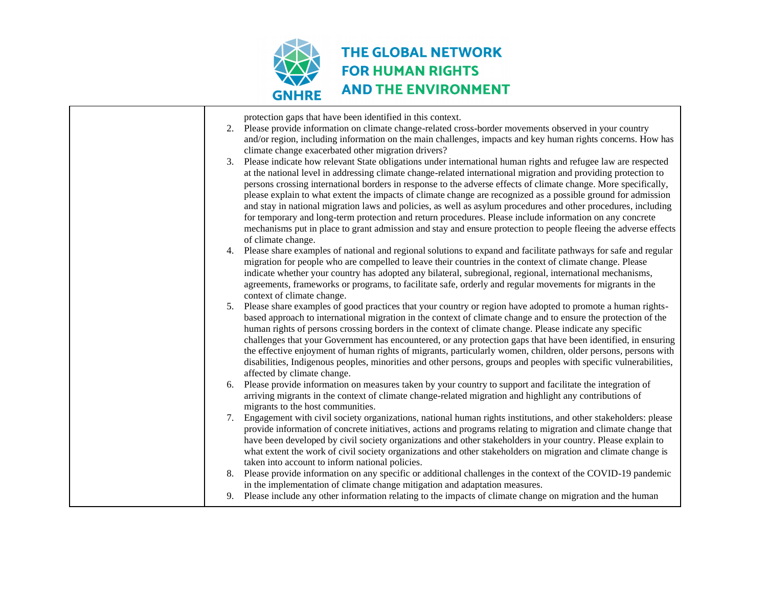| | protection gaps that have been identified in this context.<br>2. Please provide information on climate change-related cross-border movements observed in your country and/or region, including information on the main challenges, impacts and key human rights concerns. How has climate change exacerbated other migration drivers?<br>3. Please indicate how relevant State obligations under international human rights and refugee law are respected at the national level in addressing climate change-related international migration and providing protection to persons crossing international borders in response to the adverse effects of climate change. More specifically, please explain to what extent the impacts of climate change are recognized as a possible ground for admission and stay in national migration laws and policies, as well as asylum procedures and other procedures, including for temporary and long-term protection and return procedures. Please include information on any concrete mechanisms put in place to grant admission and stay and ensure protection to people fleeing the adverse effects of climate change.<br>4. Please share examples of national and regional solutions to expand and facilitate pathways for safe and regular migration for people who are compelled to leave their countries in the context of climate change. Please indicate whether your country has adopted any bilateral, subregional, regional, international mechanisms, agreements, frameworks or programs, to facilitate safe, orderly and regular movements for migrants in the context of climate change.<br>5. Please share examples of good practices that your country or region have adopted to promote a human rights-based approach to international migration in the context of climate change and to ensure the protection of the human rights of persons crossing borders in the context of climate change. Please indicate any specific challenges that your Government has encountered, or any protection gaps that have been identified, in ensuring the effective enjoyment of human rights of migrants, particularly women, children, older persons, persons with disabilities, Indigenous peoples, minorities and other persons, groups and peoples with specific vulnerabilities, affected by climate change.<br>6. Please provide information on measures taken by your country to support and facilitate the integration of arriving migrants in the context of climate change-related migration and highlight any contributions of migrants to the host communities.<br>7. Engagement with civil society organizations, national human rights institutions, and other stakeholders: please provide information of concrete initiatives, actions and programs relating to migration and climate change that have been developed by civil society organizations and other stakeholders in your country. Please explain to what extent the work of civil society organizations and other stakeholders on migration and climate change is taken into account to inform national policies.<br>8. Please provide information on any specific or additional challenges in the context of the COVID-19 pandemic in the implementation of climate change mitigation and adaptation measures.<br>9. Please include any other information relating to the impacts of climate change on migration and the human |
|---|---|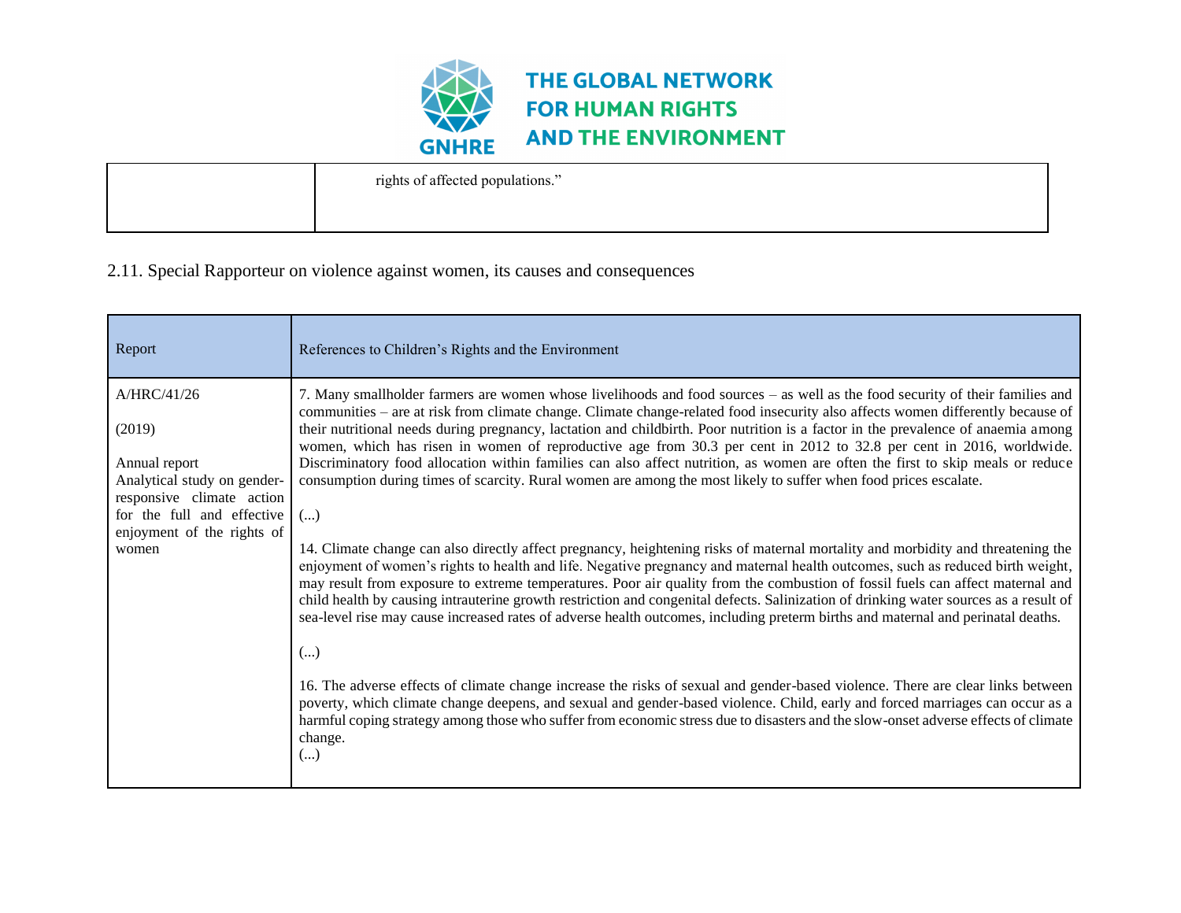| | |
|---|---|
| | rights of affected populations." |

## 2.11. Special Rapporteur on violence against women, its causes and consequences

| Report | References to Children's Rights and the Environment |
|---|---|
| A/HRC/41/26<br><br>(2019)<br><br>Annual report<br>Analytical study on gender-responsive climate action for the full and effective enjoyment of the rights of women | 7. Many smallholder farmers are women whose livelihoods and food sources – as well as the food security of their families and communities – are at risk from climate change. Climate change-related food insecurity also affects women differently because of their nutritional needs during pregnancy, lactation and childbirth. Poor nutrition is a factor in the prevalence of anaemia among women, which has risen in women of reproductive age from 30.3 per cent in 2012 to 32.8 per cent in 2016, worldwide. Discriminatory food allocation within families can also affect nutrition, as women are often the first to skip meals or reduce consumption during times of scarcity. Rural women are among the most likely to suffer when food prices escalate.<br><br>(...)<br><br>14. Climate change can also directly affect pregnancy, heightening risks of maternal mortality and morbidity and threatening the enjoyment of women's rights to health and life. Negative pregnancy and maternal health outcomes, such as reduced birth weight, may result from exposure to extreme temperatures. Poor air quality from the combustion of fossil fuels can affect maternal and child health by causing intrauterine growth restriction and congenital defects. Salinization of drinking water sources as a result of sea-level rise may cause increased rates of adverse health outcomes, including preterm births and maternal and perinatal deaths.<br><br>(...)<br><br>16. The adverse effects of climate change increase the risks of sexual and gender-based violence. There are clear links between poverty, which climate change deepens, and sexual and gender-based violence. Child, early and forced marriages can occur as a harmful coping strategy among those who suffer from economic stress due to disasters and the slow-onset adverse effects of climate change.<br>(...) |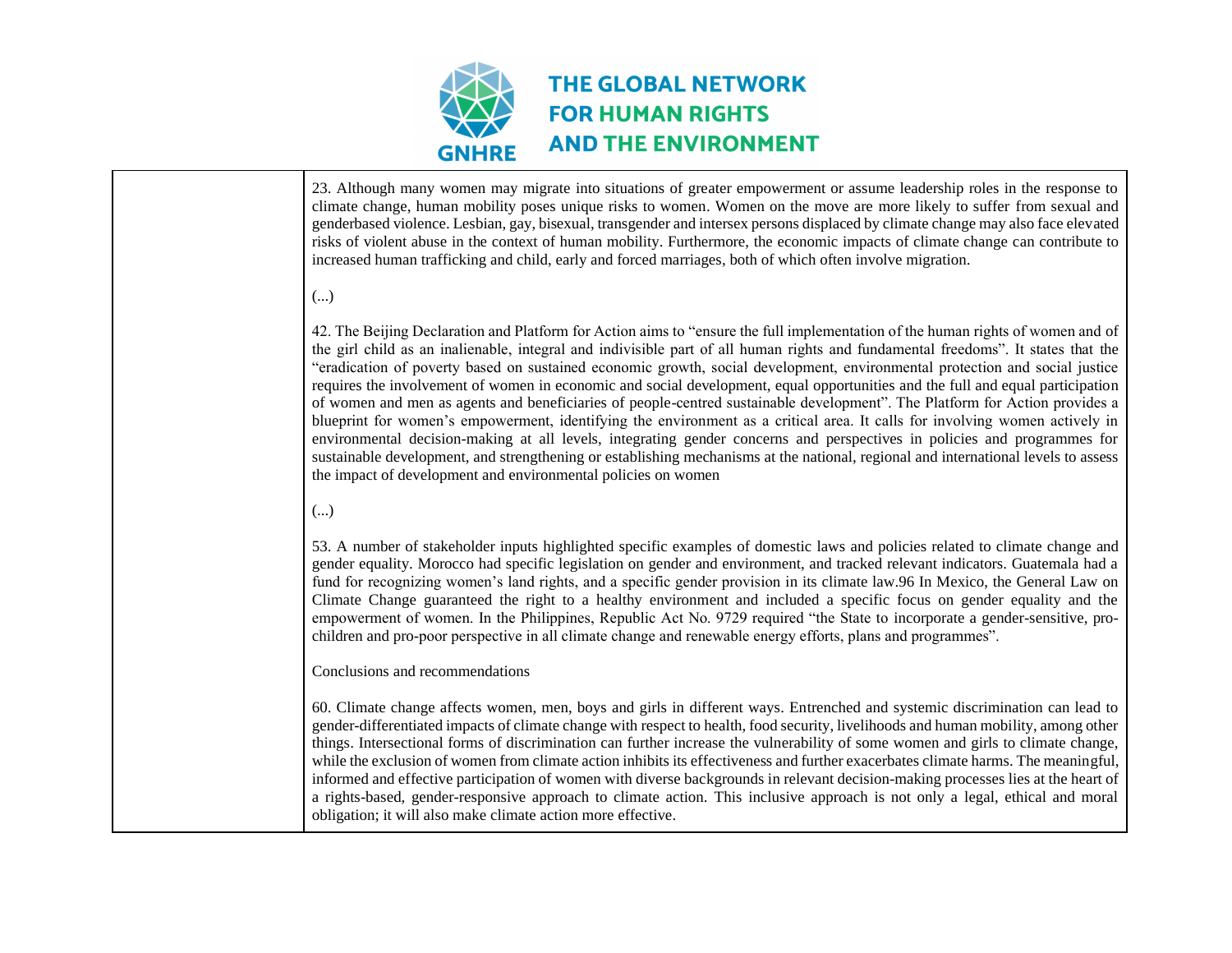| | 23. Although many women may migrate into situations of greater empowerment or assume leadership roles in the response to climate change, human mobility poses unique risks to women. Women on the move are more likely to suffer from sexual and genderbased violence. Lesbian, gay, bisexual, transgender and intersex persons displaced by climate change may also face elevated risks of violent abuse in the context of human mobility. Furthermore, the economic impacts of climate change can contribute to increased human trafficking and child, early and forced marriages, both of which often involve migration.<br><br>(...)<br><br>42. The Beijing Declaration and Platform for Action aims to "ensure the full implementation of the human rights of women and of the girl child as an inalienable, integral and indivisible part of all human rights and fundamental freedoms". It states that the "eradication of poverty based on sustained economic growth, social development, environmental protection and social justice requires the involvement of women in economic and social development, equal opportunities and the full and equal participation of women and men as agents and beneficiaries of people-centred sustainable development". The Platform for Action provides a blueprint for women's empowerment, identifying the environment as a critical area. It calls for involving women actively in environmental decision-making at all levels, integrating gender concerns and perspectives in policies and programmes for sustainable development, and strengthening or establishing mechanisms at the national, regional and international levels to assess the impact of development and environmental policies on women<br><br>(...)<br><br>53. A number of stakeholder inputs highlighted specific examples of domestic laws and policies related to climate change and gender equality. Morocco had specific legislation on gender and environment, and tracked relevant indicators. Guatemala had a fund for recognizing women's land rights, and a specific gender provision in its climate law.96 In Mexico, the General Law on Climate Change guaranteed the right to a healthy environment and included a specific focus on gender equality and the empowerment of women. In the Philippines, Republic Act No. 9729 required "the State to incorporate a gender-sensitive, pro-children and pro-poor perspective in all climate change and renewable energy efforts, plans and programmes".<br><br>Conclusions and recommendations<br><br>60. Climate change affects women, men, boys and girls in different ways. Entrenched and systemic discrimination can lead to gender-differentiated impacts of climate change with respect to health, food security, livelihoods and human mobility, among other things. Intersectional forms of discrimination can further increase the vulnerability of some women and girls to climate change, while the exclusion of women from climate action inhibits its effectiveness and further exacerbates climate harms. The meaningful, informed and effective participation of women with diverse backgrounds in relevant decision-making processes lies at the heart of a rights-based, gender-responsive approach to climate action. This inclusive approach is not only a legal, ethical and moral obligation; it will also make climate action more effective. |
|---|---|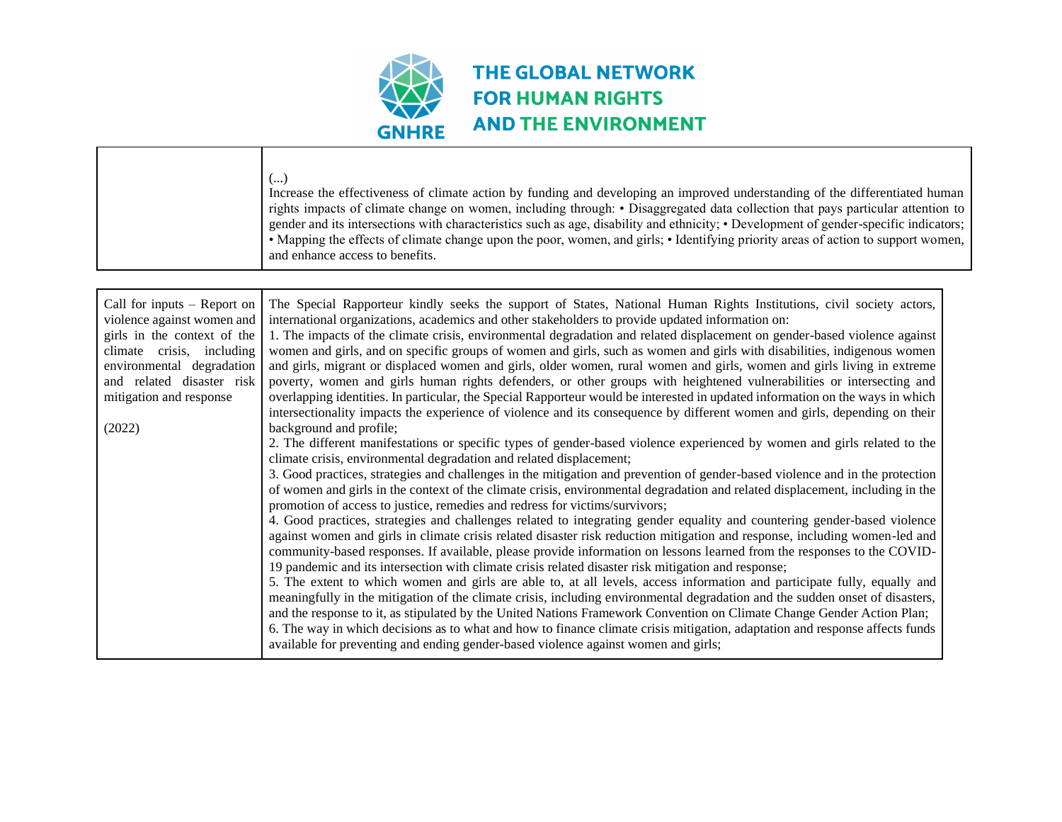| | |
|---|---|
| | (...)<br>Increase the effectiveness of climate action by funding and developing an improved understanding of the differentiated human rights impacts of climate change on women, including through: • Disaggregated data collection that pays particular attention to gender and its intersections with characteristics such as age, disability and ethnicity; • Development of gender-specific indicators; • Mapping the effects of climate change upon the poor, women, and girls; • Identifying priority areas of action to support women, and enhance access to benefits. |

| | |
|---|---|
| Call for inputs – Report on violence against women and girls in the context of the climate crisis, including environmental degradation and related disaster risk mitigation and response<br><br>(2022) | The Special Rapporteur kindly seeks the support of States, National Human Rights Institutions, civil society actors, international organizations, academics and other stakeholders to provide updated information on:<br>1. The impacts of the climate crisis, environmental degradation and related displacement on gender-based violence against women and girls, and on specific groups of women and girls, such as women and girls with disabilities, indigenous women and girls, migrant or displaced women and girls, older women, rural women and girls, women and girls living in extreme poverty, women and girls human rights defenders, or other groups with heightened vulnerabilities or intersecting and overlapping identities. In particular, the Special Rapporteur would be interested in updated information on the ways in which intersectionality impacts the experience of violence and its consequence by different women and girls, depending on their background and profile;<br>2. The different manifestations or specific types of gender-based violence experienced by women and girls related to the climate crisis, environmental degradation and related displacement;<br>3. Good practices, strategies and challenges in the mitigation and prevention of gender-based violence and in the protection of women and girls in the context of the climate crisis, environmental degradation and related displacement, including in the promotion of access to justice, remedies and redress for victims/survivors;<br>4. Good practices, strategies and challenges related to integrating gender equality and countering gender-based violence against women and girls in climate crisis related disaster risk reduction mitigation and response, including women-led and community-based responses. If available, please provide information on lessons learned from the responses to the COVID-19 pandemic and its intersection with climate crisis related disaster risk mitigation and response;<br>5. The extent to which women and girls are able to, at all levels, access information and participate fully, equally and meaningfully in the mitigation of the climate crisis, including environmental degradation and the sudden onset of disasters, and the response to it, as stipulated by the United Nations Framework Convention on Climate Change Gender Action Plan;<br>6. The way in which decisions as to what and how to finance climate crisis mitigation, adaptation and response affects funds available for preventing and ending gender-based violence against women and girls; |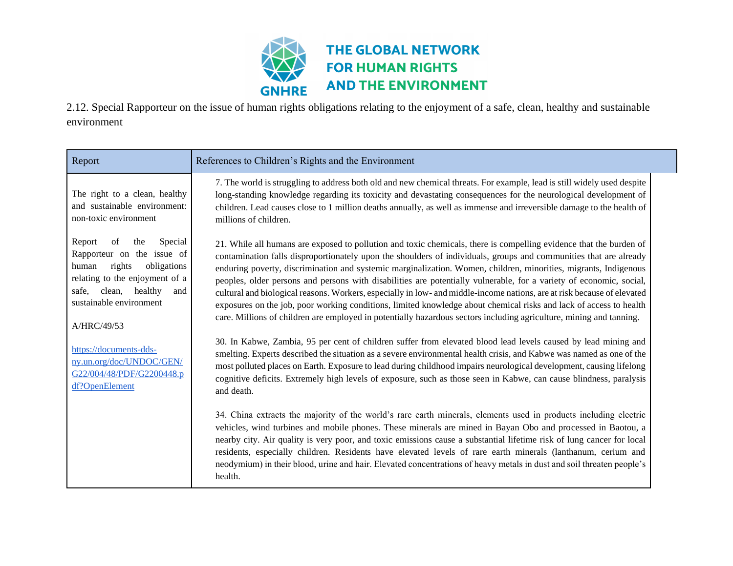2.12. Special Rapporteur on the issue of human rights obligations relating to the enjoyment of a safe, clean, healthy and sustainable environment

| Report | References to Children's Rights and the Environment |
|---|---|
| The right to a clean, healthy and sustainable environment: non-toxic environment<br><br>Report of the Special Rapporteur on the issue of human rights obligations relating to the enjoyment of a safe, clean, healthy and sustainable environment<br><br>A/HRC/49/53<br><br>https://documents-dds-ny.un.org/doc/UNDOC/GEN/G22/004/48/PDF/G2200448.pdf?OpenElement | 7. The world is struggling to address both old and new chemical threats. For example, lead is still widely used despite long-standing knowledge regarding its toxicity and devastating consequences for the neurological development of children. Lead causes close to 1 million deaths annually, as well as immense and irreversible damage to the health of millions of children.<br><br>21. While all humans are exposed to pollution and toxic chemicals, there is compelling evidence that the burden of contamination falls disproportionately upon the shoulders of individuals, groups and communities that are already enduring poverty, discrimination and systemic marginalization. Women, children, minorities, migrants, Indigenous peoples, older persons and persons with disabilities are potentially vulnerable, for a variety of economic, social, cultural and biological reasons. Workers, especially in low- and middle-income nations, are at risk because of elevated exposures on the job, poor working conditions, limited knowledge about chemical risks and lack of access to health care. Millions of children are employed in potentially hazardous sectors including agriculture, mining and tanning.<br><br>30. In Kabwe, Zambia, 95 per cent of children suffer from elevated blood lead levels caused by lead mining and smelting. Experts described the situation as a severe environmental health crisis, and Kabwe was named as one of the most polluted places on Earth. Exposure to lead during childhood impairs neurological development, causing lifelong cognitive deficits. Extremely high levels of exposure, such as those seen in Kabwe, can cause blindness, paralysis and death.<br><br>34. China extracts the majority of the world's rare earth minerals, elements used in products including electric vehicles, wind turbines and mobile phones. These minerals are mined in Bayan Obo and processed in Baotou, a nearby city. Air quality is very poor, and toxic emissions cause a substantial lifetime risk of lung cancer for local residents, especially children. Residents have elevated levels of rare earth minerals (lanthanum, cerium and neodymium) in their blood, urine and hair. Elevated concentrations of heavy metals in dust and soil threaten people's health. |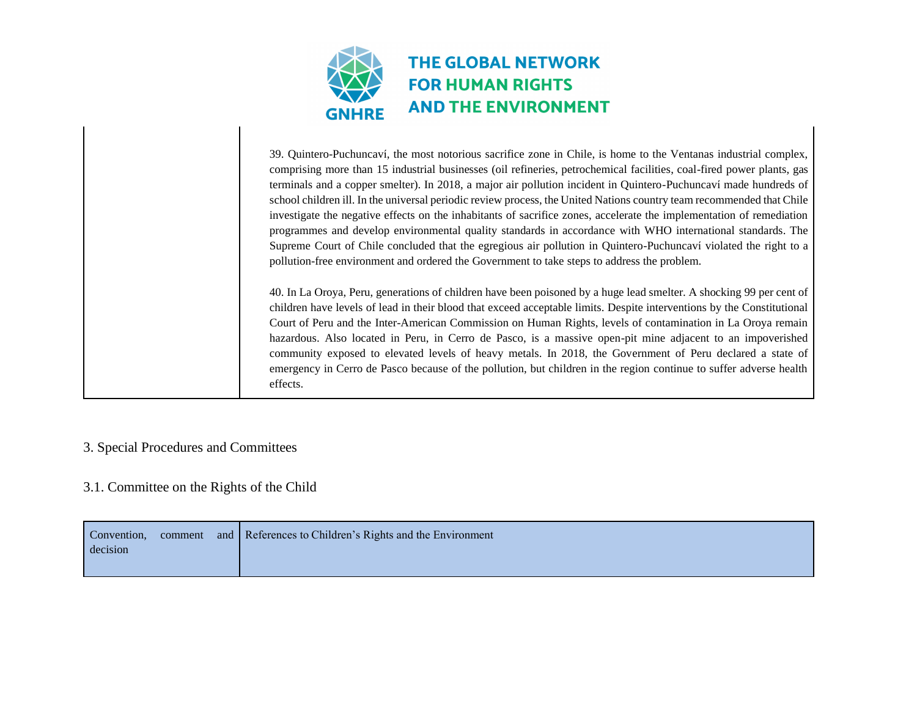| | |
|---|---|
| | 39. Quintero-Puchuncaví, the most notorious sacrifice zone in Chile, is home to the Ventanas industrial complex, comprising more than 15 industrial businesses (oil refineries, petrochemical facilities, coal-fired power plants, gas terminals and a copper smelter). In 2018, a major air pollution incident in Quintero-Puchuncaví made hundreds of school children ill. In the universal periodic review process, the United Nations country team recommended that Chile investigate the negative effects on the inhabitants of sacrifice zones, accelerate the implementation of remediation programmes and develop environmental quality standards in accordance with WHO international standards. The Supreme Court of Chile concluded that the egregious air pollution in Quintero-Puchuncaví violated the right to a pollution-free environment and ordered the Government to take steps to address the problem.<br><br>40. In La Oroya, Peru, generations of children have been poisoned by a huge lead smelter. A shocking 99 per cent of children have levels of lead in their blood that exceed acceptable limits. Despite interventions by the Constitutional Court of Peru and the Inter-American Commission on Human Rights, levels of contamination in La Oroya remain hazardous. Also located in Peru, in Cerro de Pasco, is a massive open-pit mine adjacent to an impoverished community exposed to elevated levels of heavy metals. In 2018, the Government of Peru declared a state of emergency in Cerro de Pasco because of the pollution, but children in the region continue to suffer adverse health effects. |

## 3. Special Procedures and Committees

### 3.1. Committee on the Rights of the Child

| Convention, comment and decision | References to Children's Rights and the Environment |
|---|---|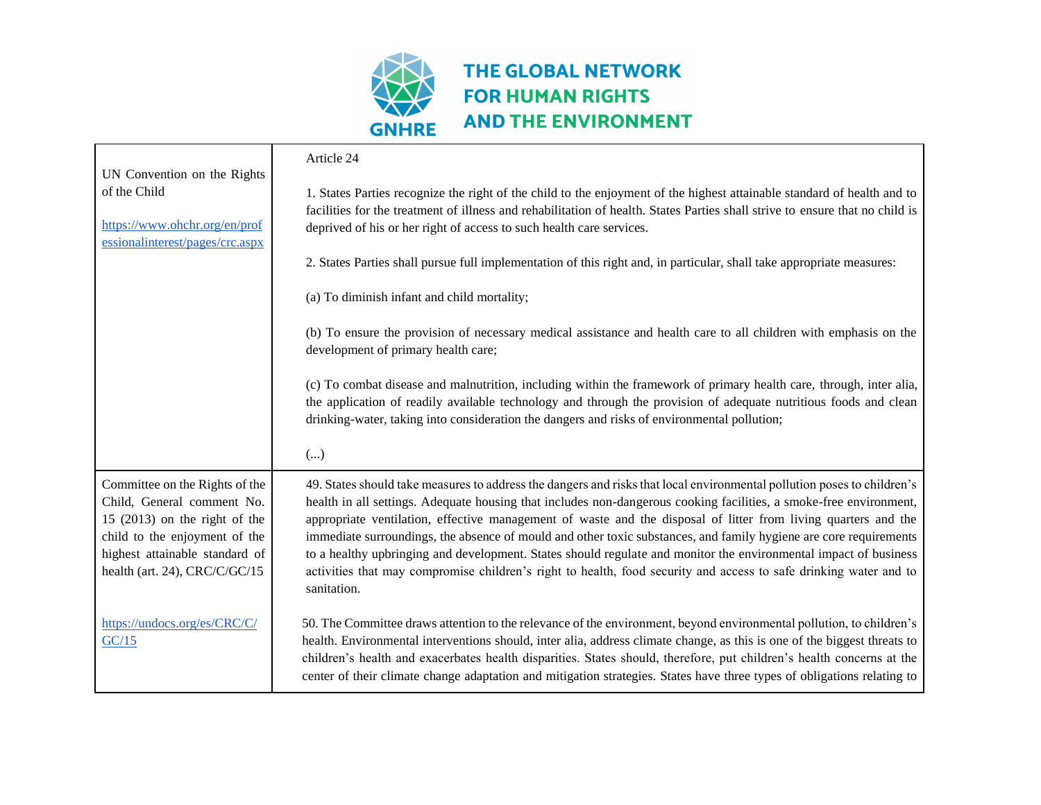| | |
|---|---|
| UN Convention on the Rights of the Child<br><br>https://www.ohchr.org/en/professionalinterest/pages/crc.aspx | Article 24<br><br>1. States Parties recognize the right of the child to the enjoyment of the highest attainable standard of health and to facilities for the treatment of illness and rehabilitation of health. States Parties shall strive to ensure that no child is deprived of his or her right of access to such health care services.<br><br>2. States Parties shall pursue full implementation of this right and, in particular, shall take appropriate measures:<br><br>(a) To diminish infant and child mortality;<br><br>(b) To ensure the provision of necessary medical assistance and health care to all children with emphasis on the development of primary health care;<br><br>(c) To combat disease and malnutrition, including within the framework of primary health care, through, inter alia, the application of readily available technology and through the provision of adequate nutritious foods and clean drinking-water, taking into consideration the dangers and risks of environmental pollution;<br><br>(...) |
| Committee on the Rights of the Child, General comment No. 15 (2013) on the right of the child to the enjoyment of the highest attainable standard of health (art. 24), CRC/C/GC/15<br><br>https://undocs.org/es/CRC/C/GC/15 | 49. States should take measures to address the dangers and risks that local environmental pollution poses to children's health in all settings. Adequate housing that includes non-dangerous cooking facilities, a smoke-free environment, appropriate ventilation, effective management of waste and the disposal of litter from living quarters and the immediate surroundings, the absence of mould and other toxic substances, and family hygiene are core requirements to a healthy upbringing and development. States should regulate and monitor the environmental impact of business activities that may compromise children's right to health, food security and access to safe drinking water and to sanitation.<br><br>50. The Committee draws attention to the relevance of the environment, beyond environmental pollution, to children's health. Environmental interventions should, inter alia, address climate change, as this is one of the biggest threats to children's health and exacerbates health disparities. States should, therefore, put children's health concerns at the center of their climate change adaptation and mitigation strategies. States have three types of obligations relating to |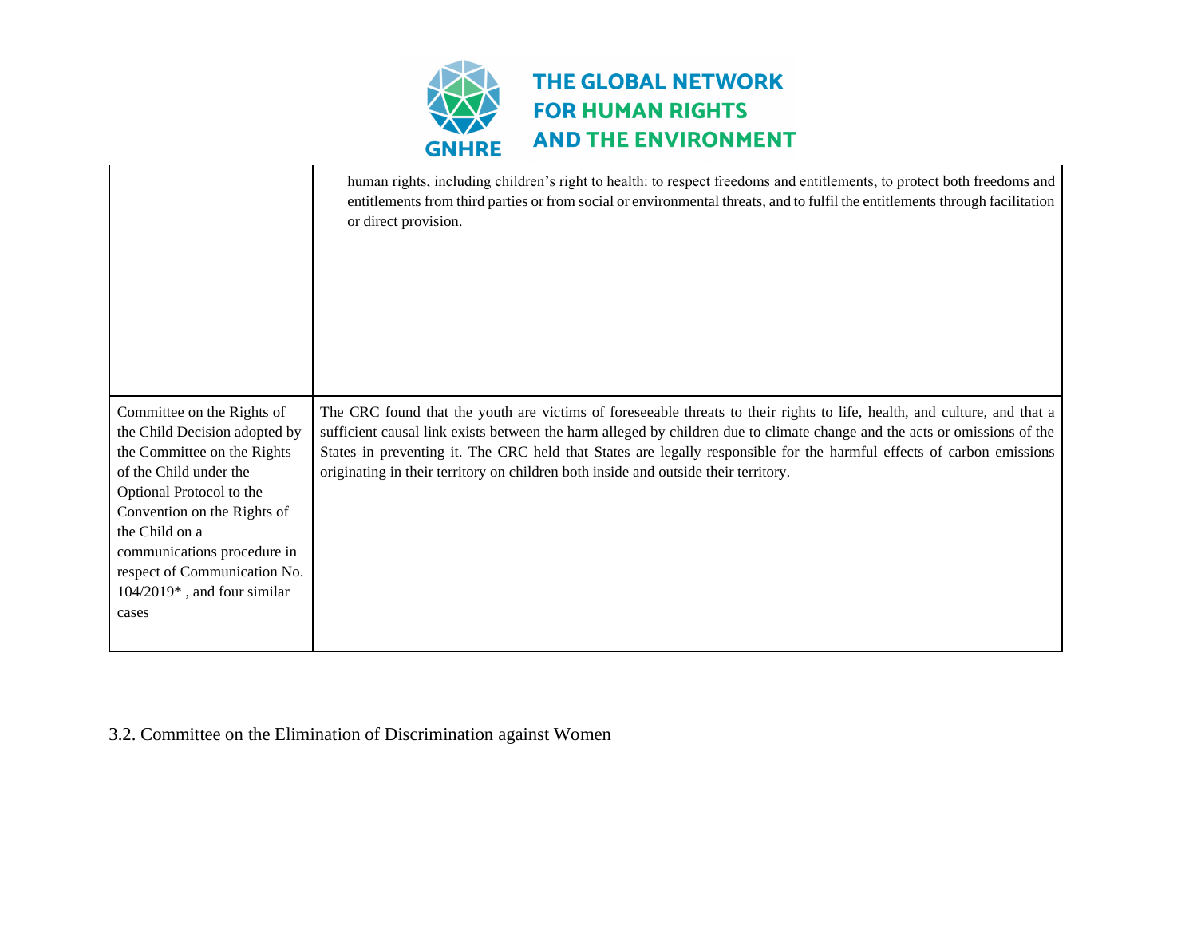| | |
|---|---|
| | human rights, including children's right to health: to respect freedoms and entitlements, to protect both freedoms and entitlements from third parties or from social or environmental threats, and to fulfil the entitlements through facilitation or direct provision. |
| Committee on the Rights of the Child Decision adopted by the Committee on the Rights of the Child under the Optional Protocol to the Convention on the Rights of the Child on a communications procedure in respect of Communication No. 104/2019* , and four similar cases | The CRC found that the youth are victims of foreseeable threats to their rights to life, health, and culture, and that a sufficient causal link exists between the harm alleged by children due to climate change and the acts or omissions of the States in preventing it. The CRC held that States are legally responsible for the harmful effects of carbon emissions originating in their territory on children both inside and outside their territory. |

## 3.2. Committee on the Elimination of Discrimination against Women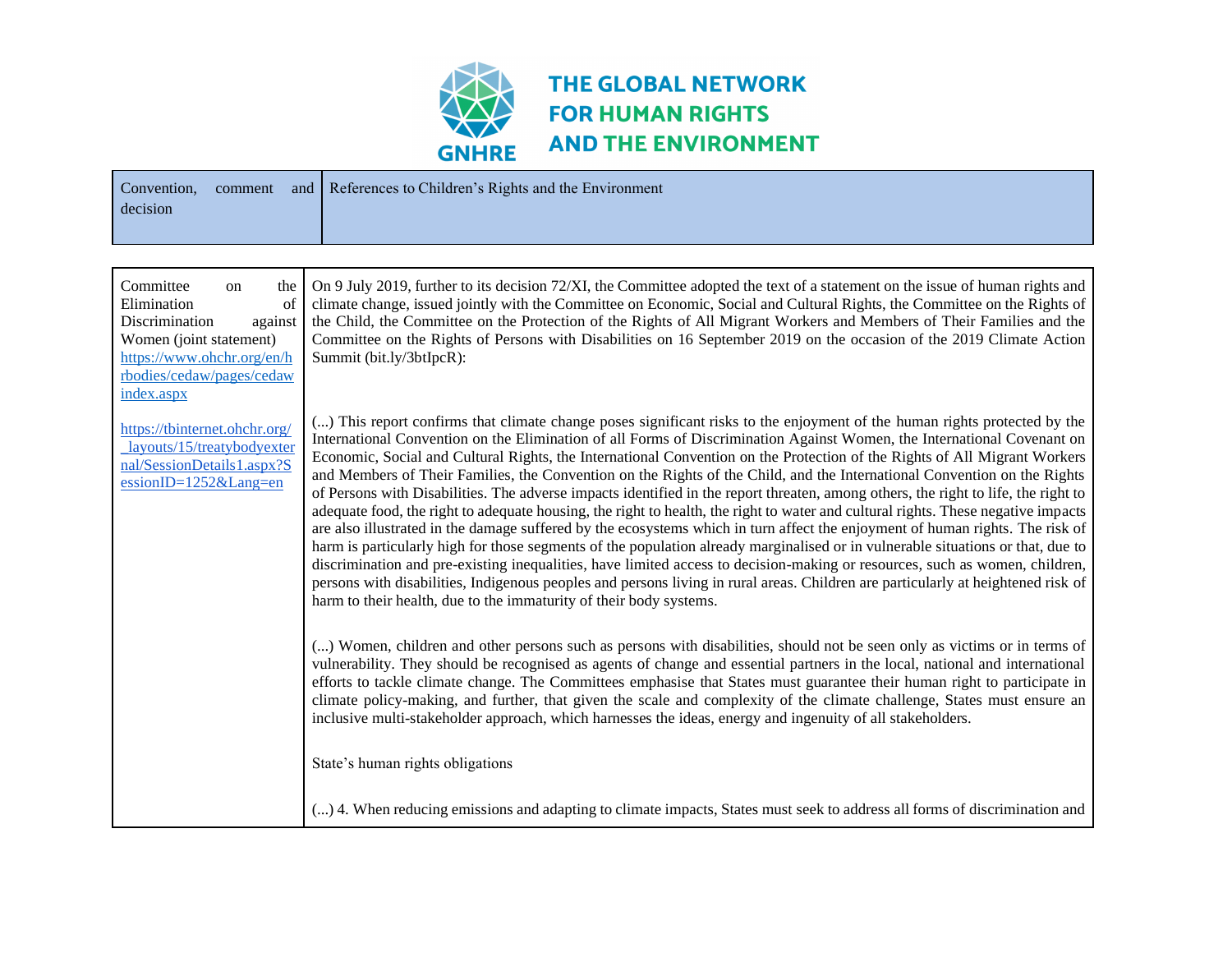THE GLOBAL NETWORK FOR HUMAN RIGHTS AND THE ENVIRONMENT

| Convention, comment and decision | References to Children's Rights and the Environment |
|---|---|
| Committee on the Elimination of Discrimination against Women (joint statement) https://www.ohchr.org/en/hrbodies/cedaw/pages/cedawindex.aspx<br><br>https://tbinternet.ohchr.org/_layouts/15/treatybodyexternal/SessionDetails1.aspx?SessionID=1252&Lang=en | On 9 July 2019, further to its decision 72/XI, the Committee adopted the text of a statement on the issue of human rights and climate change, issued jointly with the Committee on Economic, Social and Cultural Rights, the Committee on the Rights of the Child, the Committee on the Protection of the Rights of All Migrant Workers and Members of Their Families and the Committee on the Rights of Persons with Disabilities on 16 September 2019 on the occasion of the 2019 Climate Action Summit (bit.ly/3btIpcR):<br><br>(...) This report confirms that climate change poses significant risks to the enjoyment of the human rights protected by the International Convention on the Elimination of all Forms of Discrimination Against Women, the International Covenant on Economic, Social and Cultural Rights, the International Convention on the Protection of the Rights of All Migrant Workers and Members of Their Families, the Convention on the Rights of the Child, and the International Convention on the Rights of Persons with Disabilities. The adverse impacts identified in the report threaten, among others, the right to life, the right to adequate food, the right to adequate housing, the right to health, the right to water and cultural rights. These negative impacts are also illustrated in the damage suffered by the ecosystems which in turn affect the enjoyment of human rights. The risk of harm is particularly high for those segments of the population already marginalised or in vulnerable situations or that, due to discrimination and pre-existing inequalities, have limited access to decision-making or resources, such as women, children, persons with disabilities, Indigenous peoples and persons living in rural areas. Children are particularly at heightened risk of harm to their health, due to the immaturity of their body systems.<br><br>(...) Women, children and other persons such as persons with disabilities, should not be seen only as victims or in terms of vulnerability. They should be recognised as agents of change and essential partners in the local, national and international efforts to tackle climate change. The Committees emphasise that States must guarantee their human right to participate in climate policy-making, and further, that given the scale and complexity of the climate challenge, States must ensure an inclusive multi-stakeholder approach, which harnesses the ideas, energy and ingenuity of all stakeholders.<br><br>State's human rights obligations<br><br>(...) 4. When reducing emissions and adapting to climate impacts, States must seek to address all forms of discrimination and |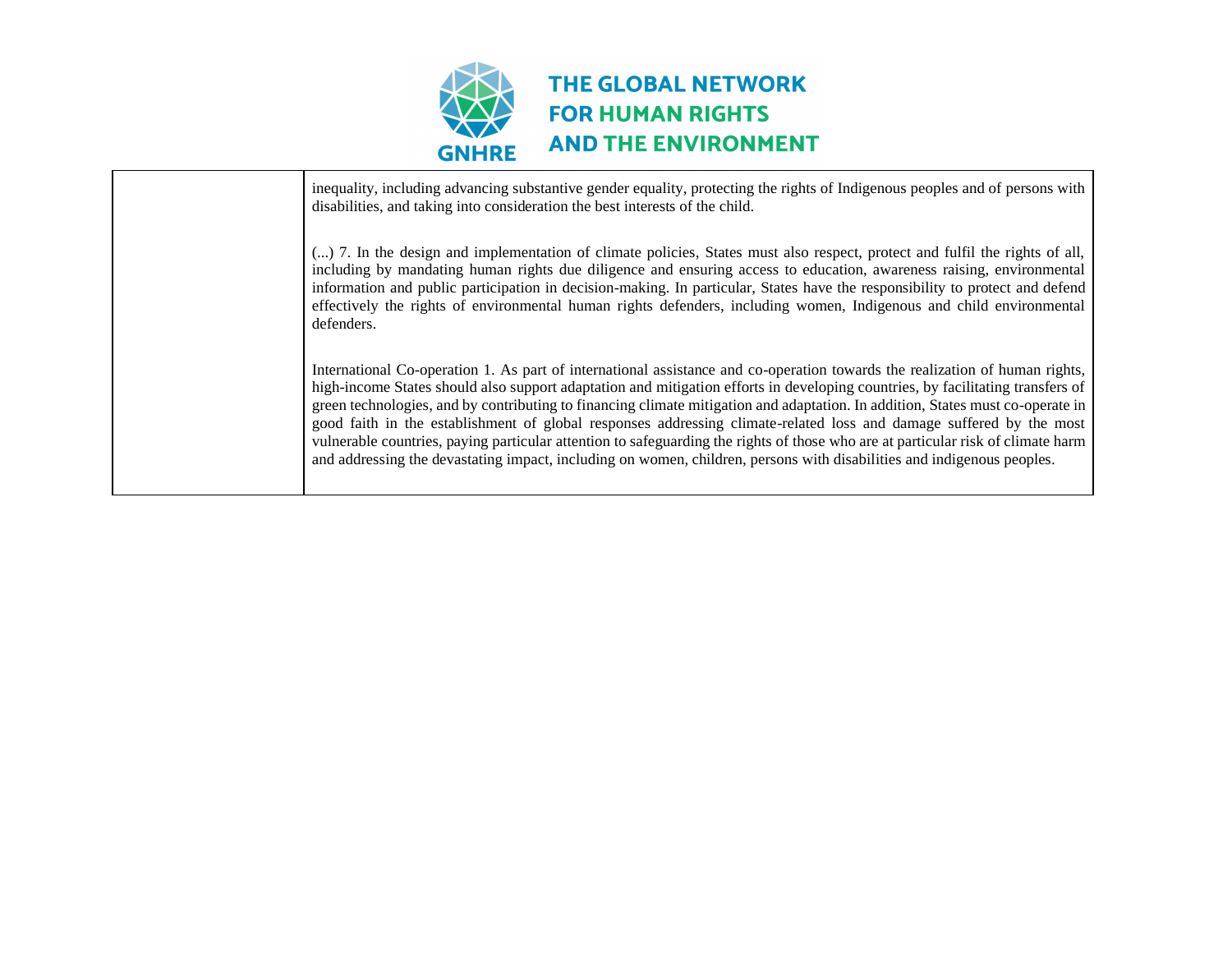| | |
|---|---|
| | inequality, including advancing substantive gender equality, protecting the rights of Indigenous peoples and of persons with disabilities, and taking into consideration the best interests of the child.<br><br>(...) 7. In the design and implementation of climate policies, States must also respect, protect and fulfil the rights of all, including by mandating human rights due diligence and ensuring access to education, awareness raising, environmental information and public participation in decision-making. In particular, States have the responsibility to protect and defend effectively the rights of environmental human rights defenders, including women, Indigenous and child environmental defenders.<br><br>International Co-operation 1. As part of international assistance and co-operation towards the realization of human rights, high-income States should also support adaptation and mitigation efforts in developing countries, by facilitating transfers of green technologies, and by contributing to financing climate mitigation and adaptation. In addition, States must co-operate in good faith in the establishment of global responses addressing climate-related loss and damage suffered by the most vulnerable countries, paying particular attention to safeguarding the rights of those who are at particular risk of climate harm and addressing the devastating impact, including on women, children, persons with disabilities and indigenous peoples. |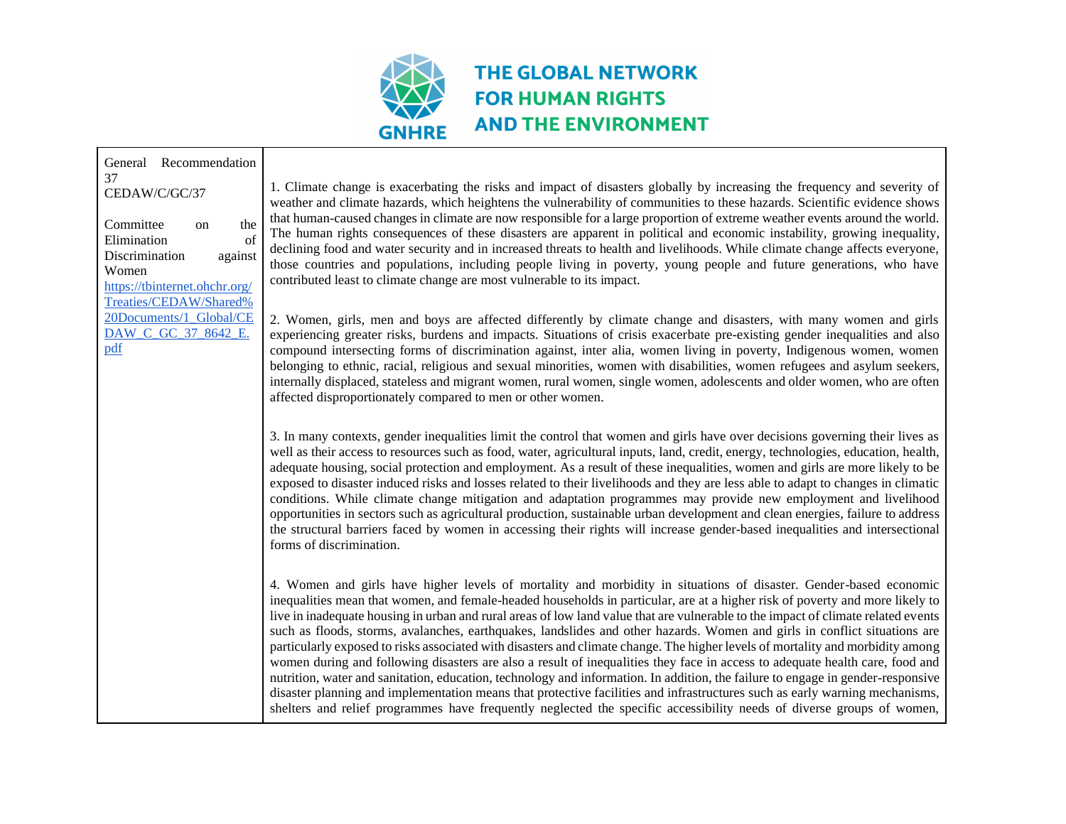| General Recommendation 37 CEDAW/C/GC/37 Committee on the Elimination of Discrimination against Women https://tbinternet.ohchr.org/Treaties/CEDAW/Shared%20Documents/1_Global/CEDAW_C_GC_37_8642_E.pdf | 1. Climate change is exacerbating the risks and impact of disasters globally by increasing the frequency and severity of weather and climate hazards, which heightens the vulnerability of communities to these hazards. Scientific evidence shows that human-caused changes in climate are now responsible for a large proportion of extreme weather events around the world. The human rights consequences of these disasters are apparent in political and economic instability, growing inequality, declining food and water security and in increased threats to health and livelihoods. While climate change affects everyone, those countries and populations, including people living in poverty, young people and future generations, who have contributed least to climate change are most vulnerable to its impact.<br><br>2. Women, girls, men and boys are affected differently by climate change and disasters, with many women and girls experiencing greater risks, burdens and impacts. Situations of crisis exacerbate pre-existing gender inequalities and also compound intersecting forms of discrimination against, inter alia, women living in poverty, Indigenous women, women belonging to ethnic, racial, religious and sexual minorities, women with disabilities, women refugees and asylum seekers, internally displaced, stateless and migrant women, rural women, single women, adolescents and older women, who are often affected disproportionately compared to men or other women.<br><br>3. In many contexts, gender inequalities limit the control that women and girls have over decisions governing their lives as well as their access to resources such as food, water, agricultural inputs, land, credit, energy, technologies, education, health, adequate housing, social protection and employment. As a result of these inequalities, women and girls are more likely to be exposed to disaster induced risks and losses related to their livelihoods and they are less able to adapt to changes in climatic conditions. While climate change mitigation and adaptation programmes may provide new employment and livelihood opportunities in sectors such as agricultural production, sustainable urban development and clean energies, failure to address the structural barriers faced by women in accessing their rights will increase gender-based inequalities and intersectional forms of discrimination.<br><br>4. Women and girls have higher levels of mortality and morbidity in situations of disaster. Gender-based economic inequalities mean that women, and female-headed households in particular, are at a higher risk of poverty and more likely to live in inadequate housing in urban and rural areas of low land value that are vulnerable to the impact of climate related events such as floods, storms, avalanches, earthquakes, landslides and other hazards. Women and girls in conflict situations are particularly exposed to risks associated with disasters and climate change. The higher levels of mortality and morbidity among women during and following disasters are also a result of inequalities they face in access to adequate health care, food and nutrition, water and sanitation, education, technology and information. In addition, the failure to engage in gender-responsive disaster planning and implementation means that protective facilities and infrastructures such as early warning mechanisms, shelters and relief programmes have frequently neglected the specific accessibility needs of diverse groups of women, |
|---|---|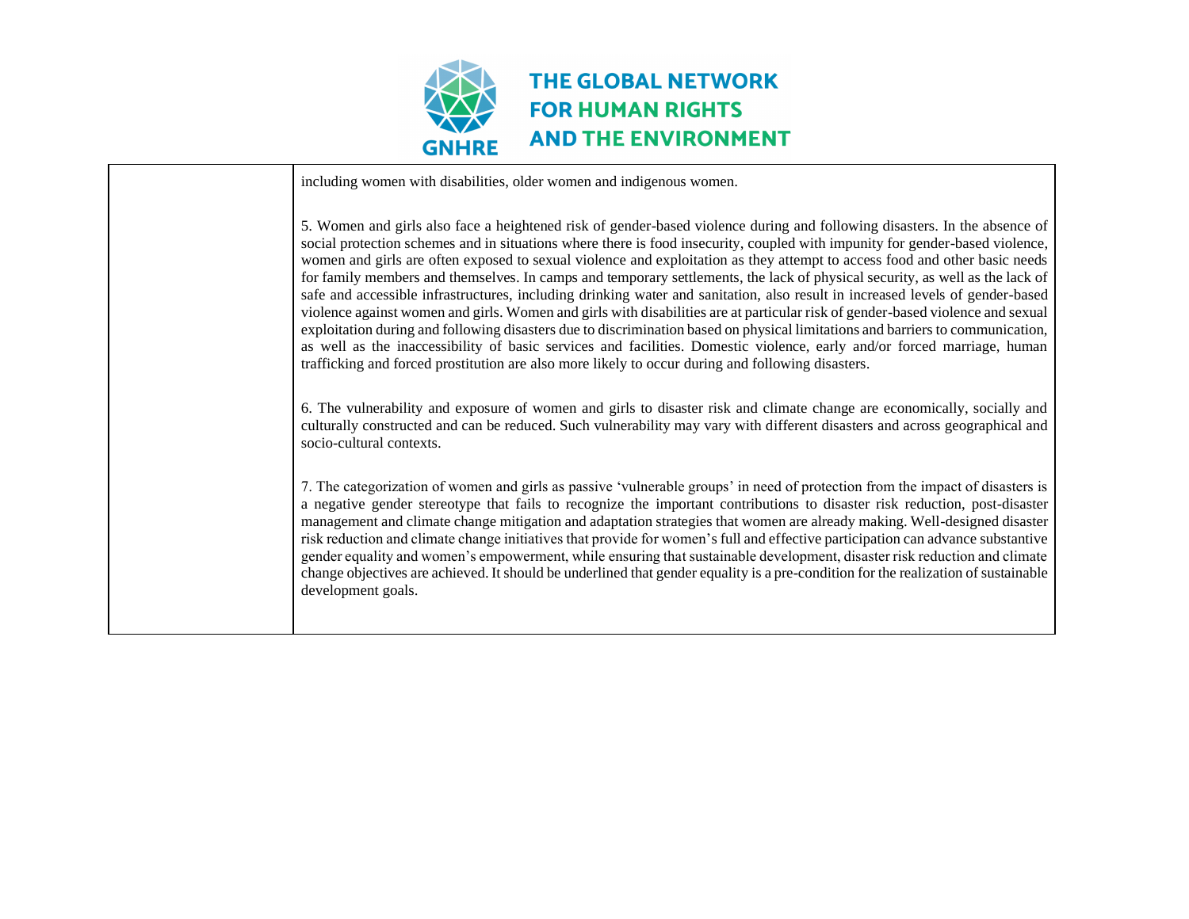| | |
|---|---|
| | including women with disabilities, older women and indigenous women.<br><br>5. Women and girls also face a heightened risk of gender-based violence during and following disasters. In the absence of social protection schemes and in situations where there is food insecurity, coupled with impunity for gender-based violence, women and girls are often exposed to sexual violence and exploitation as they attempt to access food and other basic needs for family members and themselves. In camps and temporary settlements, the lack of physical security, as well as the lack of safe and accessible infrastructures, including drinking water and sanitation, also result in increased levels of gender-based violence against women and girls. Women and girls with disabilities are at particular risk of gender-based violence and sexual exploitation during and following disasters due to discrimination based on physical limitations and barriers to communication, as well as the inaccessibility of basic services and facilities. Domestic violence, early and/or forced marriage, human trafficking and forced prostitution are also more likely to occur during and following disasters.<br><br>6. The vulnerability and exposure of women and girls to disaster risk and climate change are economically, socially and culturally constructed and can be reduced. Such vulnerability may vary with different disasters and across geographical and socio-cultural contexts.<br><br>7. The categorization of women and girls as passive 'vulnerable groups' in need of protection from the impact of disasters is a negative gender stereotype that fails to recognize the important contributions to disaster risk reduction, post-disaster management and climate change mitigation and adaptation strategies that women are already making. Well-designed disaster risk reduction and climate change initiatives that provide for women's full and effective participation can advance substantive gender equality and women's empowerment, while ensuring that sustainable development, disaster risk reduction and climate change objectives are achieved. It should be underlined that gender equality is a pre-condition for the realization of sustainable development goals. |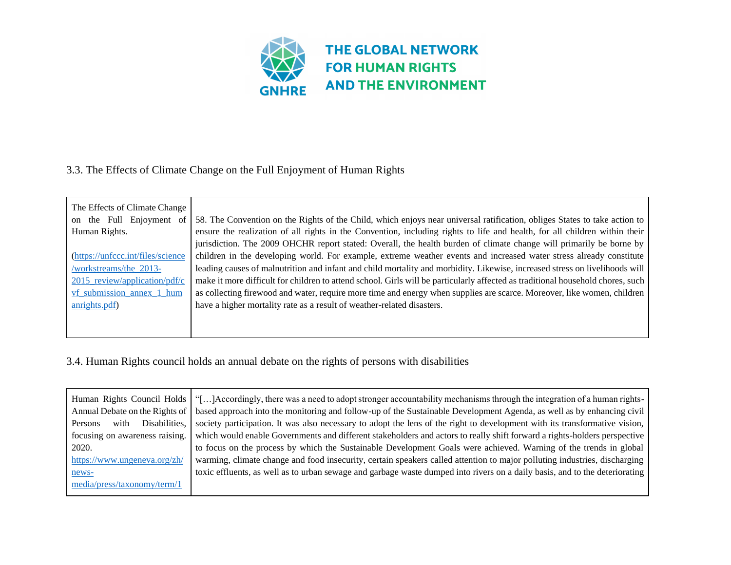### 3.3. The Effects of Climate Change on the Full Enjoyment of Human Rights

| | |
|---|---|
| The Effects of Climate Change on the Full Enjoyment of Human Rights.<br><br>(https://unfccc.int/files/science/workstreams/the_2013-2015_review/application/pdf/cvf_submission_annex_1_humanrights.pdf) | 58. The Convention on the Rights of the Child, which enjoys near universal ratification, obliges States to take action to ensure the realization of all rights in the Convention, including rights to life and health, for all children within their jurisdiction. The 2009 OHCHR report stated: Overall, the health burden of climate change will primarily be borne by children in the developing world. For example, extreme weather events and increased water stress already constitute leading causes of malnutrition and infant and child mortality and morbidity. Likewise, increased stress on livelihoods will make it more difficult for children to attend school. Girls will be particularly affected as traditional household chores, such as collecting firewood and water, require more time and energy when supplies are scarce. Moreover, like women, children have a higher mortality rate as a result of weather-related disasters. |

### 3.4. Human Rights council holds an annual debate on the rights of persons with disabilities

| | |
|---|---|
| Human Rights Council Holds Annual Debate on the Rights of Persons with Disabilities, focusing on awareness raising. 2020.<br>https://www.ungeneva.org/zh/news-media/press/taxonomy/term/1 | "[…]Accordingly, there was a need to adopt stronger accountability mechanisms through the integration of a human rights-based approach into the monitoring and follow-up of the Sustainable Development Agenda, as well as by enhancing civil society participation. It was also necessary to adopt the lens of the right to development with its transformative vision, which would enable Governments and different stakeholders and actors to really shift forward a rights-holders perspective to focus on the process by which the Sustainable Development Goals were achieved. Warning of the trends in global warming, climate change and food insecurity, certain speakers called attention to major polluting industries, discharging toxic effluents, as well as to urban sewage and garbage waste dumped into rivers on a daily basis, and to the deteriorating |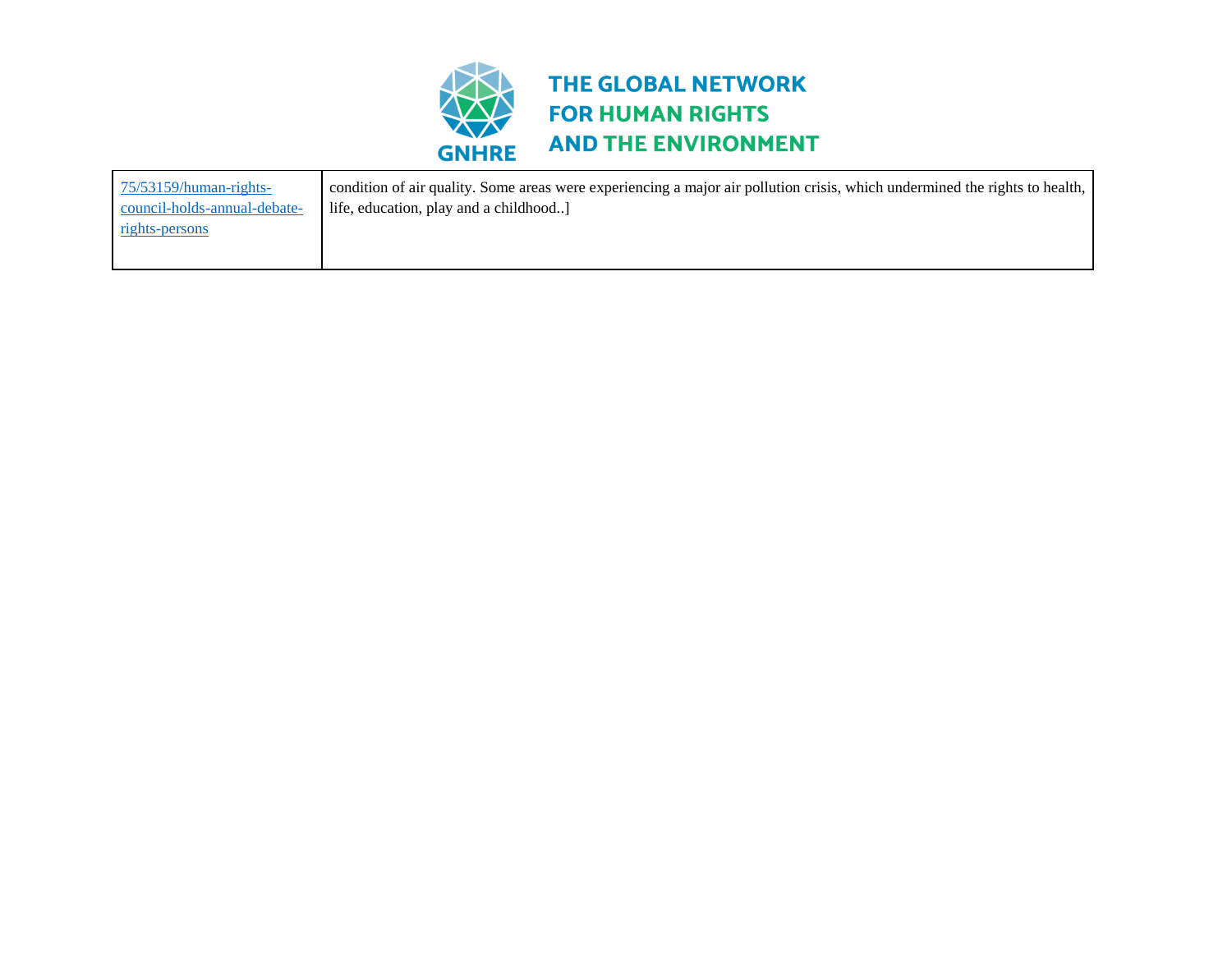| | |
|---|---|
| 75/53159/human-rights-council-holds-annual-debate-rights-persons | condition of air quality. Some areas were experiencing a major air pollution crisis, which undermined the rights to health, life, education, play and a childhood..] |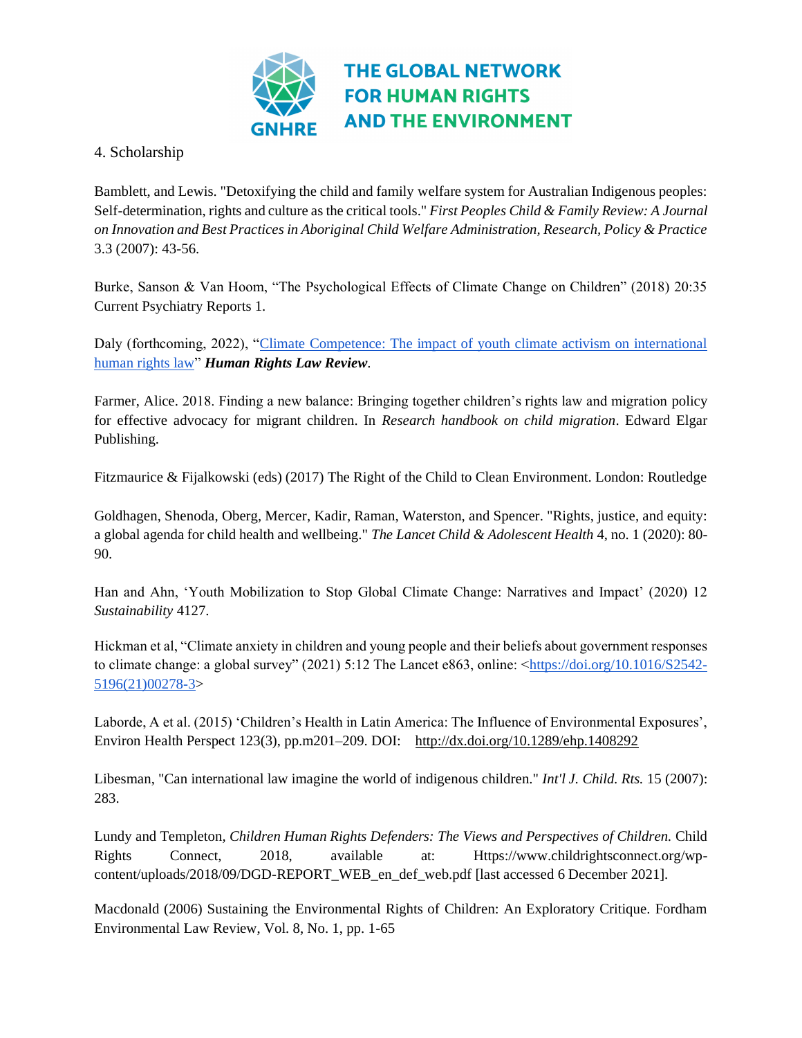4. Scholarship

Bamblett, and Lewis. "Detoxifying the child and family welfare system for Australian Indigenous peoples: Self-determination, rights and culture as the critical tools." *First Peoples Child & Family Review: A Journal on Innovation and Best Practices in Aboriginal Child Welfare Administration, Research, Policy & Practice* 3.3 (2007): 43-56.

Burke, Sanson & Van Hoom, "The Psychological Effects of Climate Change on Children" (2018) 20:35 Current Psychiatry Reports 1.

Daly (forthcoming, 2022), "Climate Competence: The impact of youth climate activism on international human rights law" ***Human Rights Law Review***.

Farmer, Alice. 2018. Finding a new balance: Bringing together children's rights law and migration policy for effective advocacy for migrant children. In *Research handbook on child migration*. Edward Elgar Publishing.

Fitzmaurice & Fijalkowski (eds) (2017) The Right of the Child to Clean Environment. London: Routledge

Goldhagen, Shenoda, Oberg, Mercer, Kadir, Raman, Waterston, and Spencer. "Rights, justice, and equity: a global agenda for child health and wellbeing." *The Lancet Child & Adolescent Health* 4, no. 1 (2020): 80-90.

Han and Ahn, 'Youth Mobilization to Stop Global Climate Change: Narratives and Impact' (2020) 12 *Sustainability* 4127.

Hickman et al, "Climate anxiety in children and young people and their beliefs about government responses to climate change: a global survey" (2021) 5:12 The Lancet e863, online: <https://doi.org/10.1016/S2542-5196(21)00278-3>

Laborde, A et al. (2015) 'Children's Health in Latin America: The Influence of Environmental Exposures', Environ Health Perspect 123(3), pp.m201–209. DOI: http://dx.doi.org/10.1289/ehp.1408292

Libesman, "Can international law imagine the world of indigenous children." *Int'l J. Child. Rts.* 15 (2007): 283.

Lundy and Templeton, *Children Human Rights Defenders: The Views and Perspectives of Children.* Child Rights Connect, 2018, available at: Https://www.childrightsconnect.org/wp-content/uploads/2018/09/DGD-REPORT_WEB_en_def_web.pdf [last accessed 6 December 2021].

Macdonald (2006) Sustaining the Environmental Rights of Children: An Exploratory Critique. Fordham Environmental Law Review, Vol. 8, No. 1, pp. 1-65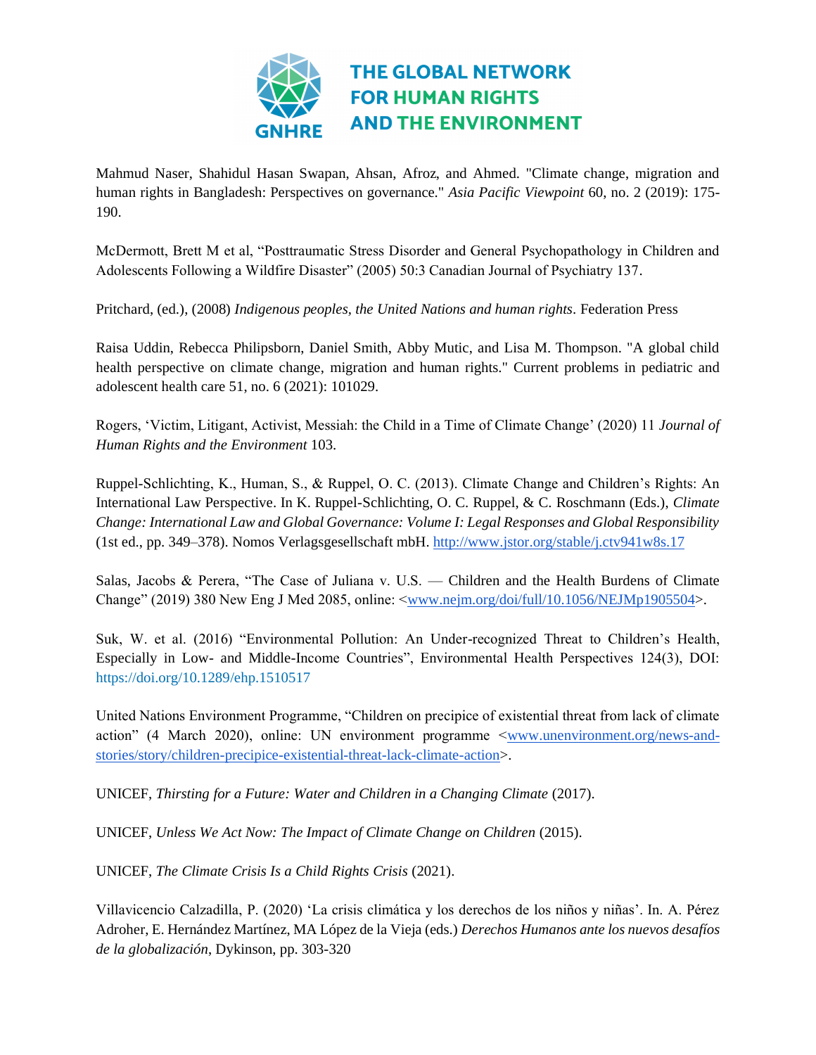Mahmud Naser, Shahidul Hasan Swapan, Ahsan, Afroz, and Ahmed. "Climate change, migration and human rights in Bangladesh: Perspectives on governance." *Asia Pacific Viewpoint* 60, no. 2 (2019): 175-190.

McDermott, Brett M et al, "Posttraumatic Stress Disorder and General Psychopathology in Children and Adolescents Following a Wildfire Disaster" (2005) 50:3 Canadian Journal of Psychiatry 137.

Pritchard, (ed.), (2008) *Indigenous peoples, the United Nations and human rights*. Federation Press

Raisa Uddin, Rebecca Philipsborn, Daniel Smith, Abby Mutic, and Lisa M. Thompson. "A global child health perspective on climate change, migration and human rights." Current problems in pediatric and adolescent health care 51, no. 6 (2021): 101029.

Rogers, 'Victim, Litigant, Activist, Messiah: the Child in a Time of Climate Change' (2020) 11 *Journal of Human Rights and the Environment* 103.

Ruppel-Schlichting, K., Human, S., & Ruppel, O. C. (2013). Climate Change and Children's Rights: An International Law Perspective. In K. Ruppel-Schlichting, O. C. Ruppel, & C. Roschmann (Eds.), *Climate Change: International Law and Global Governance: Volume I: Legal Responses and Global Responsibility* (1st ed., pp. 349–378). Nomos Verlagsgesellschaft mbH. http://www.jstor.org/stable/j.ctv941w8s.17

Salas, Jacobs & Perera, "The Case of Juliana v. U.S. — Children and the Health Burdens of Climate Change" (2019) 380 New Eng J Med 2085, online: <www.nejm.org/doi/full/10.1056/NEJMp1905504>.

Suk, W. et al. (2016) "Environmental Pollution: An Under-recognized Threat to Children's Health, Especially in Low- and Middle-Income Countries", Environmental Health Perspectives 124(3), DOI: https://doi.org/10.1289/ehp.1510517

United Nations Environment Programme, "Children on precipice of existential threat from lack of climate action" (4 March 2020), online: UN environment programme <www.unenvironment.org/news-and-stories/story/children-precipice-existential-threat-lack-climate-action>.

UNICEF, *Thirsting for a Future: Water and Children in a Changing Climate* (2017).

UNICEF, *Unless We Act Now: The Impact of Climate Change on Children* (2015).

UNICEF, *The Climate Crisis Is a Child Rights Crisis* (2021).

Villavicencio Calzadilla, P. (2020) 'La crisis climática y los derechos de los niños y niñas'. In. A. Pérez Adroher, E. Hernández Martínez, MA López de la Vieja (eds.) *Derechos Humanos ante los nuevos desafíos de la globalización*, Dykinson, pp. 303-320